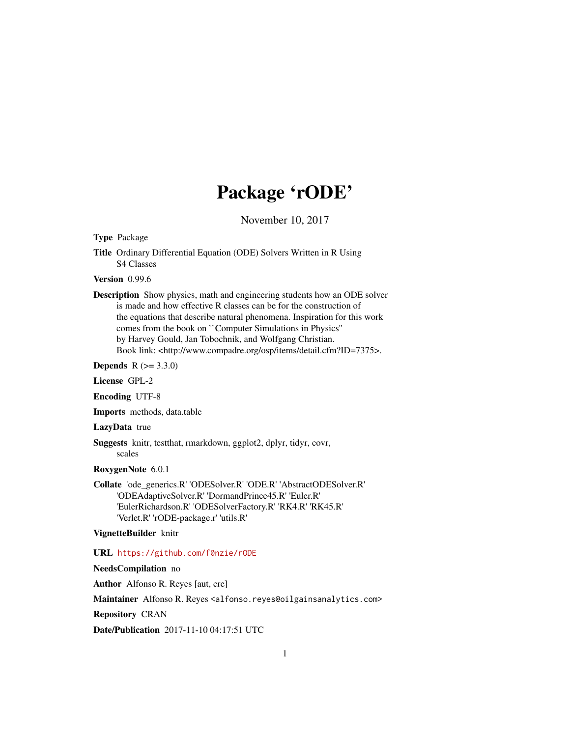# Package 'rODE'

November 10, 2017

**Type** Package

**Title** Ordinary Differential Equation (ODE) Solvers Written in R Using S4 Classes

**Version** 0.99.6

**Description** Show physics, math and engineering students how an ODE solver is made and how effective R classes can be for the construction of the equations that describe natural phenomena. Inspiration for this work comes from the book on ``Computer Simulations in Physics'' by Harvey Gould, Jan Tobochnik, and Wolfgang Christian. Book link: <http://www.compadre.org/osp/items/detail.cfm?ID=7375>.

**Depends** R (>= 3.3.0)

**License** GPL-2

**Encoding** UTF-8

**Imports** methods, data.table

**LazyData** true

**Suggests** knitr, testthat, rmarkdown, ggplot2, dplyr, tidyr, covr, scales

**RoxygenNote** 6.0.1

**Collate** 'ode_generics.R' 'ODESolver.R' 'ODE.R' 'AbstractODESolver.R' 'ODEAdaptiveSolver.R' 'DormandPrince45.R' 'Euler.R' 'EulerRichardson.R' 'ODESolverFactory.R' 'RK4.R' 'RK45.R' 'Verlet.R' 'rODE-package.r' 'utils.R'

**VignetteBuilder** knitr

**URL** https://github.com/f0nzie/rODE

**NeedsCompilation** no

**Author** Alfonso R. Reyes [aut, cre]

**Maintainer** Alfonso R. Reyes <alfonso.reyes@oilgainsanalytics.com>

**Repository** CRAN

**Date/Publication** 2017-11-10 04:17:51 UTC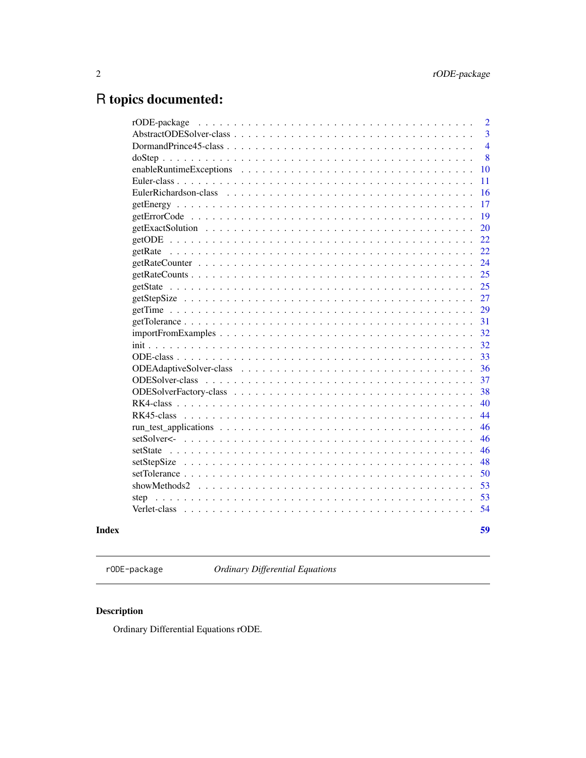# R topics documented:

| | |
|---|---|
| rODE-package | 2 |
| AbstractODESolver-class | 3 |
| DormandPrince45-class | 4 |
| doStep | 8 |
| enableRuntimeExceptions | 10 |
| Euler-class | 11 |
| EulerRichardson-class | 16 |
| getEnergy | 17 |
| getErrorCode | 19 |
| getExactSolution | 20 |
| getODE | 22 |
| getRate | 22 |
| getRateCounter | 24 |
| getRateCounts | 25 |
| getState | 25 |
| getStepSize | 27 |
| getTime | 29 |
| getTolerance | 31 |
| importFromExamples | 32 |
| init | 32 |
| ODE-class | 33 |
| ODEAdaptiveSolver-class | 36 |
| ODESolver-class | 37 |
| ODESolverFactory-class | 38 |
| RK4-class | 40 |
| RK45-class | 44 |
| run_test_applications | 46 |
| setSolver<- | 46 |
| setState | 46 |
| setStepSize | 48 |
| setTolerance | 50 |
| showMethods2 | 53 |
| step | 53 |
| Verlet-class | 54 |
| **Index** | **59** |

---

`rODE-package` *Ordinary Differential Equations*

---

## Description

Ordinary Differential Equations rODE.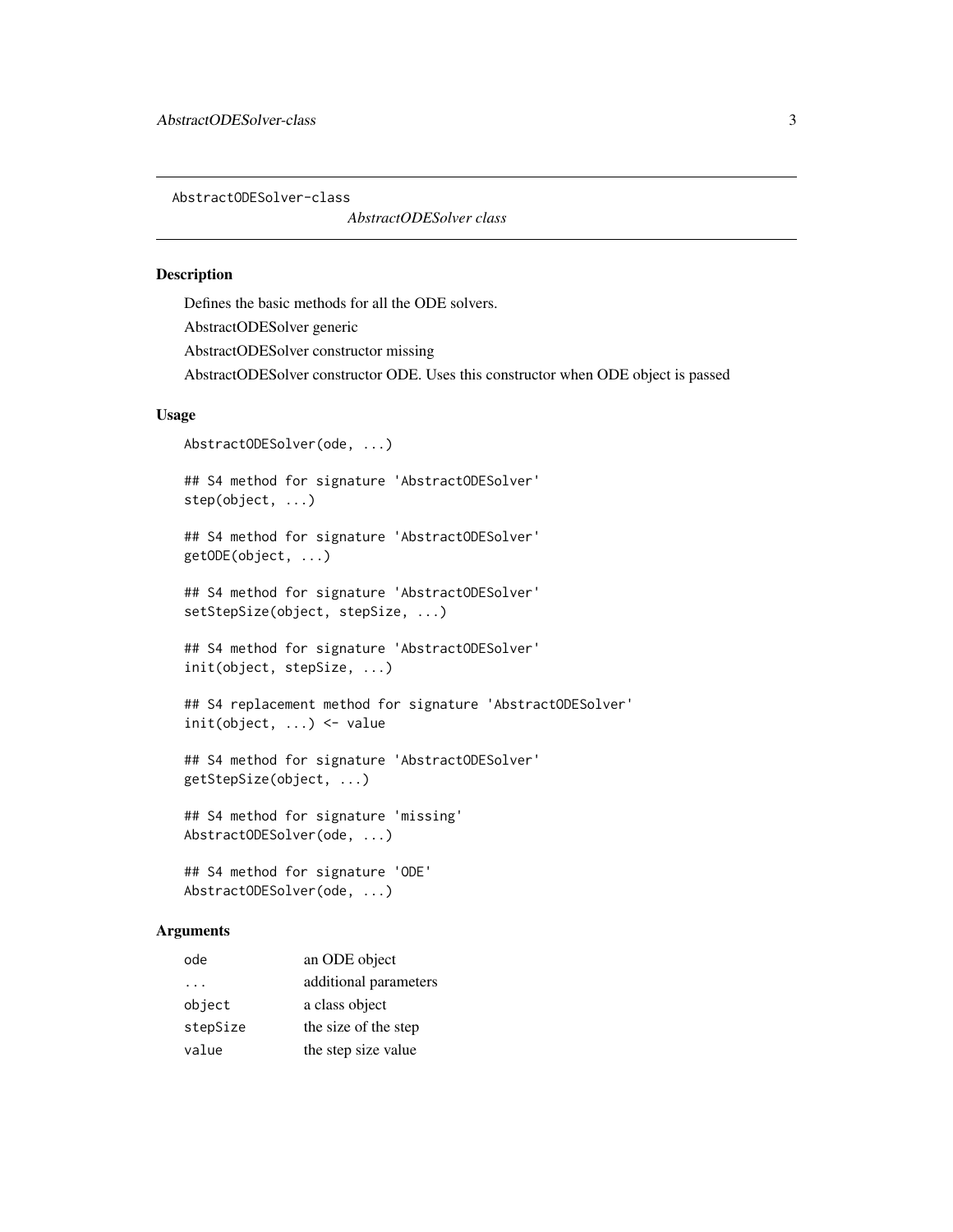`AbstractODESolver-class`

*AbstractODESolver class*

## Description

Defines the basic methods for all the ODE solvers.

AbstractODESolver generic

AbstractODESolver constructor missing

AbstractODESolver constructor ODE. Uses this constructor when ODE object is passed

## Usage

```
AbstractODESolver(ode, ...)

## S4 method for signature 'AbstractODESolver'
step(object, ...)

## S4 method for signature 'AbstractODESolver'
getODE(object, ...)

## S4 method for signature 'AbstractODESolver'
setStepSize(object, stepSize, ...)

## S4 method for signature 'AbstractODESolver'
init(object, stepSize, ...)

## S4 replacement method for signature 'AbstractODESolver'
init(object, ...) <- value

## S4 method for signature 'AbstractODESolver'
getStepSize(object, ...)

## S4 method for signature 'missing'
AbstractODESolver(ode, ...)

## S4 method for signature 'ODE'
AbstractODESolver(ode, ...)
```

## Arguments

| | |
|---|---|
| `ode` | an ODE object |
| `...` | additional parameters |
| `object` | a class object |
| `stepSize` | the size of the step |
| `value` | the step size value |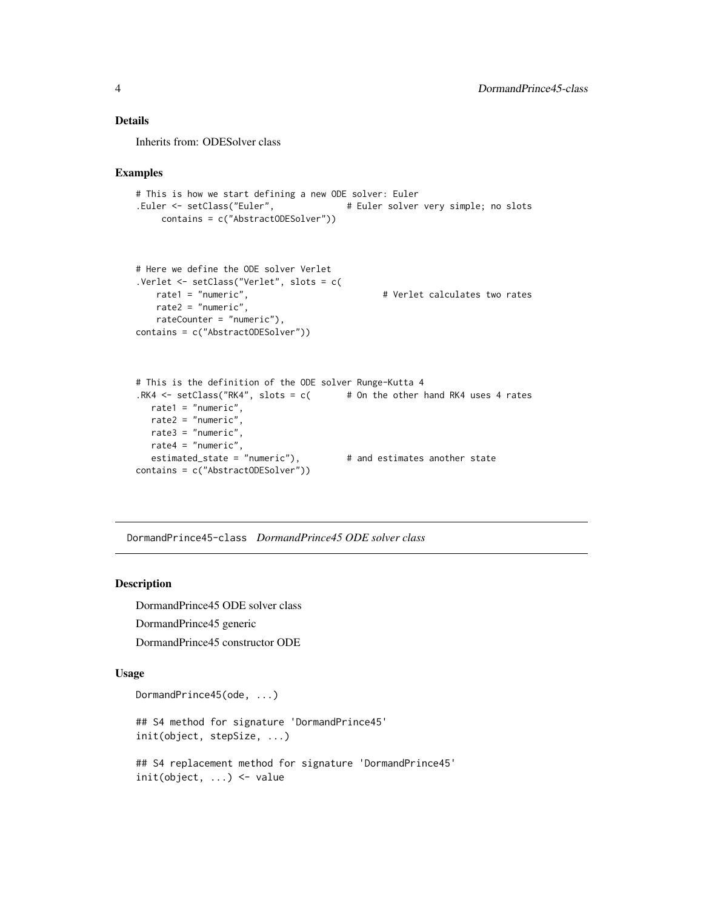## Details

Inherits from: ODESolver class

## Examples

```
# This is how we start defining a new ODE solver: Euler
.Euler <- setClass("Euler",            # Euler solver very simple; no slots
     contains = c("AbstractODESolver"))



# Here we define the ODE solver Verlet
.Verlet <- setClass("Verlet", slots = c(
    rate1 = "numeric",                          # Verlet calculates two rates
    rate2 = "numeric",
    rateCounter = "numeric"),
contains = c("AbstractODESolver"))



# This is the definition of the ODE solver Runge-Kutta 4
.RK4 <- setClass("RK4", slots = c(       # On the other hand RK4 uses 4 rates
   rate1 = "numeric",
   rate2 = "numeric",
   rate3 = "numeric",
   rate4 = "numeric",
   estimated_state = "numeric"),         # and estimates another state
contains = c("AbstractODESolver"))
```

---

DormandPrince45-class    *DormandPrince45 ODE solver class*

---

## Description

DormandPrince45 ODE solver class

DormandPrince45 generic

DormandPrince45 constructor ODE

## Usage

```
DormandPrince45(ode, ...)

## S4 method for signature 'DormandPrince45'
init(object, stepSize, ...)

## S4 replacement method for signature 'DormandPrince45'
init(object, ...) <- value
```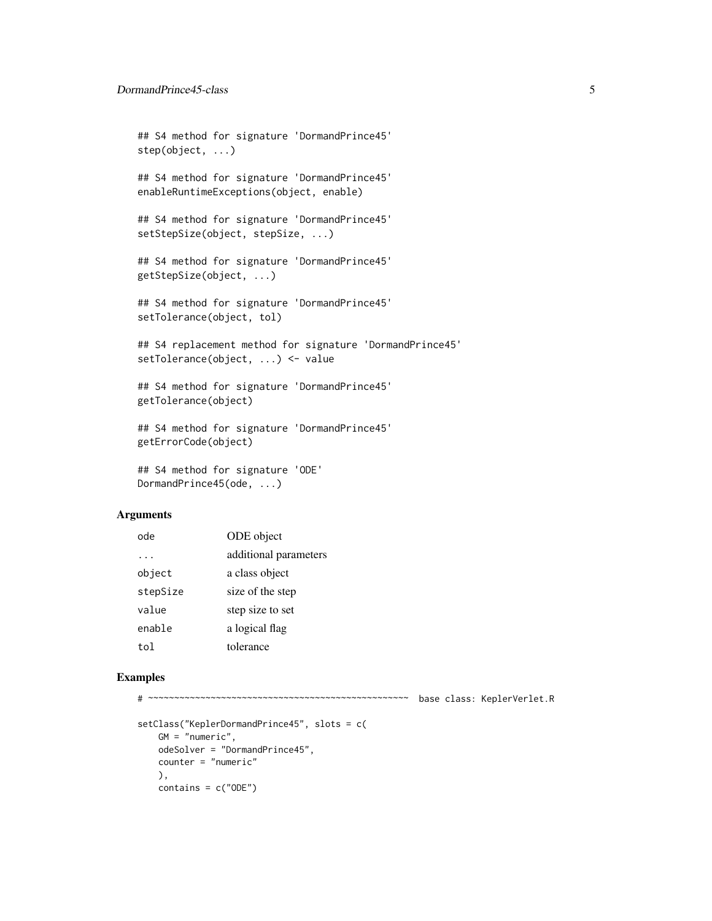```
## S4 method for signature 'DormandPrince45'
step(object, ...)

## S4 method for signature 'DormandPrince45'
enableRuntimeExceptions(object, enable)

## S4 method for signature 'DormandPrince45'
setStepSize(object, stepSize, ...)

## S4 method for signature 'DormandPrince45'
getStepSize(object, ...)

## S4 method for signature 'DormandPrince45'
setTolerance(object, tol)

## S4 replacement method for signature 'DormandPrince45'
setTolerance(object, ...) <- value

## S4 method for signature 'DormandPrince45'
getTolerance(object)

## S4 method for signature 'DormandPrince45'
getErrorCode(object)

## S4 method for signature 'ODE'
DormandPrince45(ode, ...)
```

## Arguments

| | |
|---|---|
| `ode` | ODE object |
| `...` | additional parameters |
| `object` | a class object |
| `stepSize` | size of the step |
| `value` | step size to set |
| `enable` | a logical flag |
| `tol` | tolerance |

## Examples

```
# ~~~~~~~~~~~~~~~~~~~~~~~~~~~~~~~~~~~~~~~~~~~~~~~~~~~~  base class: KeplerVerlet.R

setClass("KeplerDormandPrince45", slots = c(
    GM = "numeric",
    odeSolver = "DormandPrince45",
    counter = "numeric"
    ),
    contains = c("ODE")
```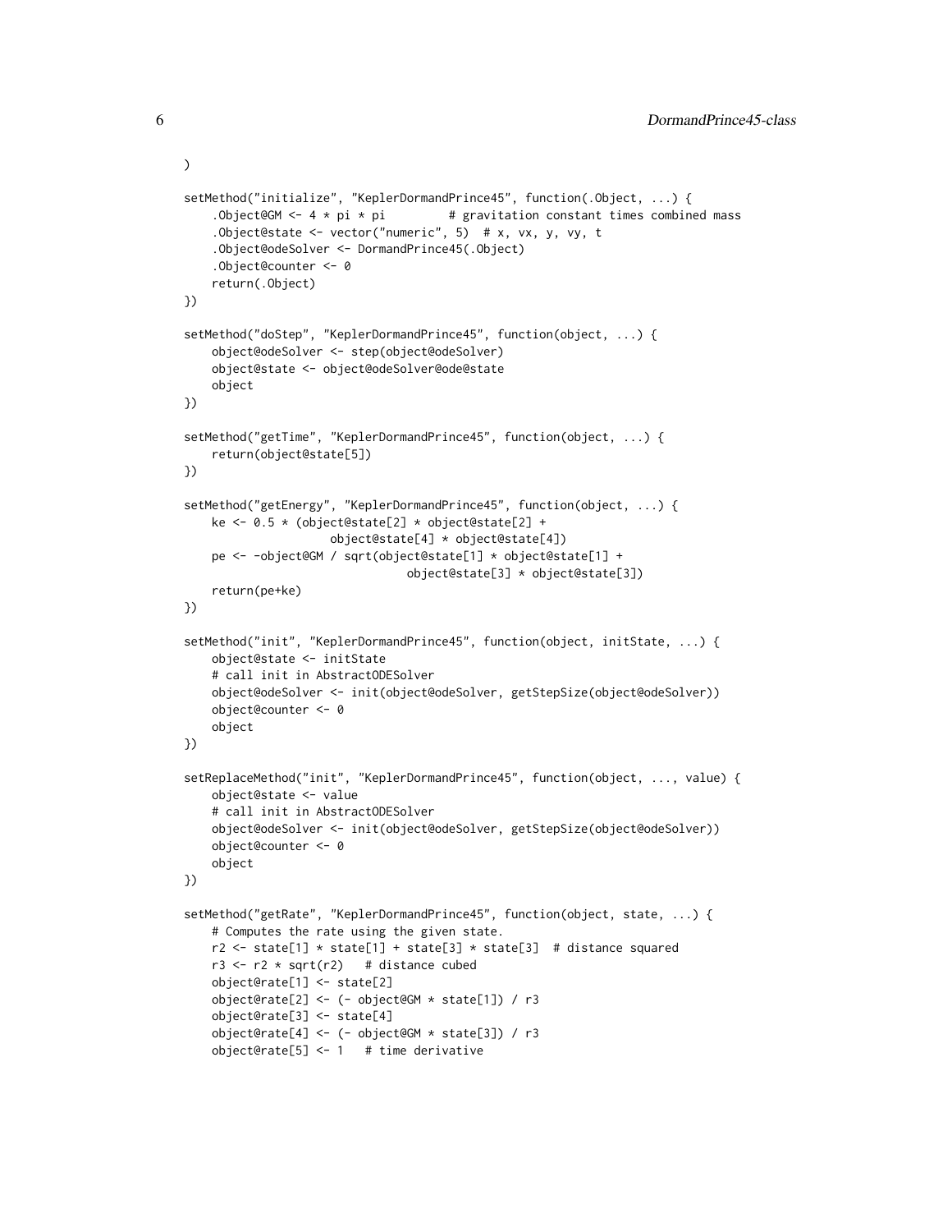```
)

setMethod("initialize", "KeplerDormandPrince45", function(.Object, ...) {
    .Object@GM <- 4 * pi * pi         # gravitation constant times combined mass
    .Object@state <- vector("numeric", 5)  # x, vx, y, vy, t
    .Object@odeSolver <- DormandPrince45(.Object)
    .Object@counter <- 0
    return(.Object)
})

setMethod("doStep", "KeplerDormandPrince45", function(object, ...) {
    object@odeSolver <- step(object@odeSolver)
    object@state <- object@odeSolver@ode@state
    object
})

setMethod("getTime", "KeplerDormandPrince45", function(object, ...) {
    return(object@state[5])
})

setMethod("getEnergy", "KeplerDormandPrince45", function(object, ...) {
    ke <- 0.5 * (object@state[2] * object@state[2] +
                 object@state[4] * object@state[4])
    pe <- -object@GM / sqrt(object@state[1] * object@state[1] +
                            object@state[3] * object@state[3])
    return(pe+ke)
})

setMethod("init", "KeplerDormandPrince45", function(object, initState, ...) {
    object@state <- initState
    # call init in AbstractODESolver
    object@odeSolver <- init(object@odeSolver, getStepSize(object@odeSolver))
    object@counter <- 0
    object
})

setReplaceMethod("init", "KeplerDormandPrince45", function(object, ..., value) {
    object@state <- value
    # call init in AbstractODESolver
    object@odeSolver <- init(object@odeSolver, getStepSize(object@odeSolver))
    object@counter <- 0
    object
})

setMethod("getRate", "KeplerDormandPrince45", function(object, state, ...) {
    # Computes the rate using the given state.
    r2 <- state[1] * state[1] + state[3] * state[3]  # distance squared
    r3 <- r2 * sqrt(r2)   # distance cubed
    object@rate[1] <- state[2]
    object@rate[2] <- (- object@GM * state[1]) / r3
    object@rate[3] <- state[4]
    object@rate[4] <- (- object@GM * state[3]) / r3
    object@rate[5] <- 1   # time derivative
```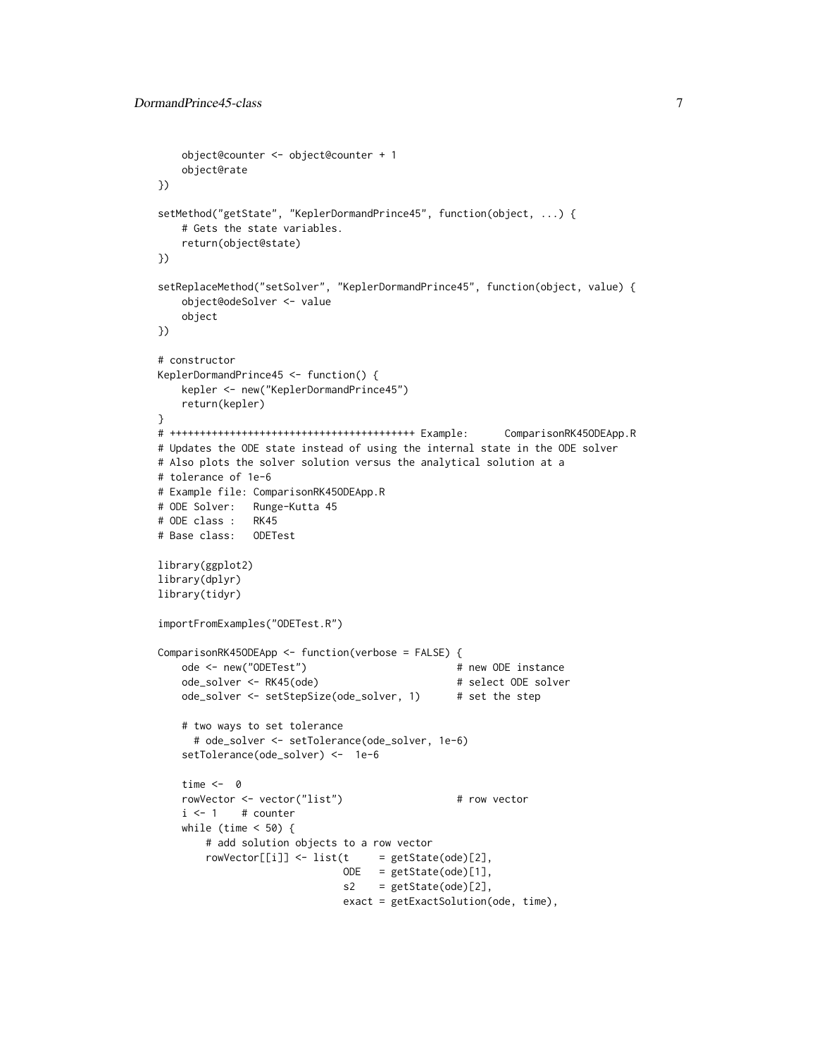```
    object@counter <- object@counter + 1
    object@rate
})

setMethod("getState", "KeplerDormandPrince45", function(object, ...) {
    # Gets the state variables.
    return(object@state)
})

setReplaceMethod("setSolver", "KeplerDormandPrince45", function(object, value) {
    object@odeSolver <- value
    object
})

# constructor
KeplerDormandPrince45 <- function() {
    kepler <- new("KeplerDormandPrince45")
    return(kepler)
}
# ++++++++++++++++++++++++++++++++++++++++ Example:      ComparisonRK45ODEApp.R
# Updates the ODE state instead of using the internal state in the ODE solver
# Also plots the solver solution versus the analytical solution at a
# tolerance of 1e-6
# Example file: ComparisonRK45ODEApp.R
# ODE Solver:   Runge-Kutta 45
# ODE class :   RK45
# Base class:   ODETest

library(ggplot2)
library(dplyr)
library(tidyr)

importFromExamples("ODETest.R")

ComparisonRK45ODEApp <- function(verbose = FALSE) {
    ode <- new("ODETest")                         # new ODE instance
    ode_solver <- RK45(ode)                       # select ODE solver
    ode_solver <- setStepSize(ode_solver, 1)      # set the step

    # two ways to set tolerance
      # ode_solver <- setTolerance(ode_solver, 1e-6)
    setTolerance(ode_solver) <-  1e-6

    time <-  0
    rowVector <- vector("list")                   # row vector
    i <- 1    # counter
    while (time < 50) {
        # add solution objects to a row vector
        rowVector[[i]] <- list(t     = getState(ode)[2],
                               ODE   = getState(ode)[1],
                               s2    = getState(ode)[2],
                               exact = getExactSolution(ode, time),
```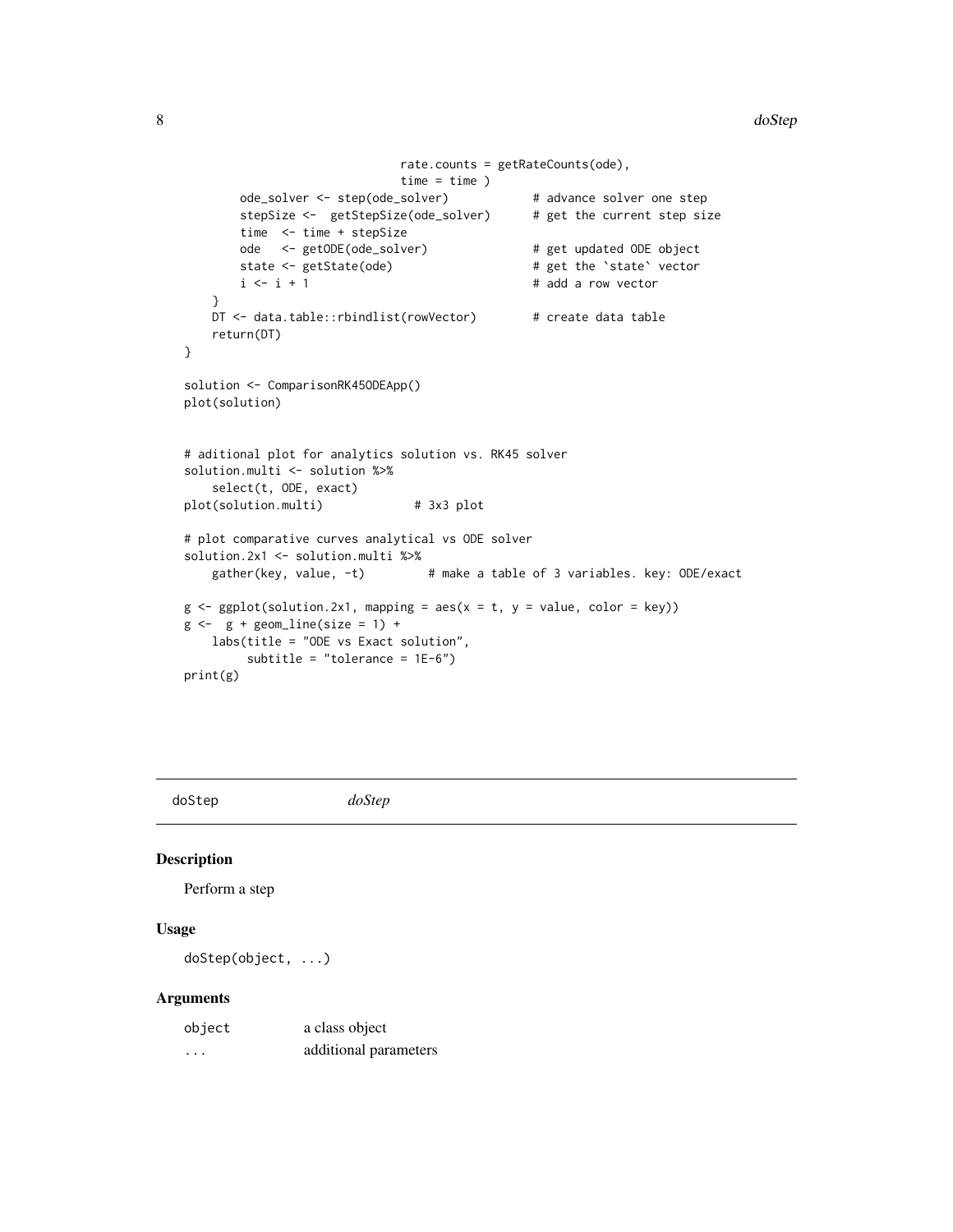```
                                rate.counts = getRateCounts(ode),
                                time = time )
        ode_solver <- step(ode_solver)            # advance solver one step
        stepSize <-  getStepSize(ode_solver)      # get the current step size
        time  <- time + stepSize
        ode   <- getODE(ode_solver)               # get updated ODE object
        state <- getState(ode)                    # get the `state` vector
        i <- i + 1                                # add a row vector
    }
    DT <- data.table::rbindlist(rowVector)        # create data table
    return(DT)
}

solution <- ComparisonRK45ODEApp()
plot(solution)


# aditional plot for analytics solution vs. RK45 solver
solution.multi <- solution %>%
    select(t, ODE, exact)
plot(solution.multi)             # 3x3 plot

# plot comparative curves analytical vs ODE solver
solution.2x1 <- solution.multi %>%
    gather(key, value, -t)         # make a table of 3 variables. key: ODE/exact

g <- ggplot(solution.2x1, mapping = aes(x = t, y = value, color = key))
g <-  g + geom_line(size = 1) +
    labs(title = "ODE vs Exact solution",
         subtitle = "tolerance = 1E-6")
print(g)
```

---

doStep *doStep*

## Description

Perform a step

## Usage

```
doStep(object, ...)
```

## Arguments

| | |
|---|---|
| object | a class object |
| ... | additional parameters |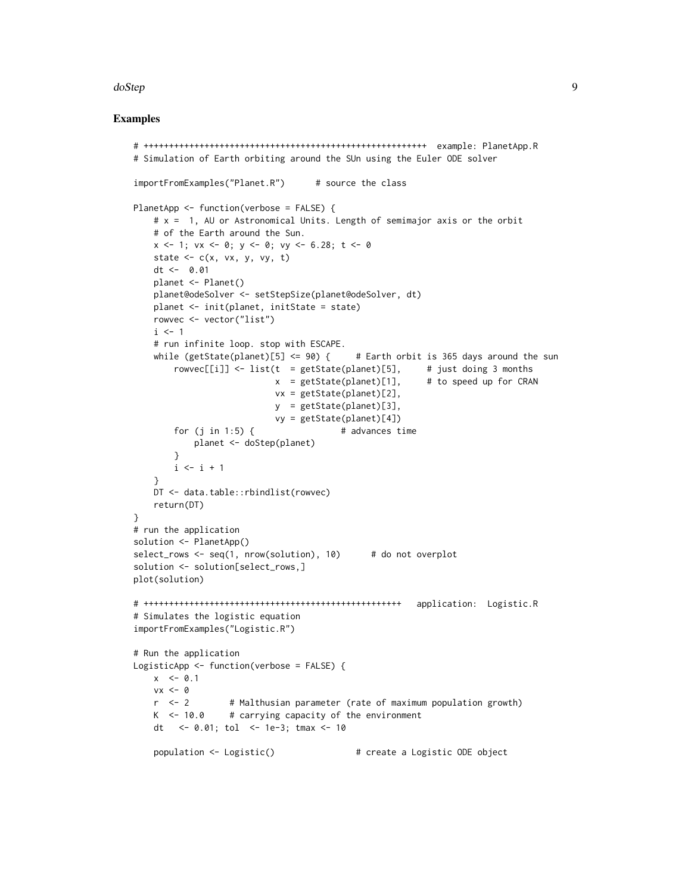## Examples

```
# +++++++++++++++++++++++++++++++++++++++++++++++++++++++++  example: PlanetApp.R
# Simulation of Earth orbiting around the SUn using the Euler ODE solver

importFromExamples("Planet.R")      # source the class

PlanetApp <- function(verbose = FALSE) {
    # x =  1, AU or Astronomical Units. Length of semimajor axis or the orbit
    # of the Earth around the Sun.
    x <- 1; vx <- 0; y <- 0; vy <- 6.28; t <- 0
    state <- c(x, vx, y, vy, t)
    dt <-  0.01
    planet <- Planet()
    planet@odeSolver <- setStepSize(planet@odeSolver, dt)
    planet <- init(planet, initState = state)
    rowvec <- vector("list")
    i <- 1
    # run infinite loop. stop with ESCAPE.
    while (getState(planet)[5] <= 90) {     # Earth orbit is 365 days around the sun
        rowvec[[i]] <- list(t  = getState(planet)[5],     # just doing 3 months
                            x  = getState(planet)[1],     # to speed up for CRAN
                            vx = getState(planet)[2],
                            y  = getState(planet)[3],
                            vy = getState(planet)[4])
        for (j in 1:5) {                 # advances time
            planet <- doStep(planet)
        }
        i <- i + 1
    }
    DT <- data.table::rbindlist(rowvec)
    return(DT)
}
# run the application
solution <- PlanetApp()
select_rows <- seq(1, nrow(solution), 10)      # do not overplot
solution <- solution[select_rows,]
plot(solution)

# ++++++++++++++++++++++++++++++++++++++++++++++++++++   application:  Logistic.R
# Simulates the logistic equation
importFromExamples("Logistic.R")

# Run the application
LogisticApp <- function(verbose = FALSE) {
    x  <- 0.1
    vx <- 0
    r  <- 2        # Malthusian parameter (rate of maximum population growth)
    K  <- 10.0     # carrying capacity of the environment
    dt   <- 0.01; tol  <- 1e-3; tmax <- 10

    population <- Logistic()                # create a Logistic ODE object
```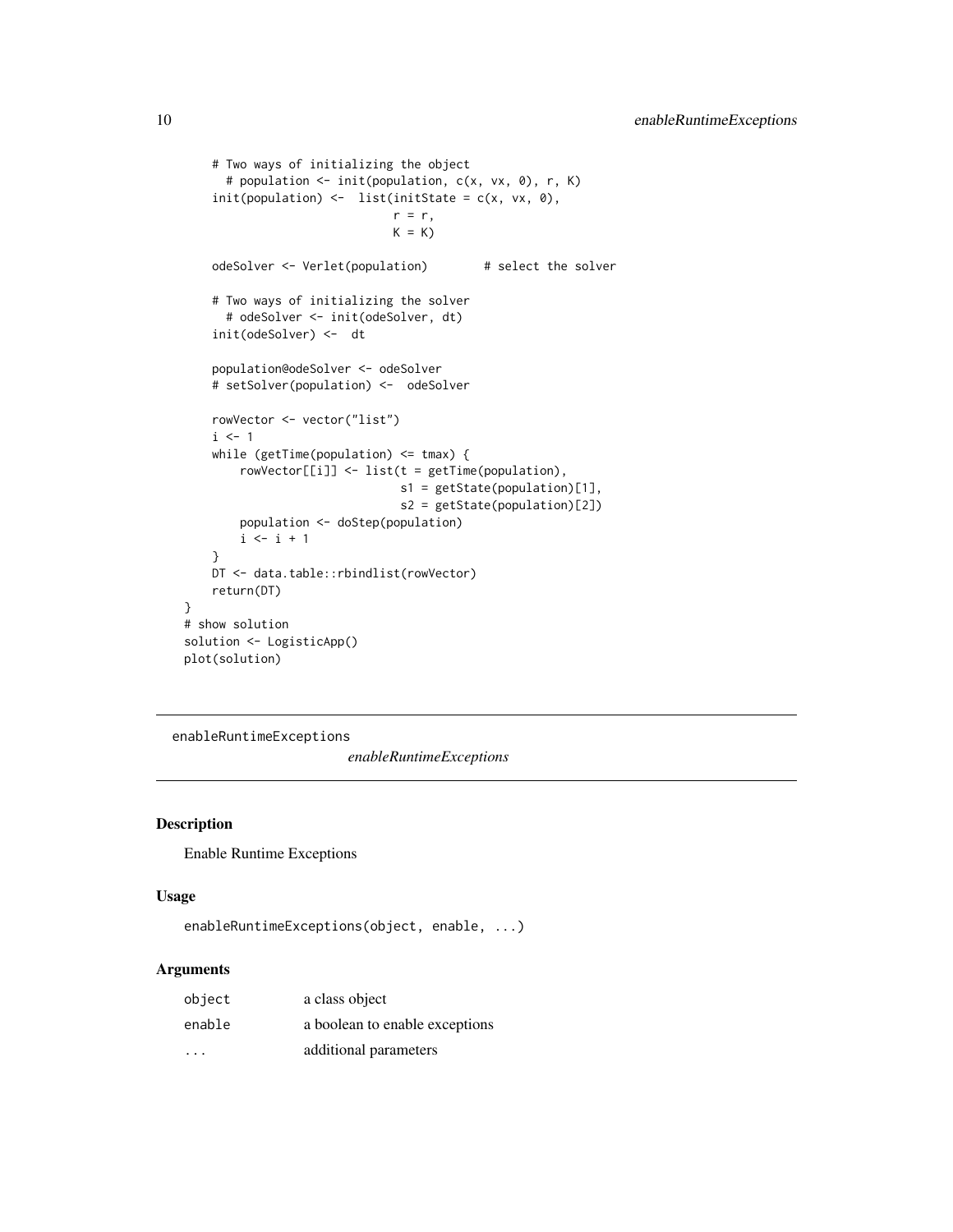```
    # Two ways of initializing the object
      # population <- init(population, c(x, vx, 0), r, K)
    init(population) <-  list(initState = c(x, vx, 0),
                              r = r,
                              K = K)

    odeSolver <- Verlet(population)        # select the solver

    # Two ways of initializing the solver
      # odeSolver <- init(odeSolver, dt)
    init(odeSolver) <-  dt

    population@odeSolver <- odeSolver
    # setSolver(population) <-  odeSolver

    rowVector <- vector("list")
    i <- 1
    while (getTime(population) <= tmax) {
        rowVector[[i]] <- list(t = getTime(population),
                              s1 = getState(population)[1],
                              s2 = getState(population)[2])
        population <- doStep(population)
        i <- i + 1
    }
    DT <- data.table::rbindlist(rowVector)
    return(DT)
}
# show solution
solution <- LogisticApp()
plot(solution)
```

---

## enableRuntimeExceptions

*enableRuntimeExceptions*

---

### Description

Enable Runtime Exceptions

### Usage

```
enableRuntimeExceptions(object, enable, ...)
```

### Arguments

| | |
|---|---|
| object | a class object |
| enable | a boolean to enable exceptions |
| ... | additional parameters |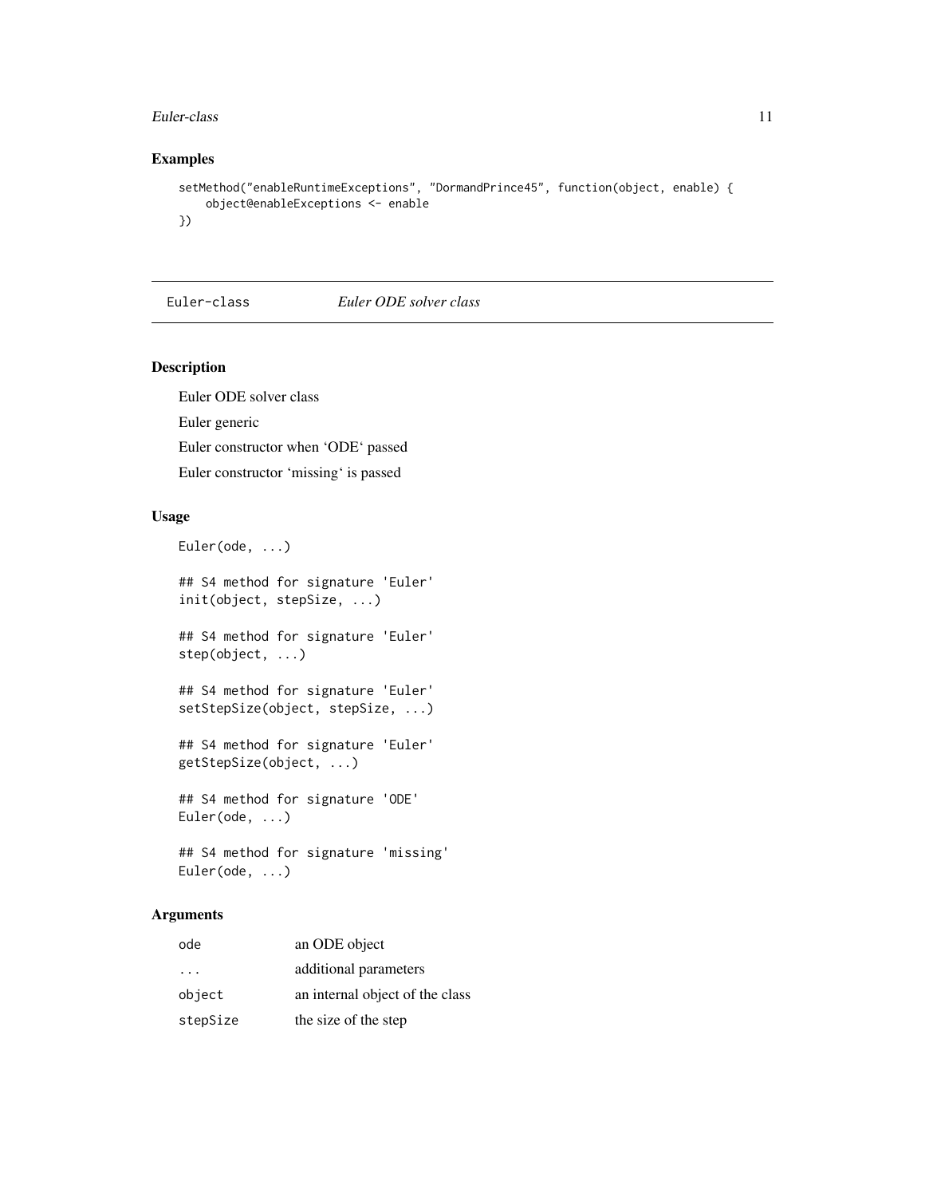## Examples

```
setMethod("enableRuntimeExceptions", "DormandPrince45", function(object, enable) {
    object@enableExceptions <- enable
})
```

---

# Euler-class *Euler ODE solver class*

## Description

Euler ODE solver class

Euler generic

Euler constructor when 'ODE' passed

Euler constructor 'missing' is passed

## Usage

```
Euler(ode, ...)

## S4 method for signature 'Euler'
init(object, stepSize, ...)

## S4 method for signature 'Euler'
step(object, ...)

## S4 method for signature 'Euler'
setStepSize(object, stepSize, ...)

## S4 method for signature 'Euler'
getStepSize(object, ...)

## S4 method for signature 'ODE'
Euler(ode, ...)

## S4 method for signature 'missing'
Euler(ode, ...)
```

## Arguments

| | |
|---|---|
| `ode` | an ODE object |
| `...` | additional parameters |
| `object` | an internal object of the class |
| `stepSize` | the size of the step |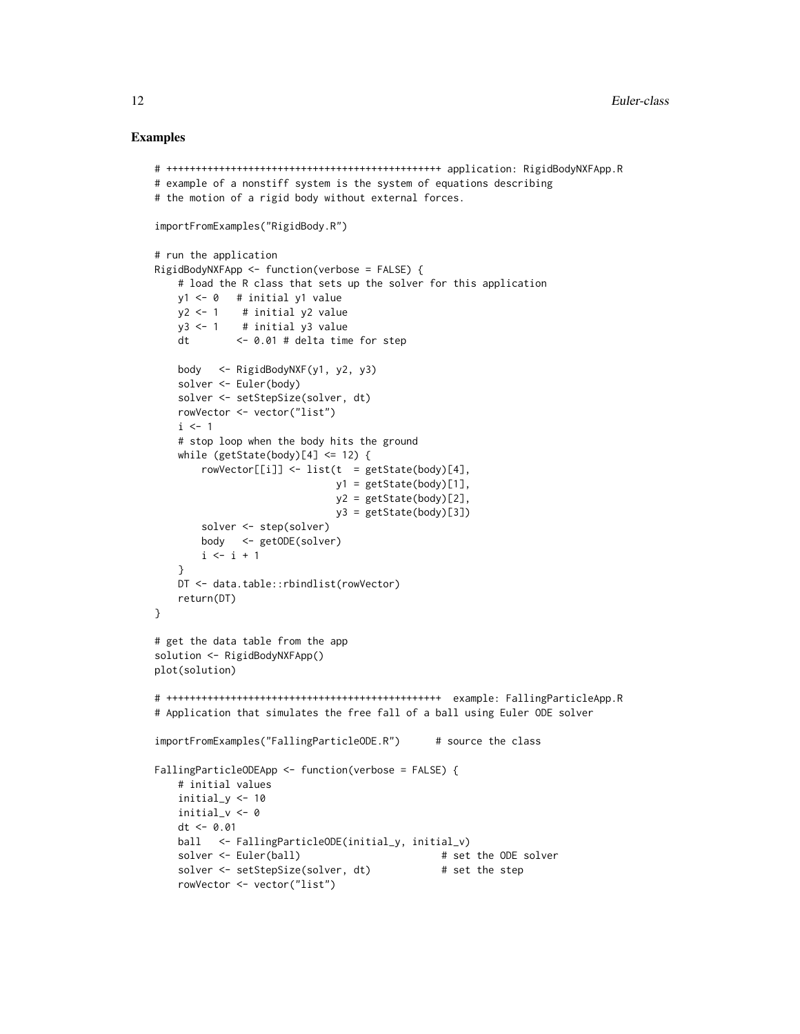### Examples

```
# +++++++++++++++++++++++++++++++++++++++++++++++++ application: RigidBodyNXFApp.R
# example of a nonstiff system is the system of equations describing
# the motion of a rigid body without external forces.

importFromExamples("RigidBody.R")

# run the application
RigidBodyNXFApp <- function(verbose = FALSE) {
    # load the R class that sets up the solver for this application
    y1 <- 0   # initial y1 value
    y2 <- 1    # initial y2 value
    y3 <- 1    # initial y3 value
    dt        <- 0.01 # delta time for step

    body   <- RigidBodyNXF(y1, y2, y3)
    solver <- Euler(body)
    solver <- setStepSize(solver, dt)
    rowVector <- vector("list")
    i <- 1
    # stop loop when the body hits the ground
    while (getState(body)[4] <= 12) {
        rowVector[[i]] <- list(t  = getState(body)[4],
                               y1 = getState(body)[1],
                               y2 = getState(body)[2],
                               y3 = getState(body)[3])
        solver <- step(solver)
        body   <- getODE(solver)
        i <- i + 1
    }
    DT <- data.table::rbindlist(rowVector)
    return(DT)
}

# get the data table from the app
solution <- RigidBodyNXFApp()
plot(solution)

# +++++++++++++++++++++++++++++++++++++++++++++++++  example: FallingParticleApp.R
# Application that simulates the free fall of a ball using Euler ODE solver

importFromExamples("FallingParticleODE.R")      # source the class

FallingParticleODEApp <- function(verbose = FALSE) {
    # initial values
    initial_y <- 10
    initial_v <- 0
    dt <- 0.01
    ball   <- FallingParticleODE(initial_y, initial_v)
    solver <- Euler(ball)                        # set the ODE solver
    solver <- setStepSize(solver, dt)            # set the step
    rowVector <- vector("list")
```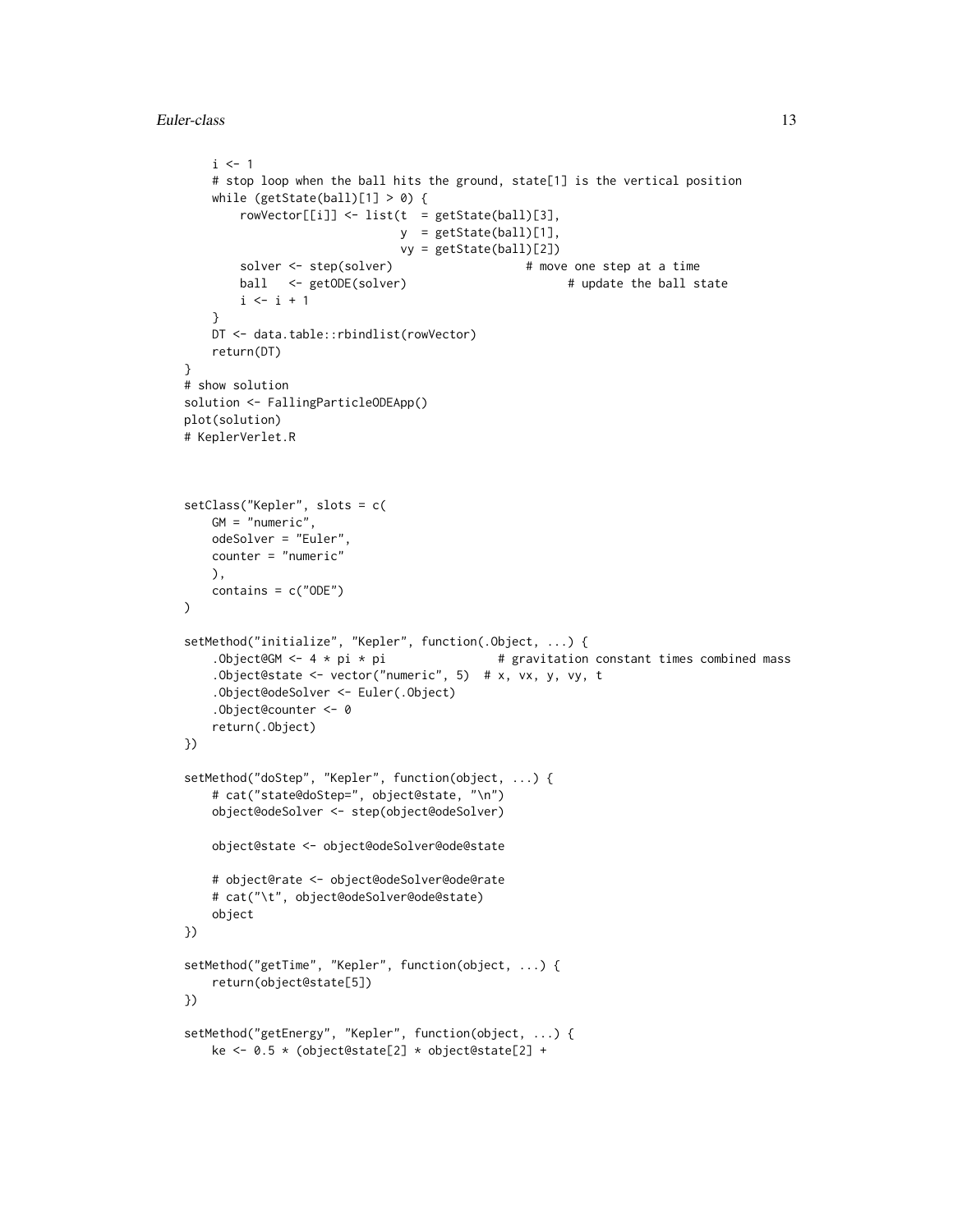```
    i <- 1
    # stop loop when the ball hits the ground, state[1] is the vertical position
    while (getState(ball)[1] > 0) {
        rowVector[[i]] <- list(t  = getState(ball)[3],
                               y  = getState(ball)[1],
                               vy = getState(ball)[2])
        solver <- step(solver)                   # move one step at a time
        ball   <- getODE(solver)                        # update the ball state
        i <- i + 1
    }
    DT <- data.table::rbindlist(rowVector)
    return(DT)
}
# show solution
solution <- FallingParticleODEApp()
plot(solution)
# KeplerVerlet.R



setClass("Kepler", slots = c(
    GM = "numeric",
    odeSolver = "Euler",
    counter = "numeric"
    ),
    contains = c("ODE")
)

setMethod("initialize", "Kepler", function(.Object, ...) {
    .Object@GM <- 4 * pi * pi                # gravitation constant times combined mass
    .Object@state <- vector("numeric", 5)  # x, vx, y, vy, t
    .Object@odeSolver <- Euler(.Object)
    .Object@counter <- 0
    return(.Object)
})

setMethod("doStep", "Kepler", function(object, ...) {
    # cat("state@doStep=", object@state, "\n")
    object@odeSolver <- step(object@odeSolver)

    object@state <- object@odeSolver@ode@state

    # object@rate <- object@odeSolver@ode@rate
    # cat("\t", object@odeSolver@ode@state)
    object
})

setMethod("getTime", "Kepler", function(object, ...) {
    return(object@state[5])
})

setMethod("getEnergy", "Kepler", function(object, ...) {
    ke <- 0.5 * (object@state[2] * object@state[2] +
```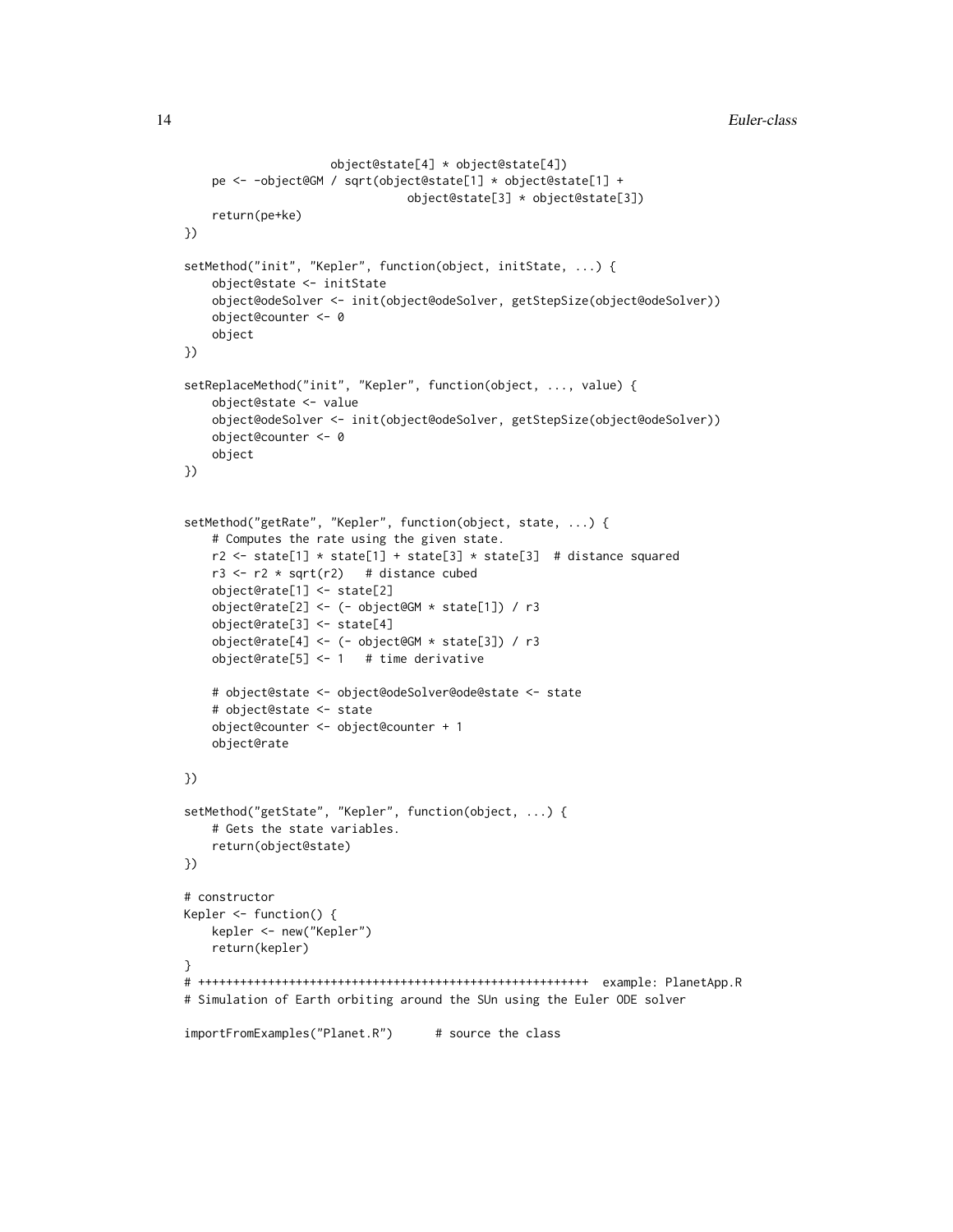```
                     object@state[4] * object@state[4])
    pe <- -object@GM / sqrt(object@state[1] * object@state[1] +
                                object@state[3] * object@state[3])
    return(pe+ke)
})

setMethod("init", "Kepler", function(object, initState, ...) {
    object@state <- initState
    object@odeSolver <- init(object@odeSolver, getStepSize(object@odeSolver))
    object@counter <- 0
    object
})

setReplaceMethod("init", "Kepler", function(object, ..., value) {
    object@state <- value
    object@odeSolver <- init(object@odeSolver, getStepSize(object@odeSolver))
    object@counter <- 0
    object
})


setMethod("getRate", "Kepler", function(object, state, ...) {
    # Computes the rate using the given state.
    r2 <- state[1] * state[1] + state[3] * state[3]  # distance squared
    r3 <- r2 * sqrt(r2)   # distance cubed
    object@rate[1] <- state[2]
    object@rate[2] <- (- object@GM * state[1]) / r3
    object@rate[3] <- state[4]
    object@rate[4] <- (- object@GM * state[3]) / r3
    object@rate[5] <- 1   # time derivative

    # object@state <- object@odeSolver@ode@state <- state
    # object@state <- state
    object@counter <- object@counter + 1
    object@rate

})

setMethod("getState", "Kepler", function(object, ...) {
    # Gets the state variables.
    return(object@state)
})

# constructor
Kepler <- function() {
    kepler <- new("Kepler")
    return(kepler)
}
# ++++++++++++++++++++++++++++++++++++++++++++++++++++++++++  example: PlanetApp.R
# Simulation of Earth orbiting around the SUn using the Euler ODE solver

importFromExamples("Planet.R")      # source the class
```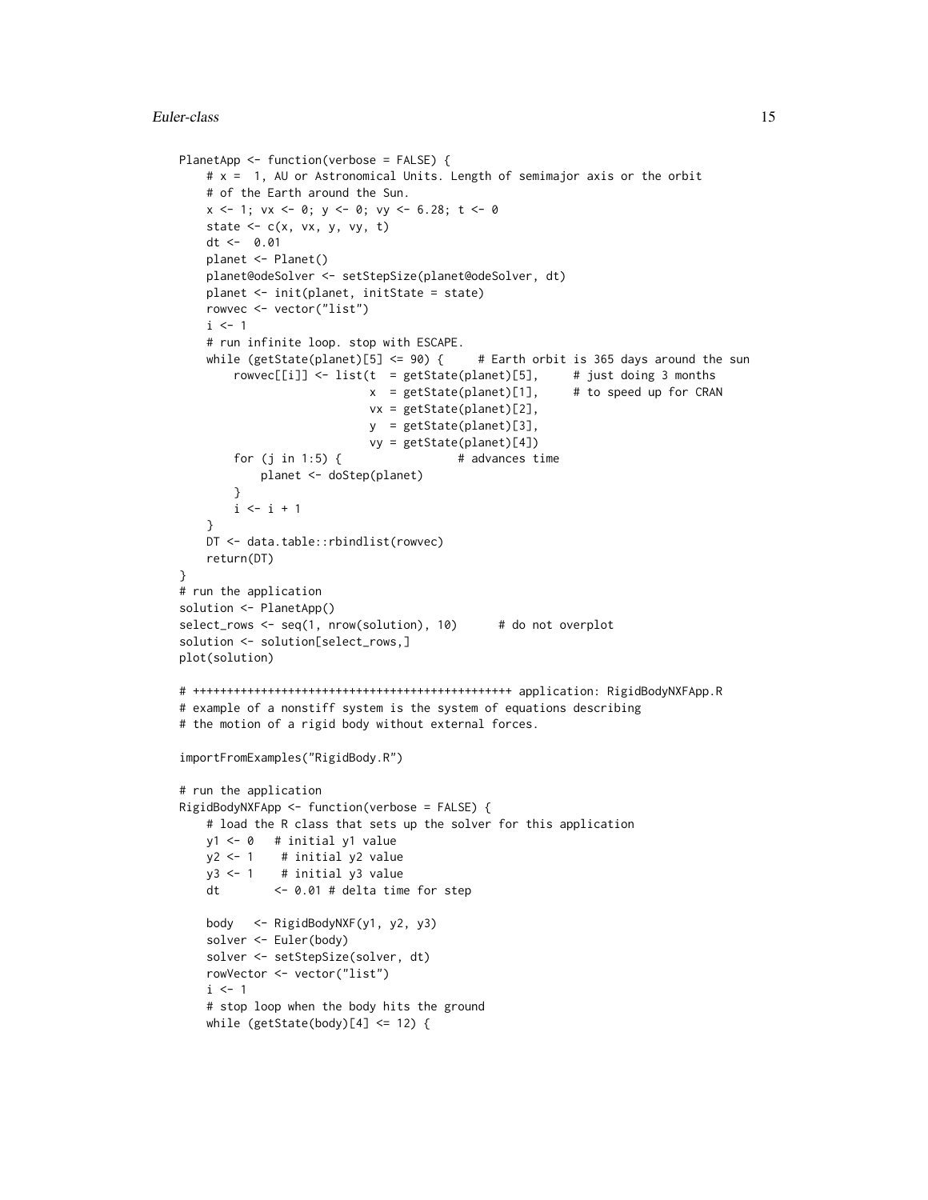```
PlanetApp <- function(verbose = FALSE) {
    # x =  1, AU or Astronomical Units. Length of semimajor axis or the orbit
    # of the Earth around the Sun.
    x <- 1; vx <- 0; y <- 0; vy <- 6.28; t <- 0
    state <- c(x, vx, y, vy, t)
    dt <-  0.01
    planet <- Planet()
    planet@odeSolver <- setStepSize(planet@odeSolver, dt)
    planet <- init(planet, initState = state)
    rowvec <- vector("list")
    i <- 1
    # run infinite loop. stop with ESCAPE.
    while (getState(planet)[5] <= 90) {     # Earth orbit is 365 days around the sun
        rowvec[[i]] <- list(t  = getState(planet)[5],     # just doing 3 months
                            x  = getState(planet)[1],     # to speed up for CRAN
                            vx = getState(planet)[2],
                            y  = getState(planet)[3],
                            vy = getState(planet)[4])
        for (j in 1:5) {                 # advances time
            planet <- doStep(planet)
        }
        i <- i + 1
    }
    DT <- data.table::rbindlist(rowvec)
    return(DT)
}
# run the application
solution <- PlanetApp()
select_rows <- seq(1, nrow(solution), 10)      # do not overplot
solution <- solution[select_rows,]
plot(solution)

# ++++++++++++++++++++++++++++++++++++++++++++++++ application: RigidBodyNXFApp.R
# example of a nonstiff system is the system of equations describing
# the motion of a rigid body without external forces.

importFromExamples("RigidBody.R")

# run the application
RigidBodyNXFApp <- function(verbose = FALSE) {
    # load the R class that sets up the solver for this application
    y1 <- 0   # initial y1 value
    y2 <- 1    # initial y2 value
    y3 <- 1    # initial y3 value
    dt        <- 0.01 # delta time for step

    body   <- RigidBodyNXF(y1, y2, y3)
    solver <- Euler(body)
    solver <- setStepSize(solver, dt)
    rowVector <- vector("list")
    i <- 1
    # stop loop when the body hits the ground
    while (getState(body)[4] <= 12) {
```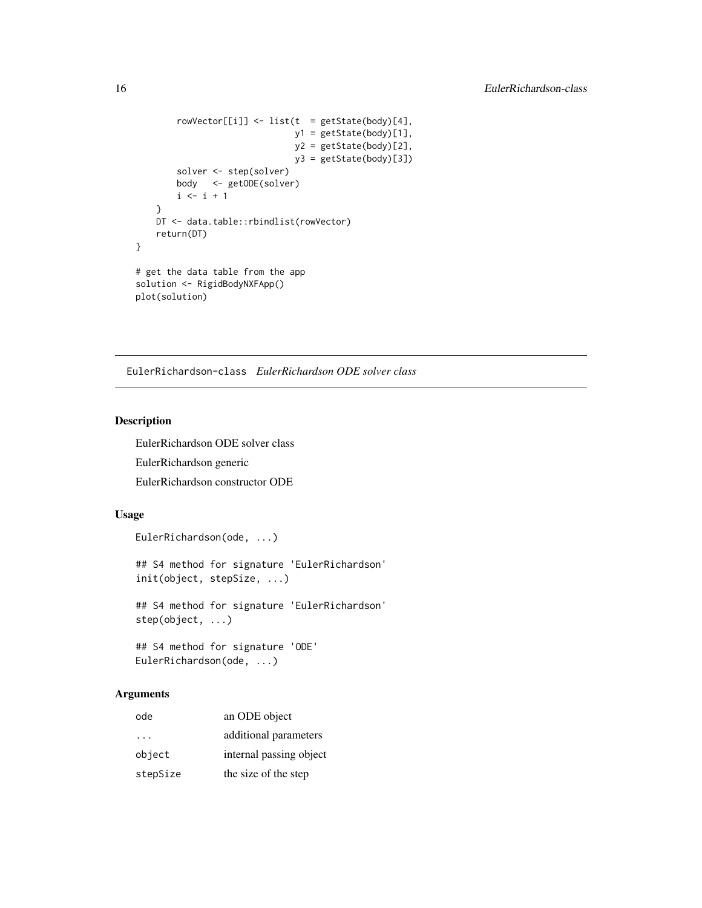```
        rowVector[[i]] <- list(t  = getState(body)[4],
                               y1 = getState(body)[1],
                               y2 = getState(body)[2],
                               y3 = getState(body)[3])
        solver <- step(solver)
        body   <- getODE(solver)
        i <- i + 1
    }
    DT <- data.table::rbindlist(rowVector)
    return(DT)
}

# get the data table from the app
solution <- RigidBodyNXFApp()
plot(solution)
```

---

## EulerRichardson-class *EulerRichardson ODE solver class*

### Description

EulerRichardson ODE solver class

EulerRichardson generic

EulerRichardson constructor ODE

### Usage

```
EulerRichardson(ode, ...)

## S4 method for signature 'EulerRichardson'
init(object, stepSize, ...)

## S4 method for signature 'EulerRichardson'
step(object, ...)

## S4 method for signature 'ODE'
EulerRichardson(ode, ...)
```

### Arguments

| | |
|---|---|
| ode | an ODE object |
| ... | additional parameters |
| object | internal passing object |
| stepSize | the size of the step |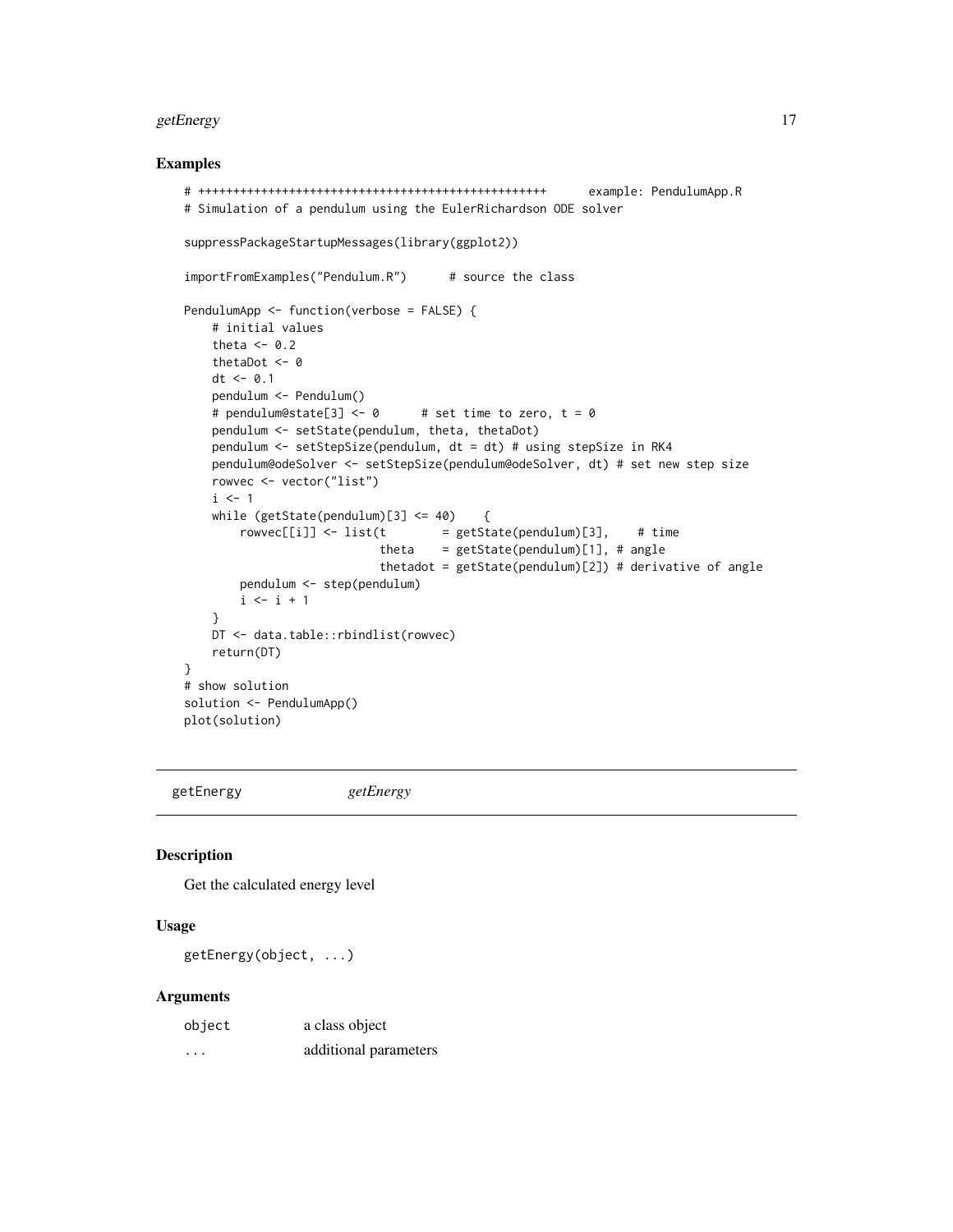## Examples

```
# +++++++++++++++++++++++++++++++++++++++++++++++++++      example: PendulumApp.R
# Simulation of a pendulum using the EulerRichardson ODE solver

suppressPackageStartupMessages(library(ggplot2))

importFromExamples("Pendulum.R")      # source the class

PendulumApp <- function(verbose = FALSE) {
    # initial values
    theta <- 0.2
    thetaDot <- 0
    dt <- 0.1
    pendulum <- Pendulum()
    # pendulum@state[3] <- 0      # set time to zero, t = 0
    pendulum <- setState(pendulum, theta, thetaDot)
    pendulum <- setStepSize(pendulum, dt = dt) # using stepSize in RK4
    pendulum@odeSolver <- setStepSize(pendulum@odeSolver, dt) # set new step size
    rowvec <- vector("list")
    i <- 1
    while (getState(pendulum)[3] <= 40)    {
        rowvec[[i]] <- list(t        = getState(pendulum)[3],    # time
                            theta    = getState(pendulum)[1], # angle
                            thetadot = getState(pendulum)[2]) # derivative of angle
        pendulum <- step(pendulum)
        i <- i + 1
    }
    DT <- data.table::rbindlist(rowvec)
    return(DT)
}
# show solution
solution <- PendulumApp()
plot(solution)
```

---

getEnergy *getEnergy*

---

## Description

Get the calculated energy level

## Usage

```
getEnergy(object, ...)
```

## Arguments

| | |
|---|---|
| object | a class object |
| ... | additional parameters |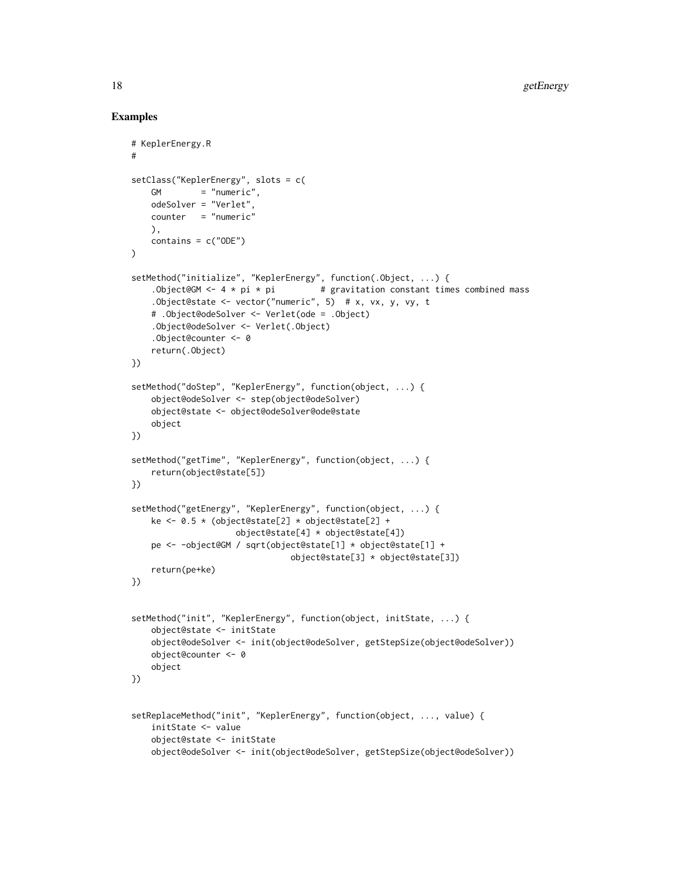## Examples

```
# KeplerEnergy.R
#

setClass("KeplerEnergy", slots = c(
    GM        = "numeric",
    odeSolver = "Verlet",
    counter   = "numeric"
    ),
    contains = c("ODE")
)

setMethod("initialize", "KeplerEnergy", function(.Object, ...) {
    .Object@GM <- 4 * pi * pi         # gravitation constant times combined mass
    .Object@state <- vector("numeric", 5)  # x, vx, y, vy, t
    # .Object@odeSolver <- Verlet(ode = .Object)
    .Object@odeSolver <- Verlet(.Object)
    .Object@counter <- 0
    return(.Object)
})

setMethod("doStep", "KeplerEnergy", function(object, ...) {
    object@odeSolver <- step(object@odeSolver)
    object@state <- object@odeSolver@ode@state
    object
})

setMethod("getTime", "KeplerEnergy", function(object, ...) {
    return(object@state[5])
})

setMethod("getEnergy", "KeplerEnergy", function(object, ...) {
    ke <- 0.5 * (object@state[2] * object@state[2] +
                 object@state[4] * object@state[4])
    pe <- -object@GM / sqrt(object@state[1] * object@state[1] +
                            object@state[3] * object@state[3])
    return(pe+ke)
})


setMethod("init", "KeplerEnergy", function(object, initState, ...) {
    object@state <- initState
    object@odeSolver <- init(object@odeSolver, getStepSize(object@odeSolver))
    object@counter <- 0
    object
})


setReplaceMethod("init", "KeplerEnergy", function(object, ..., value) {
    initState <- value
    object@state <- initState
    object@odeSolver <- init(object@odeSolver, getStepSize(object@odeSolver))
```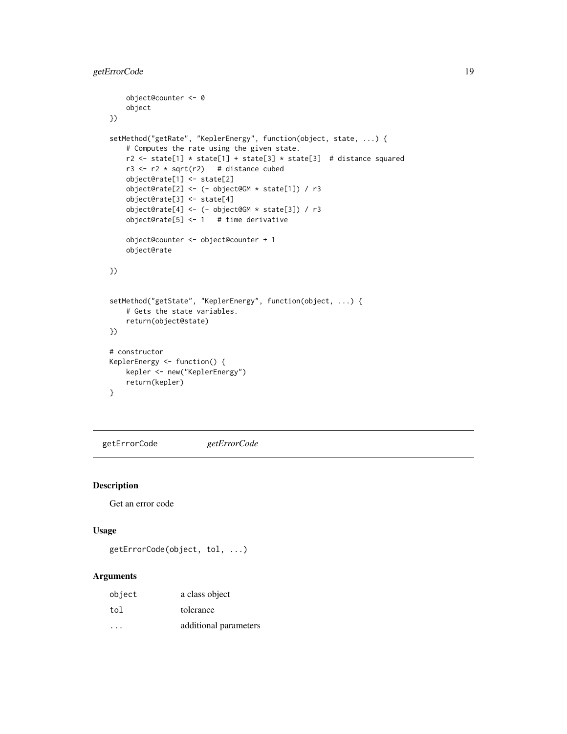```
    object@counter <- 0
    object
})

setMethod("getRate", "KeplerEnergy", function(object, state, ...) {
    # Computes the rate using the given state.
    r2 <- state[1] * state[1] + state[3] * state[3]  # distance squared
    r3 <- r2 * sqrt(r2)   # distance cubed
    object@rate[1] <- state[2]
    object@rate[2] <- (- object@GM * state[1]) / r3
    object@rate[3] <- state[4]
    object@rate[4] <- (- object@GM * state[3]) / r3
    object@rate[5] <- 1   # time derivative

    object@counter <- object@counter + 1
    object@rate

})


setMethod("getState", "KeplerEnergy", function(object, ...) {
    # Gets the state variables.
    return(object@state)
})

# constructor
KeplerEnergy <- function() {
    kepler <- new("KeplerEnergy")
    return(kepler)
}
```

## getErrorCode *getErrorCode*

### Description

Get an error code

### Usage

```
getErrorCode(object, tol, ...)
```

### Arguments

| | |
|---|---|
| object | a class object |
| tol | tolerance |
| ... | additional parameters |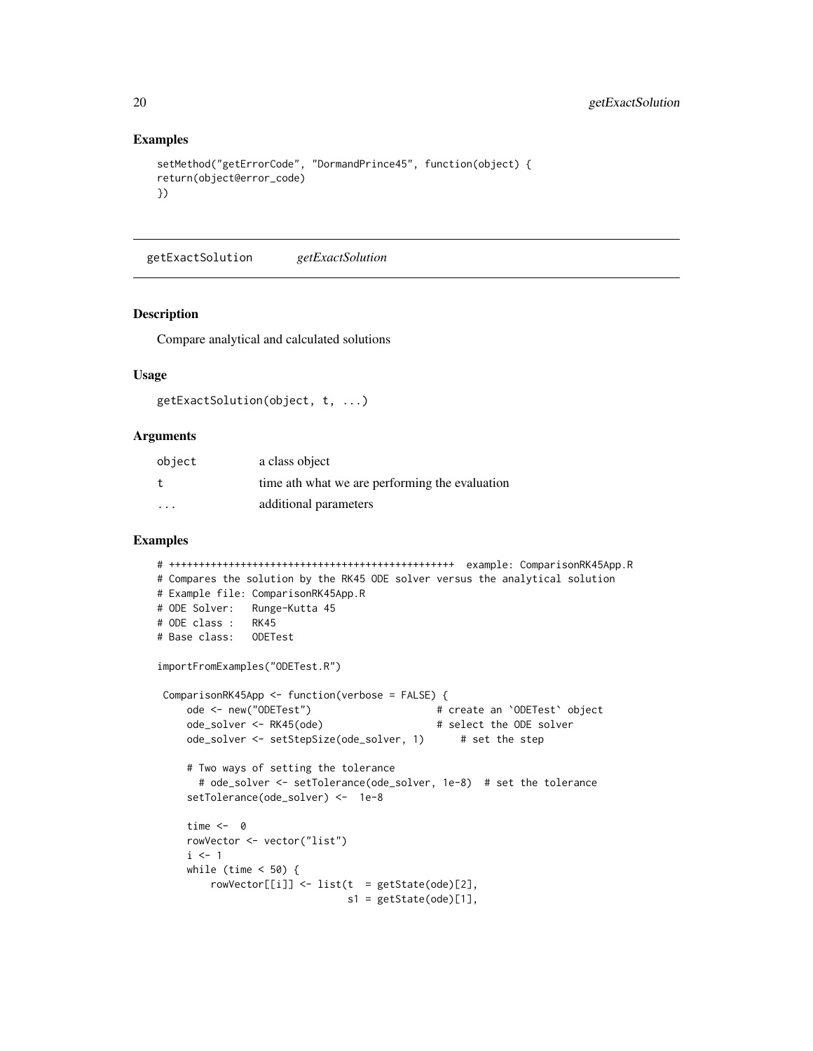## Examples

```
setMethod("getErrorCode", "DormandPrince45", function(object) {
return(object@error_code)
})
```

---

`getExactSolution` *getExactSolution*

---

### Description

Compare analytical and calculated solutions

### Usage

```
getExactSolution(object, t, ...)
```

### Arguments

| | |
|---|---|
| object | a class object |
| t | time ath what we are performing the evaluation |
| ... | additional parameters |

### Examples

```
# ++++++++++++++++++++++++++++++++++++++++++++++++  example: ComparisonRK45App.R
# Compares the solution by the RK45 ODE solver versus the analytical solution
# Example file: ComparisonRK45App.R
# ODE Solver:   Runge-Kutta 45
# ODE class :   RK45
# Base class:   ODETest

importFromExamples("ODETest.R")

 ComparisonRK45App <- function(verbose = FALSE) {
     ode <- new("ODETest")                     # create an `ODETest` object
     ode_solver <- RK45(ode)                   # select the ODE solver
     ode_solver <- setStepSize(ode_solver, 1)      # set the step

     # Two ways of setting the tolerance
       # ode_solver <- setTolerance(ode_solver, 1e-8)  # set the tolerance
     setTolerance(ode_solver) <-  1e-8

     time <-  0
     rowVector <- vector("list")
     i <- 1
     while (time < 50) {
         rowVector[[i]] <- list(t  = getState(ode)[2],
                                s1 = getState(ode)[1],
```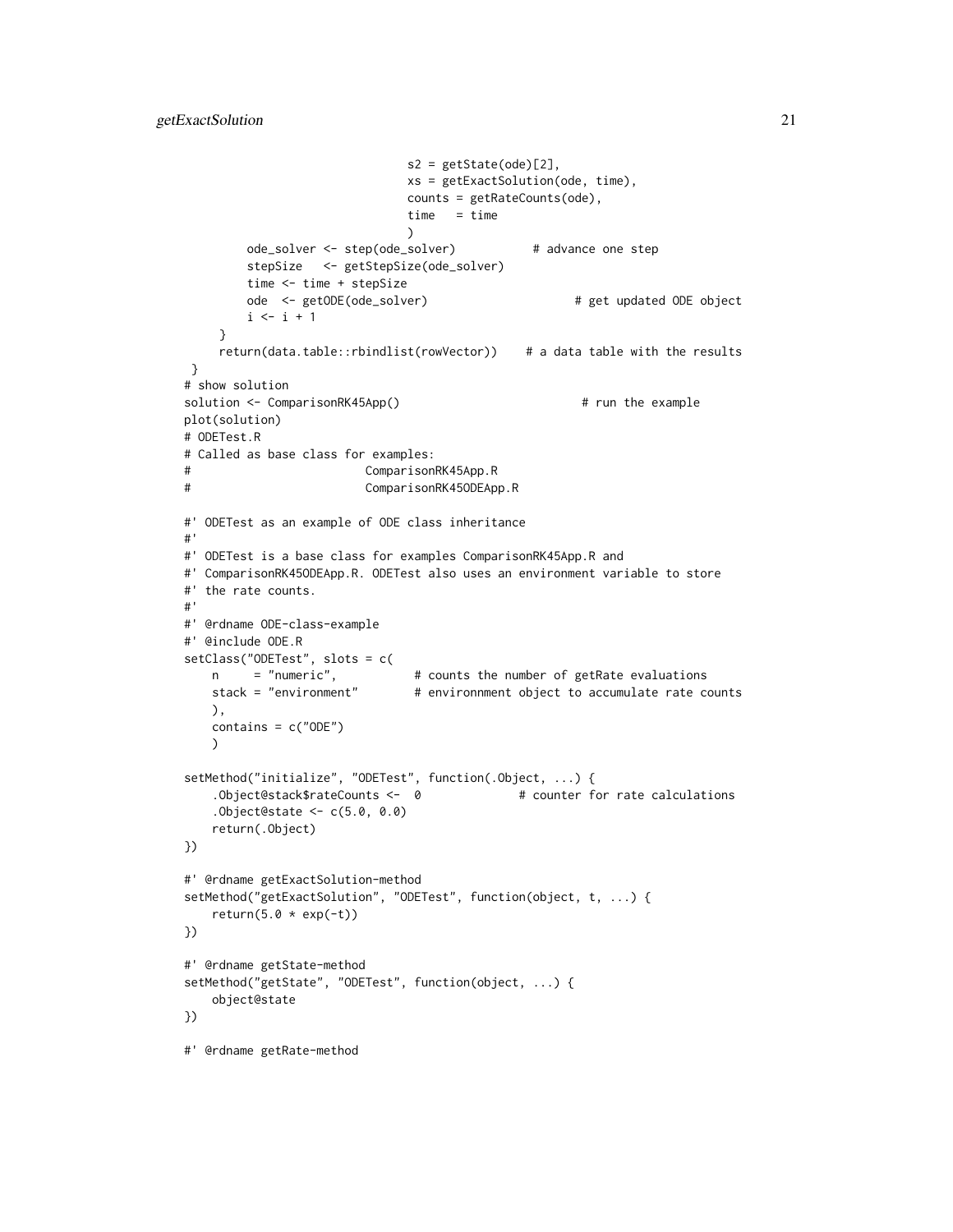```
                                s2 = getState(ode)[2],
                                xs = getExactSolution(ode, time),
                                counts = getRateCounts(ode),
                                time   = time
                                )
            ode_solver <- step(ode_solver)           # advance one step
            stepSize   <- getStepSize(ode_solver)
            time <- time + stepSize
            ode  <- getODE(ode_solver)                     # get updated ODE object
            i <- i + 1
        }
        return(data.table::rbindlist(rowVector))    # a data table with the results
    }
# show solution
solution <- ComparisonRK45App()                          # run the example
plot(solution)
# ODETest.R
# Called as base class for examples:
#                         ComparisonRK45App.R
#                         ComparisonRK45ODEApp.R

#' ODETest as an example of ODE class inheritance
#'
#' ODETest is a base class for examples ComparisonRK45App.R and
#' ComparisonRK45ODEApp.R. ODETest also uses an environment variable to store
#' the rate counts.
#'
#' @rdname ODE-class-example
#' @include ODE.R
setClass("ODETest", slots = c(
    n     = "numeric",           # counts the number of getRate evaluations
    stack = "environment"        # environnment object to accumulate rate counts
    ),
    contains = c("ODE")
    )

setMethod("initialize", "ODETest", function(.Object, ...) {
    .Object@stack$rateCounts <-  0              # counter for rate calculations
    .Object@state <- c(5.0, 0.0)
    return(.Object)
})

#' @rdname getExactSolution-method
setMethod("getExactSolution", "ODETest", function(object, t, ...) {
    return(5.0 * exp(-t))
})

#' @rdname getState-method
setMethod("getState", "ODETest", function(object, ...) {
    object@state
})

#' @rdname getRate-method
```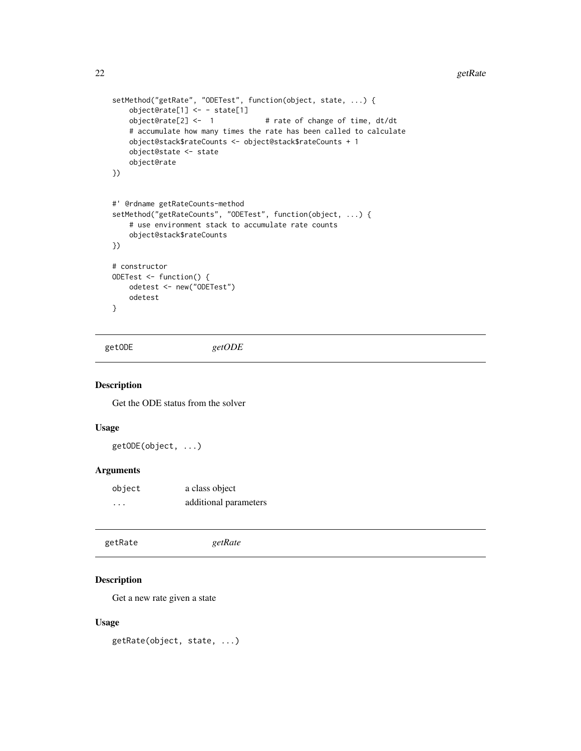```
setMethod("getRate", "ODETest", function(object, state, ...) {
    object@rate[1] <- - state[1]
    object@rate[2] <-  1            # rate of change of time, dt/dt
    # accumulate how many times the rate has been called to calculate
    object@stack$rateCounts <- object@stack$rateCounts + 1
    object@state <- state
    object@rate
})


#' @rdname getRateCounts-method
setMethod("getRateCounts", "ODETest", function(object, ...) {
    # use environment stack to accumulate rate counts
    object@stack$rateCounts
})

# constructor
ODETest <- function() {
    odetest <- new("ODETest")
    odetest
}
```

## getODE *getODE*

### Description

Get the ODE status from the solver

### Usage

```
getODE(object, ...)
```

### Arguments

| | |
|---|---|
| object | a class object |
| ... | additional parameters |

## getRate *getRate*

### Description

Get a new rate given a state

### Usage

```
getRate(object, state, ...)
```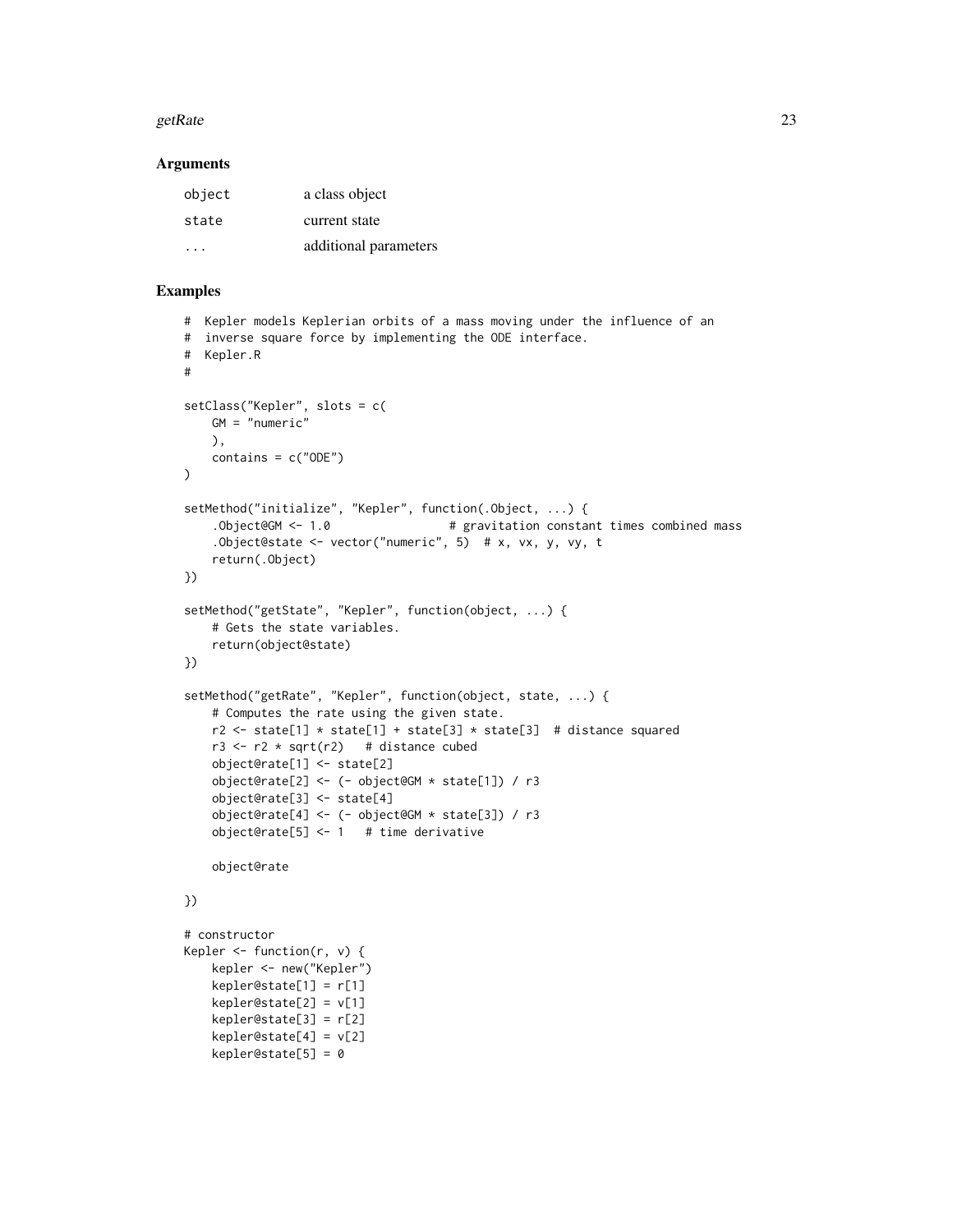### Arguments

| | |
|---|---|
| `object` | a class object |
| `state` | current state |
| `...` | additional parameters |

### Examples

```
#  Kepler models Keplerian orbits of a mass moving under the influence of an
#  inverse square force by implementing the ODE interface.
#  Kepler.R
#

setClass("Kepler", slots = c(
    GM = "numeric"
    ),
    contains = c("ODE")
)

setMethod("initialize", "Kepler", function(.Object, ...) {
    .Object@GM <- 1.0                 # gravitation constant times combined mass
    .Object@state <- vector("numeric", 5)  # x, vx, y, vy, t
    return(.Object)
})

setMethod("getState", "Kepler", function(object, ...) {
    # Gets the state variables.
    return(object@state)
})

setMethod("getRate", "Kepler", function(object, state, ...) {
    # Computes the rate using the given state.
    r2 <- state[1] * state[1] + state[3] * state[3]  # distance squared
    r3 <- r2 * sqrt(r2)   # distance cubed
    object@rate[1] <- state[2]
    object@rate[2] <- (- object@GM * state[1]) / r3
    object@rate[3] <- state[4]
    object@rate[4] <- (- object@GM * state[3]) / r3
    object@rate[5] <- 1   # time derivative

    object@rate

})

# constructor
Kepler <- function(r, v) {
    kepler <- new("Kepler")
    kepler@state[1] = r[1]
    kepler@state[2] = v[1]
    kepler@state[3] = r[2]
    kepler@state[4] = v[2]
    kepler@state[5] = 0
```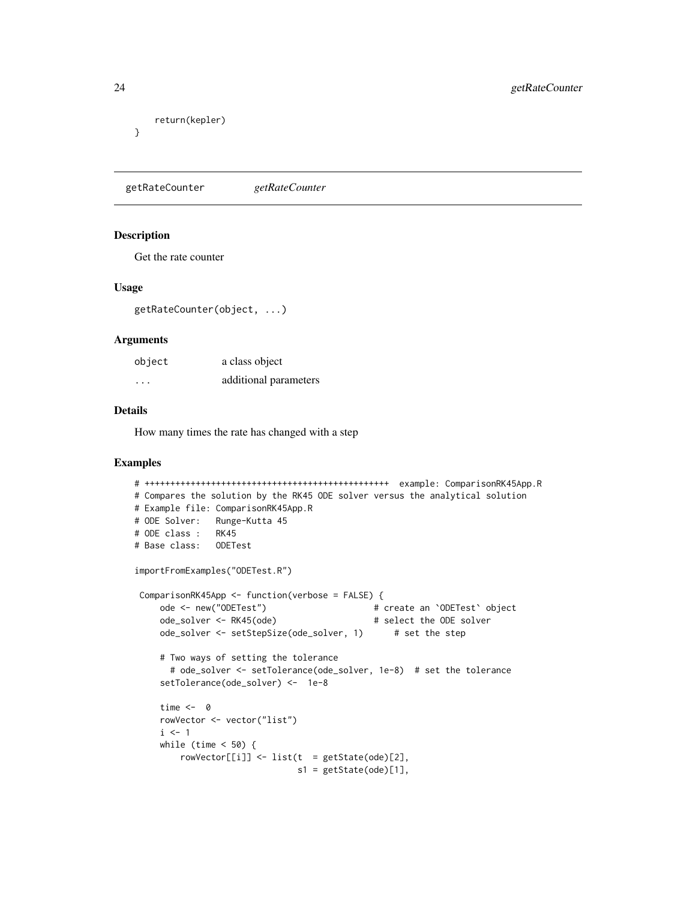```
    return(kepler)
}
```

## getRateCounter *getRateCounter*

### Description

Get the rate counter

### Usage

```
getRateCounter(object, ...)
```

### Arguments

| | |
|---|---|
| object | a class object |
| ... | additional parameters |

### Details

How many times the rate has changed with a step

### Examples

```
# +++++++++++++++++++++++++++++++++++++++++++++++++  example: ComparisonRK45App.R
# Compares the solution by the RK45 ODE solver versus the analytical solution
# Example file: ComparisonRK45App.R
# ODE Solver:   Runge-Kutta 45
# ODE class :   RK45
# Base class:   ODETest

importFromExamples("ODETest.R")

 ComparisonRK45App <- function(verbose = FALSE) {
    ode <- new("ODETest")                     # create an `ODETest` object
    ode_solver <- RK45(ode)                   # select the ODE solver
    ode_solver <- setStepSize(ode_solver, 1)      # set the step

    # Two ways of setting the tolerance
      # ode_solver <- setTolerance(ode_solver, 1e-8)  # set the tolerance
    setTolerance(ode_solver) <-  1e-8

    time <-  0
    rowVector <- vector("list")
    i <- 1
    while (time < 50) {
        rowVector[[i]] <- list(t  = getState(ode)[2],
                               s1 = getState(ode)[1],
```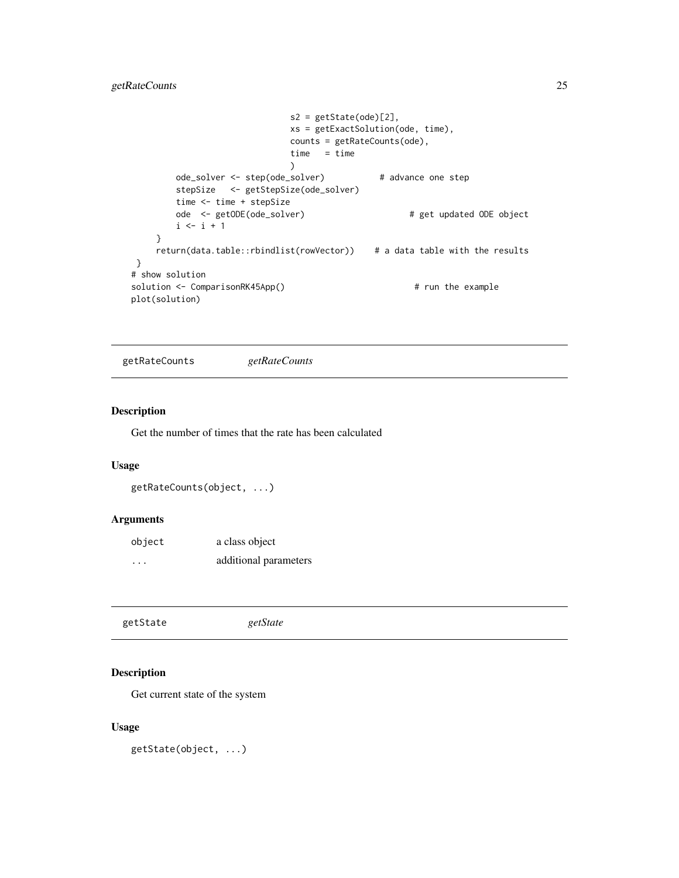```
                                s2 = getState(ode)[2],
                                xs = getExactSolution(ode, time),
                                counts = getRateCounts(ode),
                                time   = time
                                )
        ode_solver <- step(ode_solver)          # advance one step
        stepSize   <- getStepSize(ode_solver)
        time <- time + stepSize
        ode  <- getODE(ode_solver)                    # get updated ODE object
        i <- i + 1
    }
    return(data.table::rbindlist(rowVector))    # a data table with the results
}
# show solution
solution <- ComparisonRK45App()                         # run the example
plot(solution)
```

## getRateCounts *getRateCounts*

### Description

Get the number of times that the rate has been calculated

### Usage

```
getRateCounts(object, ...)
```

### Arguments

| | |
|---|---|
| object | a class object |
| ... | additional parameters |

## getState *getState*

### Description

Get current state of the system

### Usage

```
getState(object, ...)
```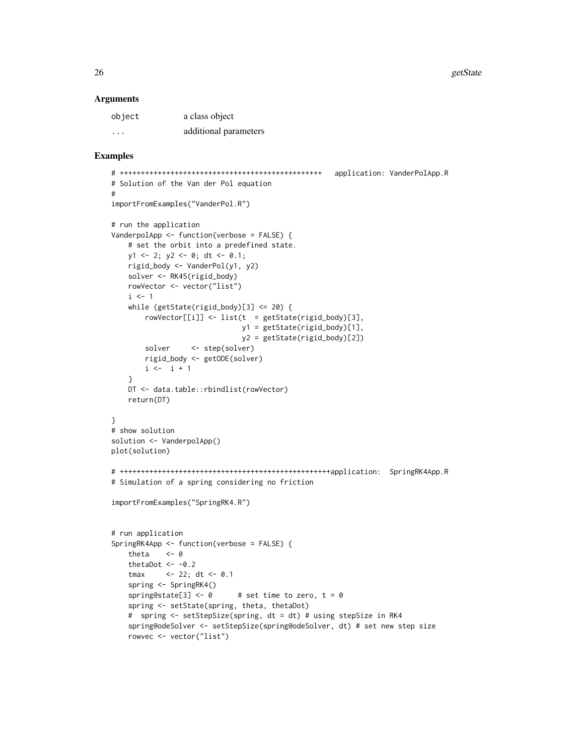### Arguments

| | |
|---|---|
| object | a class object |
| ... | additional parameters |

### Examples

```
# ++++++++++++++++++++++++++++++++++++++++++++++++   application: VanderPolApp.R
# Solution of the Van der Pol equation
#
importFromExamples("VanderPol.R")

# run the application
VanderpolApp <- function(verbose = FALSE) {
    # set the orbit into a predefined state.
    y1 <- 2; y2 <- 0; dt <- 0.1;
    rigid_body <- VanderPol(y1, y2)
    solver <- RK45(rigid_body)
    rowVector <- vector("list")
    i <- 1
    while (getState(rigid_body)[3] <= 20) {
        rowVector[[i]] <- list(t  = getState(rigid_body)[3],
                               y1 = getState(rigid_body)[1],
                               y2 = getState(rigid_body)[2])
        solver     <- step(solver)
        rigid_body <- getODE(solver)
        i <-  i + 1
    }
    DT <- data.table::rbindlist(rowVector)
    return(DT)

}
# show solution
solution <- VanderpolApp()
plot(solution)

# ++++++++++++++++++++++++++++++++++++++++++++++++++++application:  SpringRK4App.R
# Simulation of a spring considering no friction

importFromExamples("SpringRK4.R")


# run application
SpringRK4App <- function(verbose = FALSE) {
    theta    <- 0
    thetaDot <- -0.2
    tmax     <- 22; dt <- 0.1
    spring <- SpringRK4()
    spring@state[3] <- 0      # set time to zero, t = 0
    spring <- setState(spring, theta, thetaDot)
    #  spring <- setStepSize(spring, dt = dt) # using stepSize in RK4
    spring@odeSolver <- setStepSize(spring@odeSolver, dt) # set new step size
    rowvec <- vector("list")
```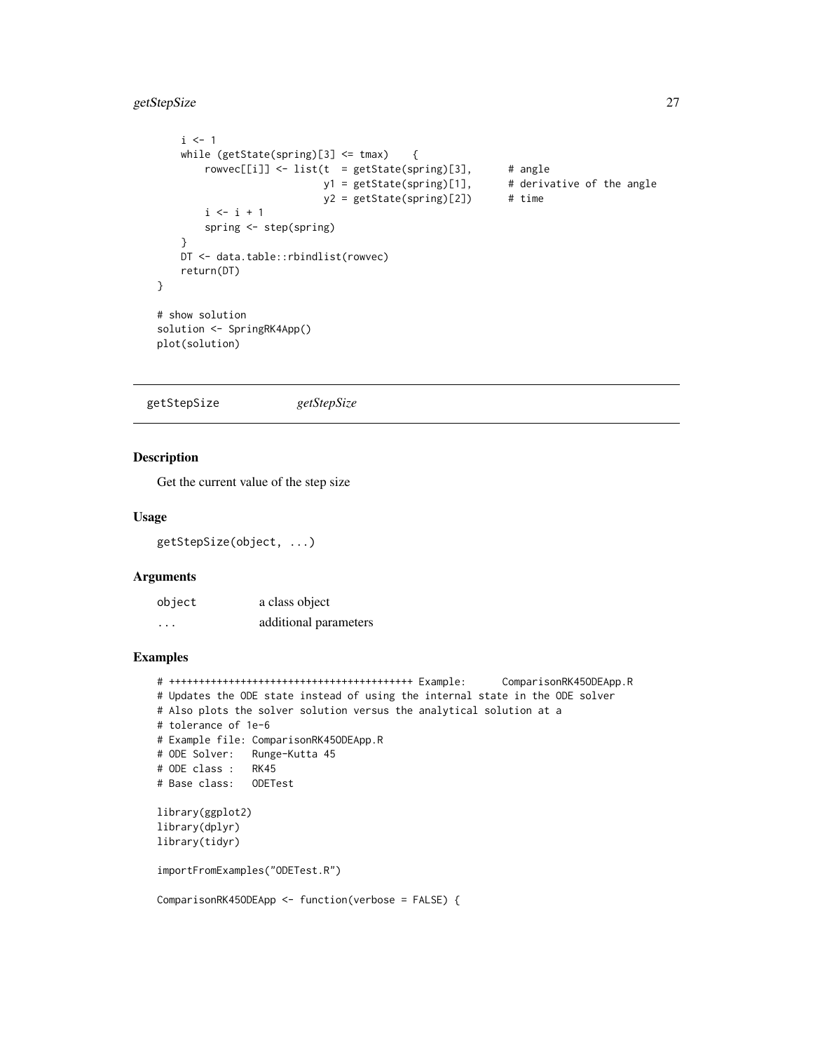```
    i <- 1
    while (getState(spring)[3] <= tmax)    {
        rowvec[[i]] <- list(t  = getState(spring)[3],      # angle
                            y1 = getState(spring)[1],      # derivative of the angle
                            y2 = getState(spring)[2])      # time
        i <- i + 1
        spring <- step(spring)
    }
    DT <- data.table::rbindlist(rowvec)
    return(DT)
}

# show solution
solution <- SpringRK4App()
plot(solution)
```

## getStepSize *getStepSize*

### Description

Get the current value of the step size

### Usage

```
getStepSize(object, ...)
```

### Arguments

| | |
|---|---|
| object | a class object |
| ... | additional parameters |

### Examples

```
# +++++++++++++++++++++++++++++++++++++++++ Example:      ComparisonRK45ODEApp.R
# Updates the ODE state instead of using the internal state in the ODE solver
# Also plots the solver solution versus the analytical solution at a
# tolerance of 1e-6
# Example file: ComparisonRK45ODEApp.R
# ODE Solver:   Runge-Kutta 45
# ODE class :   RK45
# Base class:   ODETest

library(ggplot2)
library(dplyr)
library(tidyr)

importFromExamples("ODETest.R")

ComparisonRK45ODEApp <- function(verbose = FALSE) {
```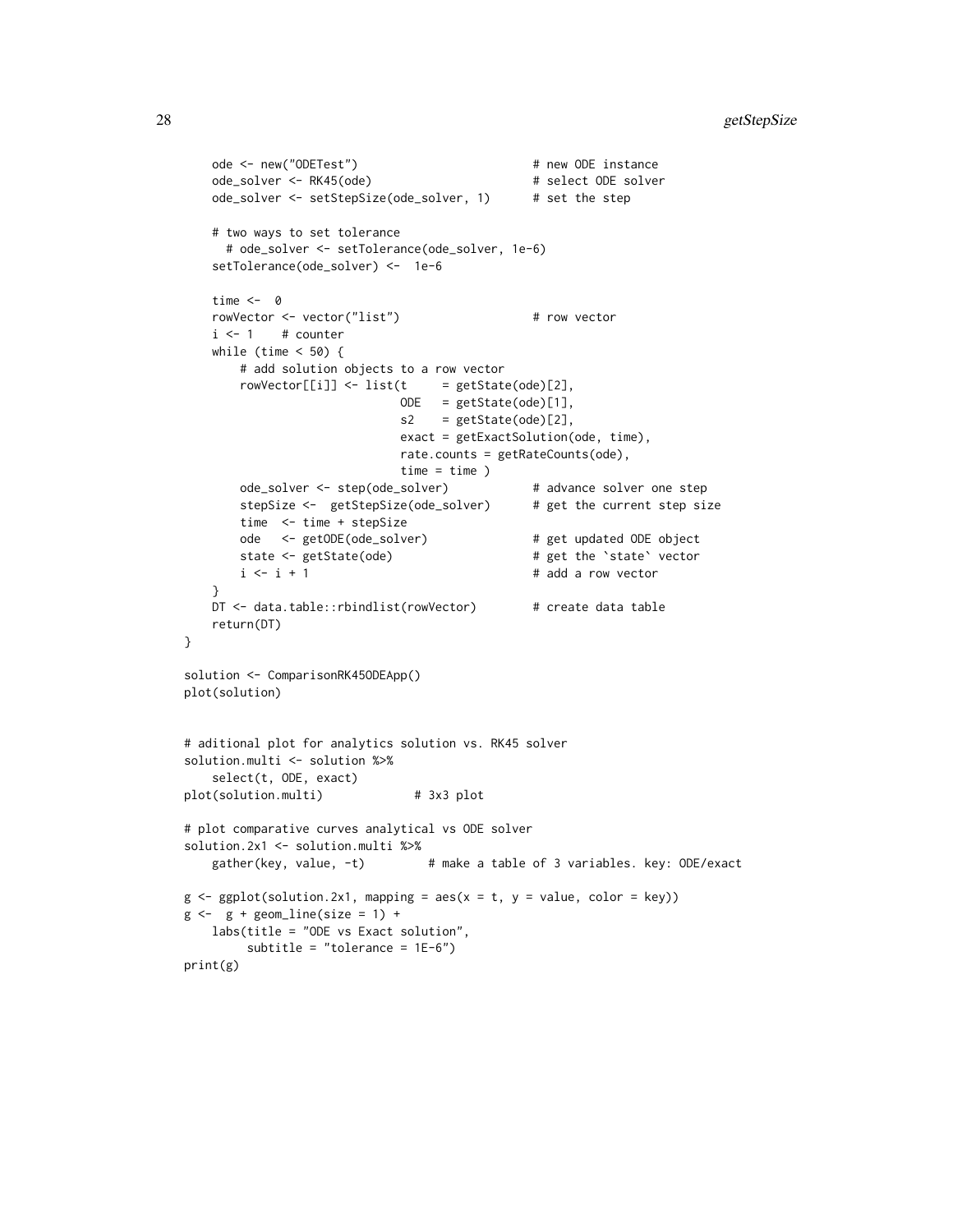```
    ode <- new("ODETest")                         # new ODE instance
    ode_solver <- RK45(ode)                       # select ODE solver
    ode_solver <- setStepSize(ode_solver, 1)      # set the step

    # two ways to set tolerance
      # ode_solver <- setTolerance(ode_solver, 1e-6)
    setTolerance(ode_solver) <-  1e-6

    time <-  0
    rowVector <- vector("list")                   # row vector
    i <- 1    # counter
    while (time < 50) {
        # add solution objects to a row vector
        rowVector[[i]] <- list(t     = getState(ode)[2],
                               ODE   = getState(ode)[1],
                               s2    = getState(ode)[2],
                               exact = getExactSolution(ode, time),
                               rate.counts = getRateCounts(ode),
                               time = time )
        ode_solver <- step(ode_solver)            # advance solver one step
        stepSize <-  getStepSize(ode_solver)      # get the current step size
        time  <- time + stepSize
        ode   <- getODE(ode_solver)               # get updated ODE object
        state <- getState(ode)                    # get the `state` vector
        i <- i + 1                                # add a row vector
    }
    DT <- data.table::rbindlist(rowVector)        # create data table
    return(DT)
}

solution <- ComparisonRK45ODEApp()
plot(solution)


# aditional plot for analytics solution vs. RK45 solver
solution.multi <- solution %>%
    select(t, ODE, exact)
plot(solution.multi)             # 3x3 plot

# plot comparative curves analytical vs ODE solver
solution.2x1 <- solution.multi %>%
    gather(key, value, -t)         # make a table of 3 variables. key: ODE/exact

g <- ggplot(solution.2x1, mapping = aes(x = t, y = value, color = key))
g <-  g + geom_line(size = 1) +
    labs(title = "ODE vs Exact solution",
         subtitle = "tolerance = 1E-6")
print(g)
```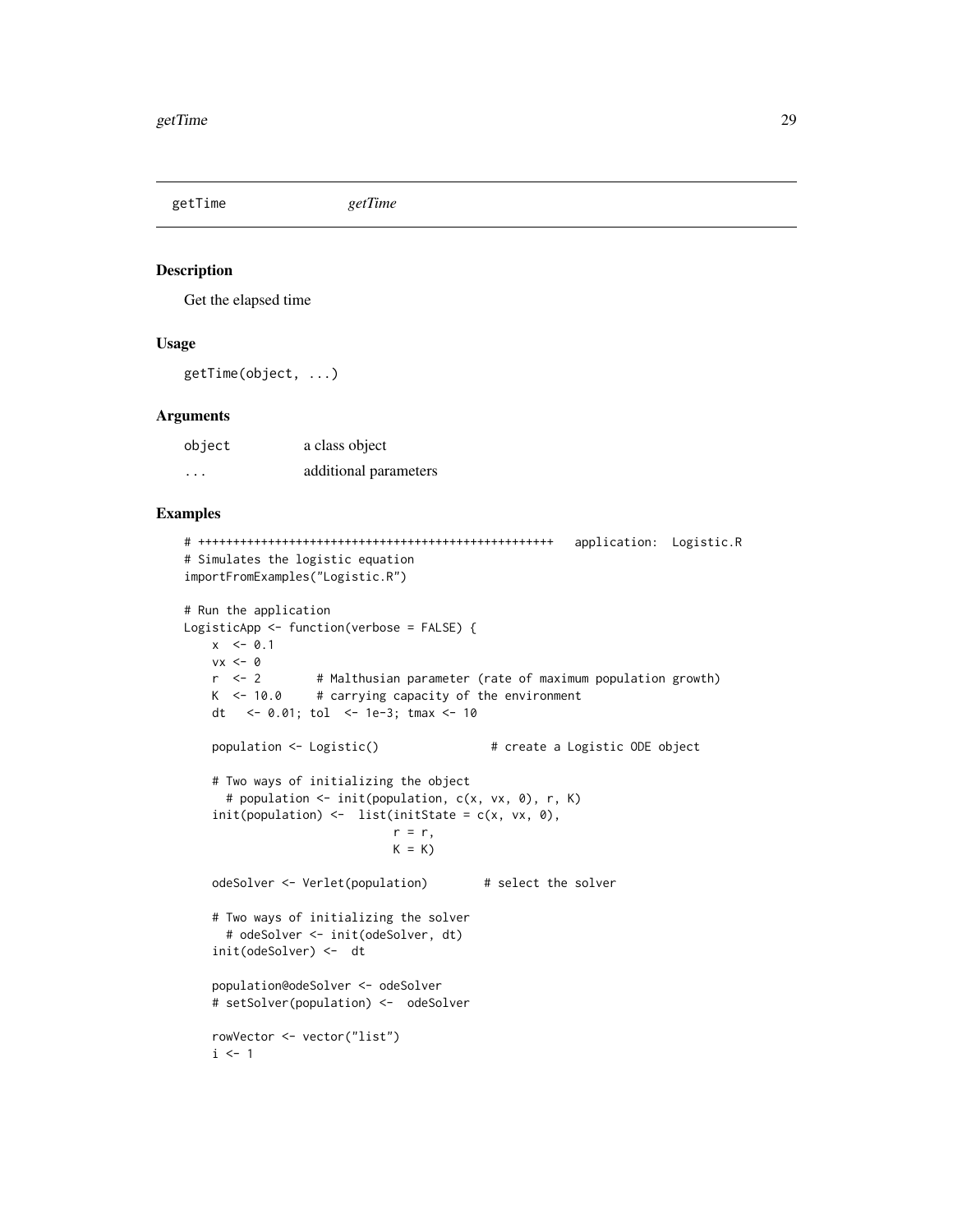## getTime *getTime*

### Description

Get the elapsed time

### Usage

```
getTime(object, ...)
```

### Arguments

| | |
|---|---|
| object | a class object |
| ... | additional parameters |

### Examples

```
# +++++++++++++++++++++++++++++++++++++++++++++++++++   application:  Logistic.R
# Simulates the logistic equation
importFromExamples("Logistic.R")

# Run the application
LogisticApp <- function(verbose = FALSE) {
    x  <- 0.1
    vx <- 0
    r  <- 2         # Malthusian parameter (rate of maximum population growth)
    K  <- 10.0      # carrying capacity of the environment
    dt   <- 0.01; tol  <- 1e-3; tmax <- 10

    population <- Logistic()                # create a Logistic ODE object

    # Two ways of initializing the object
      # population <- init(population, c(x, vx, 0), r, K)
    init(population) <-  list(initState = c(x, vx, 0),
                              r = r,
                              K = K)

    odeSolver <- Verlet(population)        # select the solver

    # Two ways of initializing the solver
      # odeSolver <- init(odeSolver, dt)
    init(odeSolver) <-  dt

    population@odeSolver <- odeSolver
    # setSolver(population) <-  odeSolver

    rowVector <- vector("list")
    i <- 1
```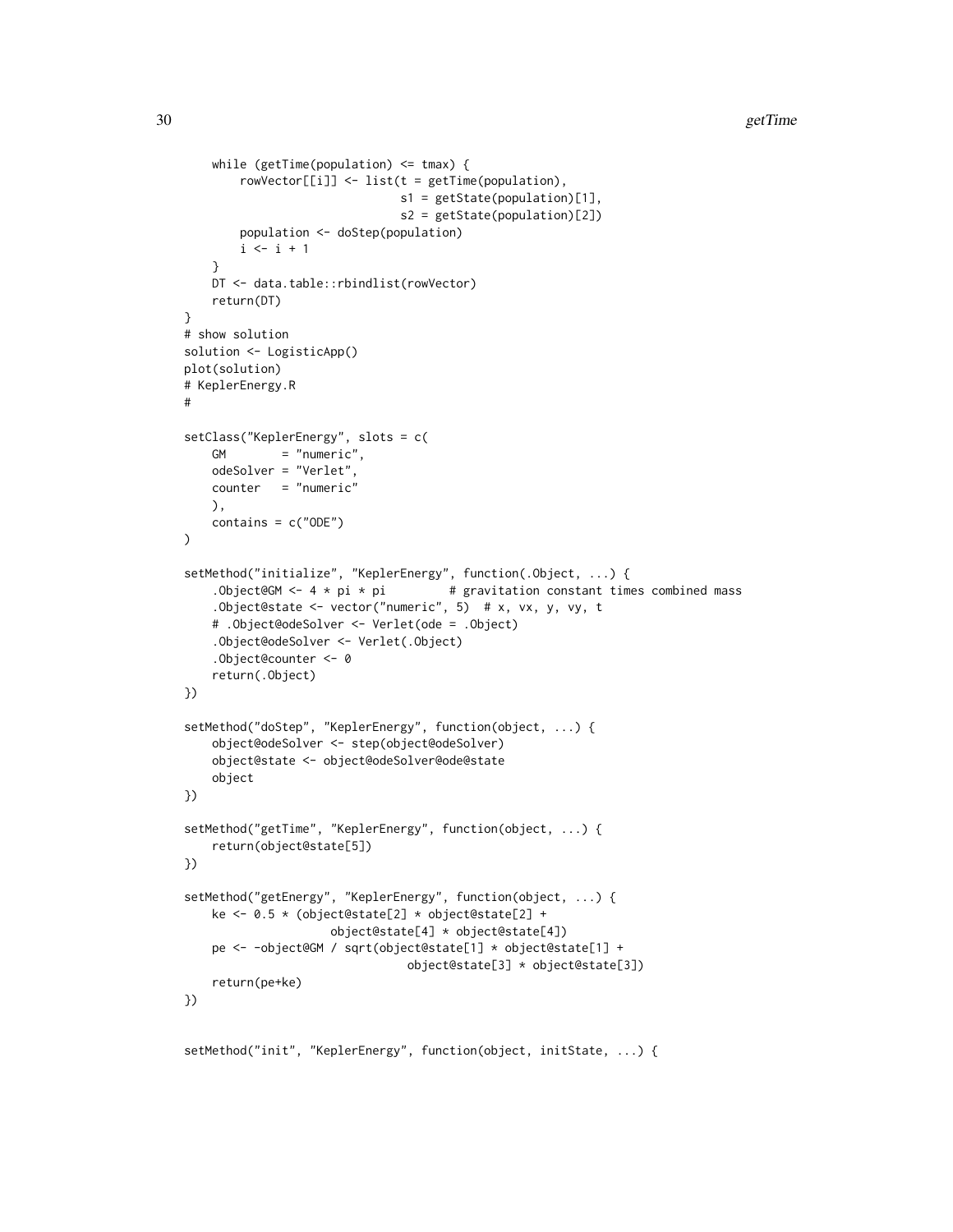```
    while (getTime(population) <= tmax) {
        rowVector[[i]] <- list(t = getTime(population),
                               s1 = getState(population)[1],
                               s2 = getState(population)[2])
        population <- doStep(population)
        i <- i + 1
    }
    DT <- data.table::rbindlist(rowVector)
    return(DT)
}
# show solution
solution <- LogisticApp()
plot(solution)
# KeplerEnergy.R
#

setClass("KeplerEnergy", slots = c(
    GM        = "numeric",
    odeSolver = "Verlet",
    counter   = "numeric"
    ),
    contains = c("ODE")
)

setMethod("initialize", "KeplerEnergy", function(.Object, ...) {
    .Object@GM <- 4 * pi * pi         # gravitation constant times combined mass
    .Object@state <- vector("numeric", 5)  # x, vx, y, vy, t
    # .Object@odeSolver <- Verlet(ode = .Object)
    .Object@odeSolver <- Verlet(.Object)
    .Object@counter <- 0
    return(.Object)
})

setMethod("doStep", "KeplerEnergy", function(object, ...) {
    object@odeSolver <- step(object@odeSolver)
    object@state <- object@odeSolver@ode@state
    object
})

setMethod("getTime", "KeplerEnergy", function(object, ...) {
    return(object@state[5])
})

setMethod("getEnergy", "KeplerEnergy", function(object, ...) {
    ke <- 0.5 * (object@state[2] * object@state[2] +
                 object@state[4] * object@state[4])
    pe <- -object@GM / sqrt(object@state[1] * object@state[1] +
                            object@state[3] * object@state[3])
    return(pe+ke)
})


setMethod("init", "KeplerEnergy", function(object, initState, ...) {
```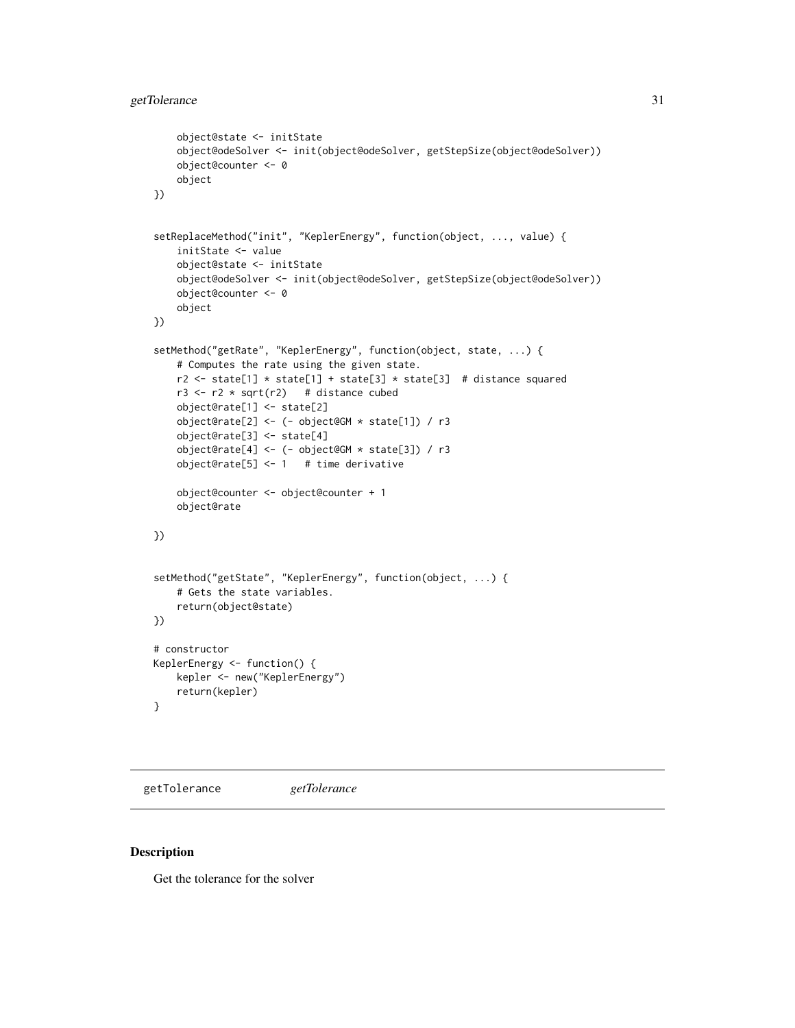```r
    object@state <- initState
    object@odeSolver <- init(object@odeSolver, getStepSize(object@odeSolver))
    object@counter <- 0
    object
})


setReplaceMethod("init", "KeplerEnergy", function(object, ..., value) {
    initState <- value
    object@state <- initState
    object@odeSolver <- init(object@odeSolver, getStepSize(object@odeSolver))
    object@counter <- 0
    object
})

setMethod("getRate", "KeplerEnergy", function(object, state, ...) {
    # Computes the rate using the given state.
    r2 <- state[1] * state[1] + state[3] * state[3]  # distance squared
    r3 <- r2 * sqrt(r2)   # distance cubed
    object@rate[1] <- state[2]
    object@rate[2] <- (- object@GM * state[1]) / r3
    object@rate[3] <- state[4]
    object@rate[4] <- (- object@GM * state[3]) / r3
    object@rate[5] <- 1   # time derivative

    object@counter <- object@counter + 1
    object@rate

})


setMethod("getState", "KeplerEnergy", function(object, ...) {
    # Gets the state variables.
    return(object@state)
})

# constructor
KeplerEnergy <- function() {
    kepler <- new("KeplerEnergy")
    return(kepler)
}
```

---

getTolerance *getTolerance*

---

## Description

Get the tolerance for the solver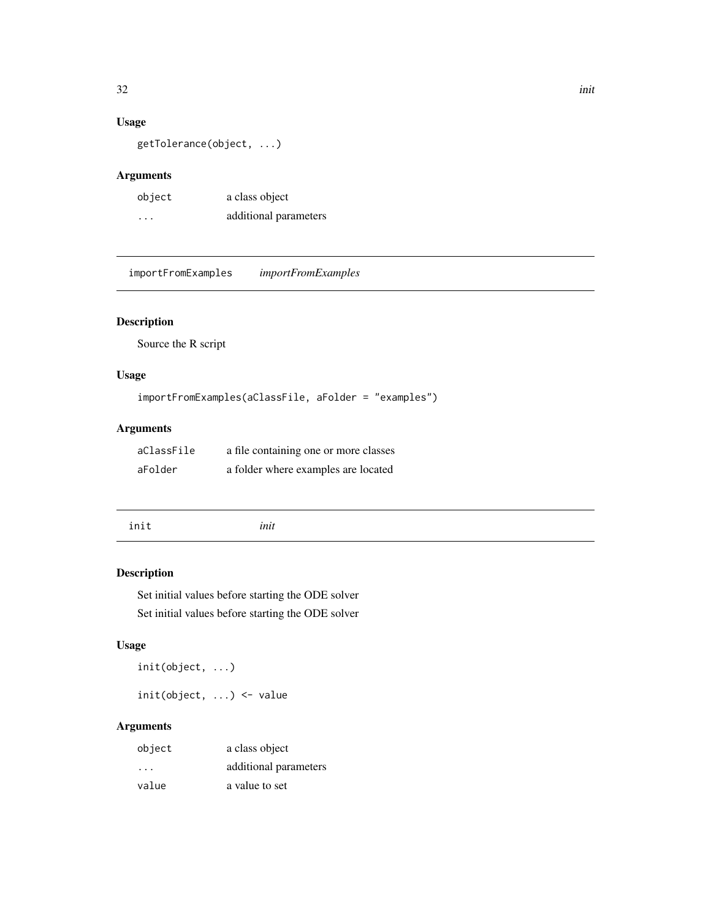## Usage

```
getTolerance(object, ...)
```

## Arguments

| | |
|---|---|
| object | a class object |
| ... | additional parameters |

---

# importFromExamples *importFromExamples*

---

## Description

Source the R script

## Usage

```
importFromExamples(aClassFile, aFolder = "examples")
```

## Arguments

| | |
|---|---|
| aClassFile | a file containing one or more classes |
| aFolder | a folder where examples are located |

---

# init *init*

---

## Description

Set initial values before starting the ODE solver

Set initial values before starting the ODE solver

## Usage

```
init(object, ...)

init(object, ...) <- value
```

## Arguments

| | |
|---|---|
| object | a class object |
| ... | additional parameters |
| value | a value to set |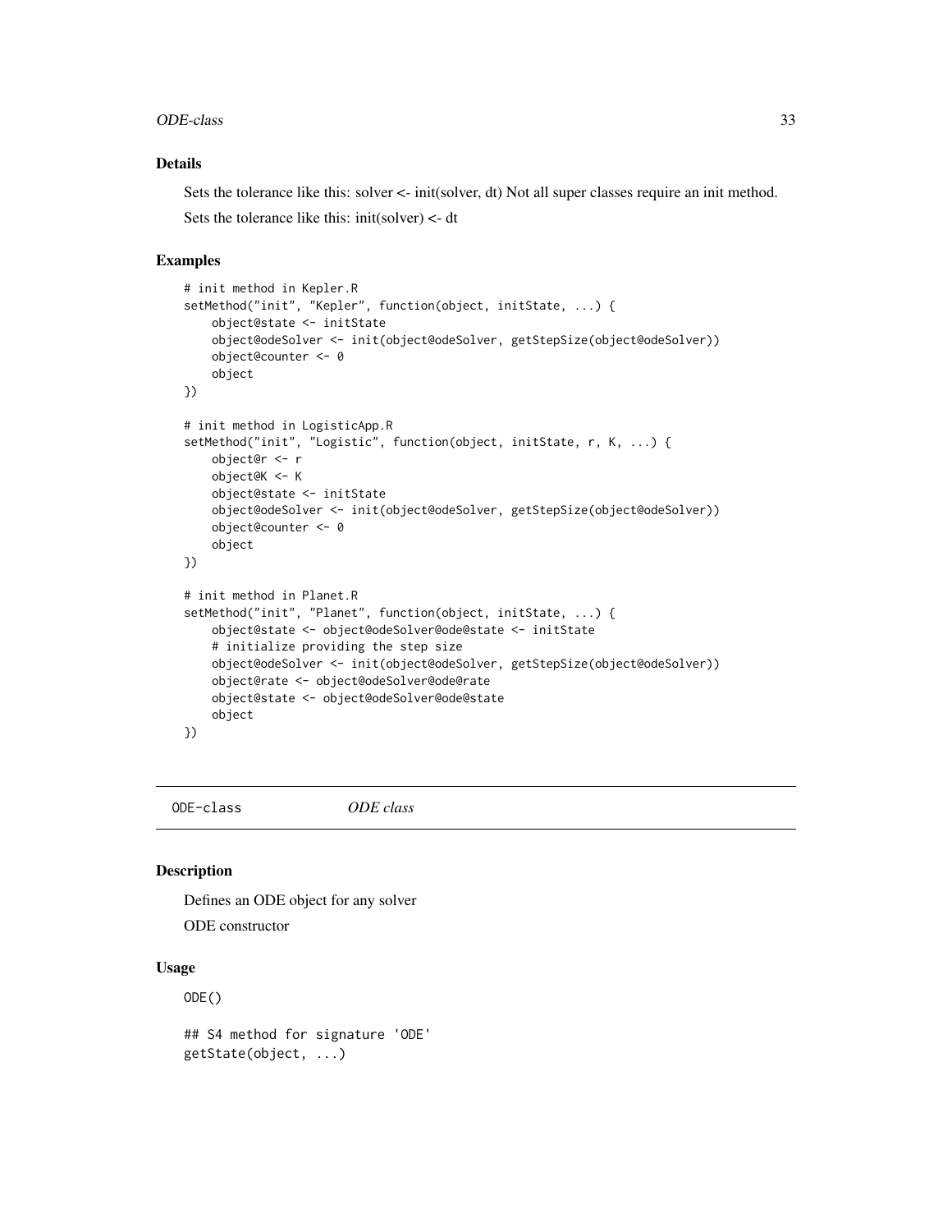### Details

Sets the tolerance like this: solver <- init(solver, dt) Not all super classes require an init method.

Sets the tolerance like this: init(solver) <- dt

### Examples

```
# init method in Kepler.R
setMethod("init", "Kepler", function(object, initState, ...) {
    object@state <- initState
    object@odeSolver <- init(object@odeSolver, getStepSize(object@odeSolver))
    object@counter <- 0
    object
})

# init method in LogisticApp.R
setMethod("init", "Logistic", function(object, initState, r, K, ...) {
    object@r <- r
    object@K <- K
    object@state <- initState
    object@odeSolver <- init(object@odeSolver, getStepSize(object@odeSolver))
    object@counter <- 0
    object
})

# init method in Planet.R
setMethod("init", "Planet", function(object, initState, ...) {
    object@state <- object@odeSolver@ode@state <- initState
    # initialize providing the step size
    object@odeSolver <- init(object@odeSolver, getStepSize(object@odeSolver))
    object@rate <- object@odeSolver@ode@rate
    object@state <- object@odeSolver@ode@state
    object
})
```

---

## ODE-class *ODE class*

### Description

Defines an ODE object for any solver

ODE constructor

### Usage

```
ODE()

## S4 method for signature 'ODE'
getState(object, ...)
```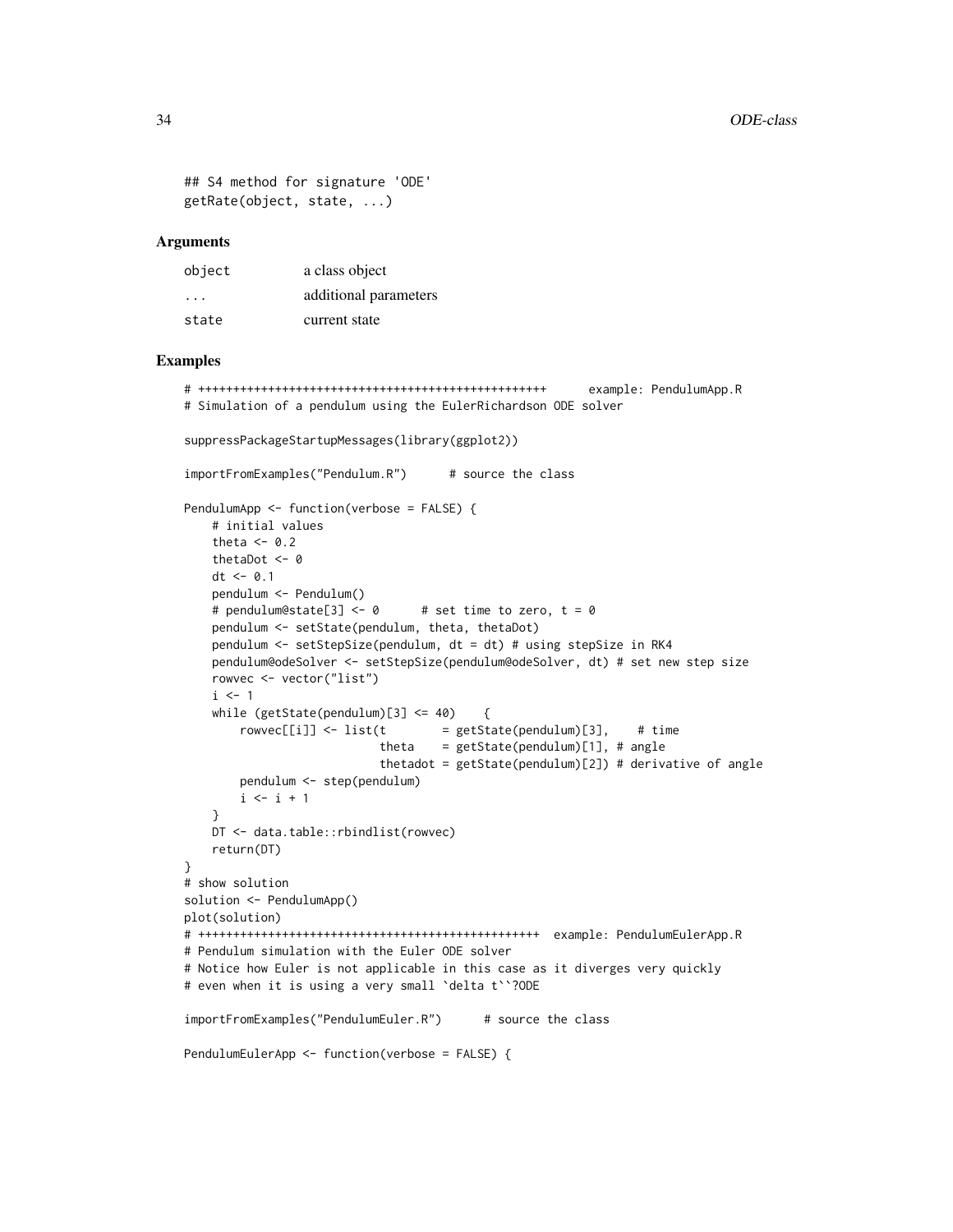```
## S4 method for signature 'ODE'
getRate(object, state, ...)
```

### Arguments

| | |
|---|---|
| object | a class object |
| ... | additional parameters |
| state | current state |

### Examples

```
# +++++++++++++++++++++++++++++++++++++++++++++++++++      example: PendulumApp.R
# Simulation of a pendulum using the EulerRichardson ODE solver

suppressPackageStartupMessages(library(ggplot2))

importFromExamples("Pendulum.R")      # source the class

PendulumApp <- function(verbose = FALSE) {
    # initial values
    theta <- 0.2
    thetaDot <- 0
    dt <- 0.1
    pendulum <- Pendulum()
    # pendulum@state[3] <- 0      # set time to zero, t = 0
    pendulum <- setState(pendulum, theta, thetaDot)
    pendulum <- setStepSize(pendulum, dt = dt) # using stepSize in RK4
    pendulum@odeSolver <- setStepSize(pendulum@odeSolver, dt) # set new step size
    rowvec <- vector("list")
    i <- 1
    while (getState(pendulum)[3] <= 40)    {
        rowvec[[i]] <- list(t        = getState(pendulum)[3],    # time
                            theta    = getState(pendulum)[1], # angle
                            thetadot = getState(pendulum)[2]) # derivative of angle
        pendulum <- step(pendulum)
        i <- i + 1
    }
    DT <- data.table::rbindlist(rowvec)
    return(DT)
}
# show solution
solution <- PendulumApp()
plot(solution)
# +++++++++++++++++++++++++++++++++++++++++++++++++++  example: PendulumEulerApp.R
# Pendulum simulation with the Euler ODE solver
# Notice how Euler is not applicable in this case as it diverges very quickly
# even when it is using a very small `delta t``?ODE

importFromExamples("PendulumEuler.R")      # source the class

PendulumEulerApp <- function(verbose = FALSE) {
```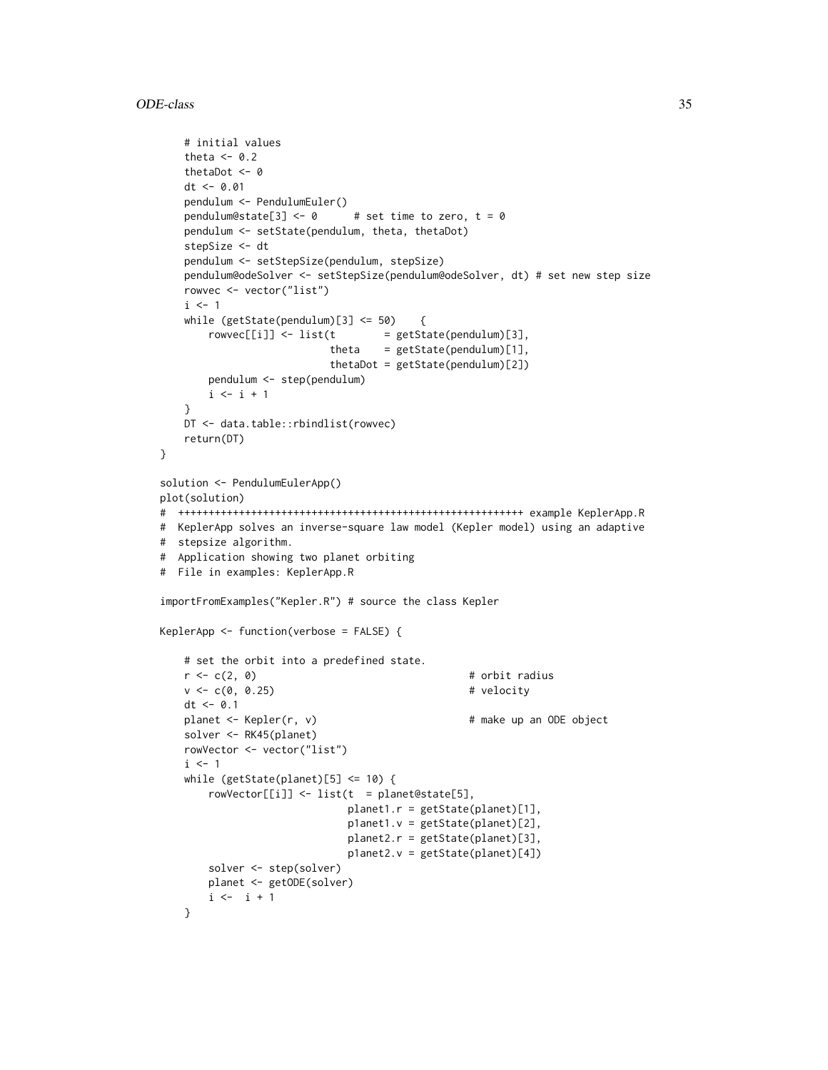```
    # initial values
    theta <- 0.2
    thetaDot <- 0
    dt <- 0.01
    pendulum <- PendulumEuler()
    pendulum@state[3] <- 0      # set time to zero, t = 0
    pendulum <- setState(pendulum, theta, thetaDot)
    stepSize <- dt
    pendulum <- setStepSize(pendulum, stepSize)
    pendulum@odeSolver <- setStepSize(pendulum@odeSolver, dt) # set new step size
    rowvec <- vector("list")
    i <- 1
    while (getState(pendulum)[3] <= 50)    {
        rowvec[[i]] <- list(t        = getState(pendulum)[3],
                            theta    = getState(pendulum)[1],
                            thetaDot = getState(pendulum)[2])
        pendulum <- step(pendulum)
        i <- i + 1
    }
    DT <- data.table::rbindlist(rowvec)
    return(DT)
}

solution <- PendulumEulerApp()
plot(solution)
#  ++++++++++++++++++++++++++++++++++++++++++++++++++++++++++ example KeplerApp.R
#  KeplerApp solves an inverse-square law model (Kepler model) using an adaptive
#  stepsize algorithm.
#  Application showing two planet orbiting
#  File in examples: KeplerApp.R

importFromExamples("Kepler.R") # source the class Kepler

KeplerApp <- function(verbose = FALSE) {

    # set the orbit into a predefined state.
    r <- c(2, 0)                                   # orbit radius
    v <- c(0, 0.25)                                # velocity
    dt <- 0.1
    planet <- Kepler(r, v)                         # make up an ODE object
    solver <- RK45(planet)
    rowVector <- vector("list")
    i <- 1
    while (getState(planet)[5] <= 10) {
        rowVector[[i]] <- list(t  = planet@state[5],
                               planet1.r = getState(planet)[1],
                               p1anet1.v = getState(planet)[2],
                               planet2.r = getState(planet)[3],
                               p1anet2.v = getState(planet)[4])
        solver <- step(solver)
        planet <- getODE(solver)
        i <-  i + 1
    }
```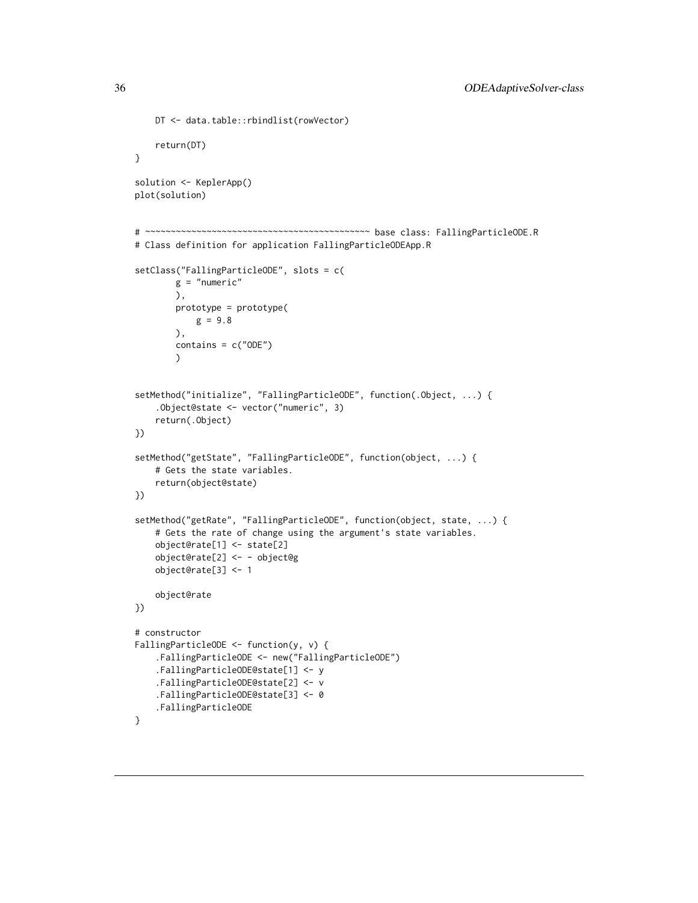```
    DT <- data.table::rbindlist(rowVector)

    return(DT)
}

solution <- KeplerApp()
plot(solution)


# ~~~~~~~~~~~~~~~~~~~~~~~~~~~~~~~~~~~~~~~~~~~ base class: FallingParticleODE.R
# Class definition for application FallingParticleODEApp.R

setClass("FallingParticleODE", slots = c(
        g = "numeric"
        ),
        prototype = prototype(
            g = 9.8
        ),
        contains = c("ODE")
        )


setMethod("initialize", "FallingParticleODE", function(.Object, ...) {
    .Object@state <- vector("numeric", 3)
    return(.Object)
})

setMethod("getState", "FallingParticleODE", function(object, ...) {
    # Gets the state variables.
    return(object@state)
})

setMethod("getRate", "FallingParticleODE", function(object, state, ...) {
    # Gets the rate of change using the argument's state variables.
    object@rate[1] <- state[2]
    object@rate[2] <- - object@g
    object@rate[3] <- 1

    object@rate
})

# constructor
FallingParticleODE <- function(y, v) {
    .FallingParticleODE <- new("FallingParticleODE")
    .FallingParticleODE@state[1] <- y
    .FallingParticleODE@state[2] <- v
    .FallingParticleODE@state[3] <- 0
    .FallingParticleODE
}
```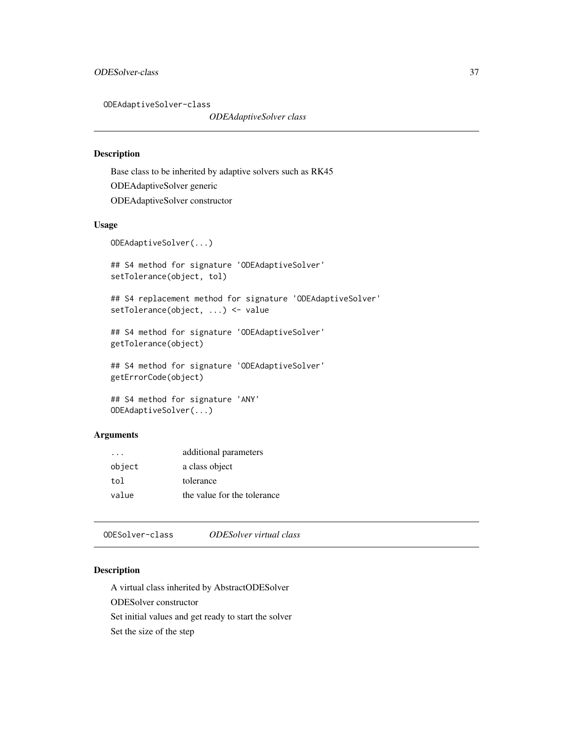ODEAdaptiveSolver-class

*ODEAdaptiveSolver class*

## Description

Base class to be inherited by adaptive solvers such as RK45

ODEAdaptiveSolver generic

ODEAdaptiveSolver constructor

## Usage

```
ODEAdaptiveSolver(...)

## S4 method for signature 'ODEAdaptiveSolver'
setTolerance(object, tol)

## S4 replacement method for signature 'ODEAdaptiveSolver'
setTolerance(object, ...) <- value

## S4 method for signature 'ODEAdaptiveSolver'
getTolerance(object)

## S4 method for signature 'ODEAdaptiveSolver'
getErrorCode(object)

## S4 method for signature 'ANY'
ODEAdaptiveSolver(...)
```

## Arguments

| | |
|---|---|
| `...` | additional parameters |
| `object` | a class object |
| `tol` | tolerance |
| `value` | the value for the tolerance |

---

ODESolver-class *ODESolver virtual class*

## Description

A virtual class inherited by AbstractODESolver

ODESolver constructor

Set initial values and get ready to start the solver

Set the size of the step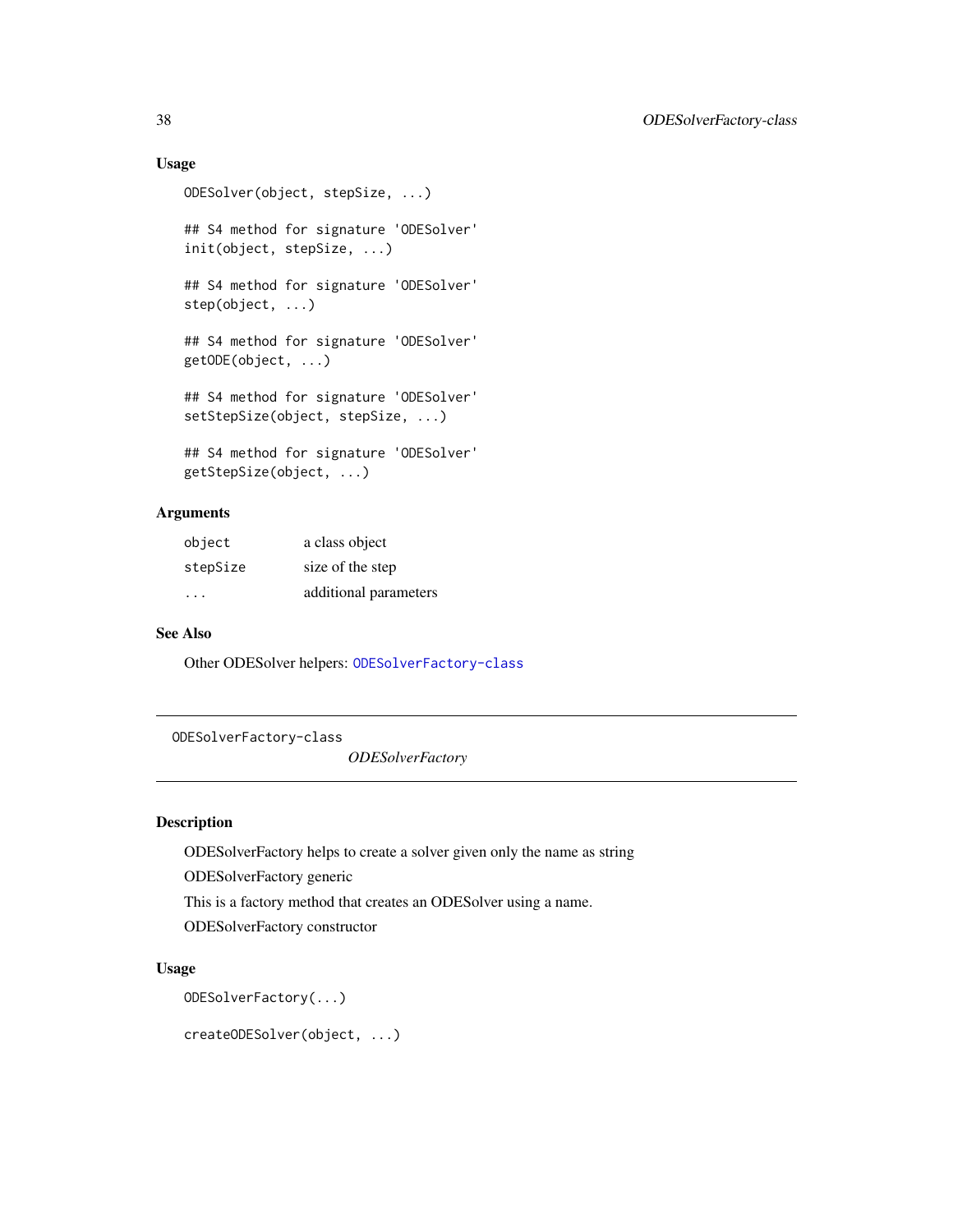### Usage

```
ODESolver(object, stepSize, ...)

## S4 method for signature 'ODESolver'
init(object, stepSize, ...)

## S4 method for signature 'ODESolver'
step(object, ...)

## S4 method for signature 'ODESolver'
getODE(object, ...)

## S4 method for signature 'ODESolver'
setStepSize(object, stepSize, ...)

## S4 method for signature 'ODESolver'
getStepSize(object, ...)
```

### Arguments

| | |
|---|---|
| object | a class object |
| stepSize | size of the step |
| ... | additional parameters |

### See Also

Other ODESolver helpers: ODESolverFactory-class

---

## ODESolverFactory-class    *ODESolverFactory*

---

### Description

ODESolverFactory helps to create a solver given only the name as string

ODESolverFactory generic

This is a factory method that creates an ODESolver using a name.

ODESolverFactory constructor

### Usage

```
ODESolverFactory(...)

createODESolver(object, ...)
```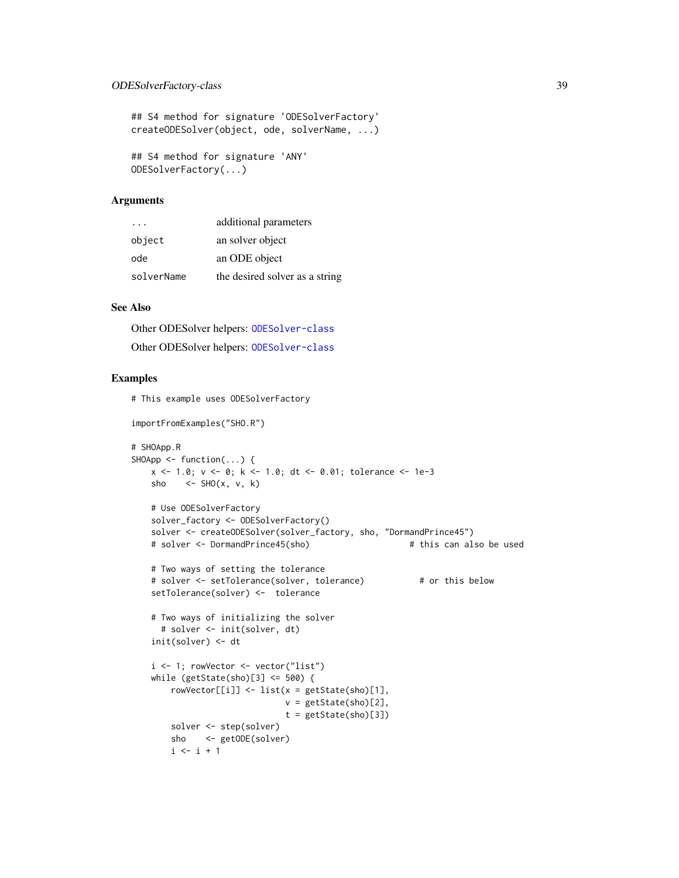```
## S4 method for signature 'ODESolverFactory'
createODESolver(object, ode, solverName, ...)

## S4 method for signature 'ANY'
ODESolverFactory(...)
```

### Arguments

| | |
|---|---|
| `...` | additional parameters |
| `object` | an solver object |
| `ode` | an ODE object |
| `solverName` | the desired solver as a string |

### See Also

Other ODESolver helpers: `ODESolver-class`

Other ODESolver helpers: `ODESolver-class`

### Examples

```
# This example uses ODESolverFactory

importFromExamples("SHO.R")

# SHOApp.R
SHOApp <- function(...) {
    x <- 1.0; v <- 0; k <- 1.0; dt <- 0.01; tolerance <- 1e-3
    sho    <- SHO(x, v, k)

    # Use ODESolverFactory
    solver_factory <- ODESolverFactory()
    solver <- createODESolver(solver_factory, sho, "DormandPrince45")
    # solver <- DormandPrince45(sho)                    # this can also be used

    # Two ways of setting the tolerance
    # solver <- setTolerance(solver, tolerance)           # or this below
    setTolerance(solver) <-  tolerance

    # Two ways of initializing the solver
      # solver <- init(solver, dt)
    init(solver) <- dt

    i <- 1; rowVector <- vector("list")
    while (getState(sho)[3] <= 500) {
        rowVector[[i]] <- list(x = getState(sho)[1],
                               v = getState(sho)[2],
                               t = getState(sho)[3])
        solver <- step(solver)
        sho    <- getODE(solver)
        i <- i + 1
```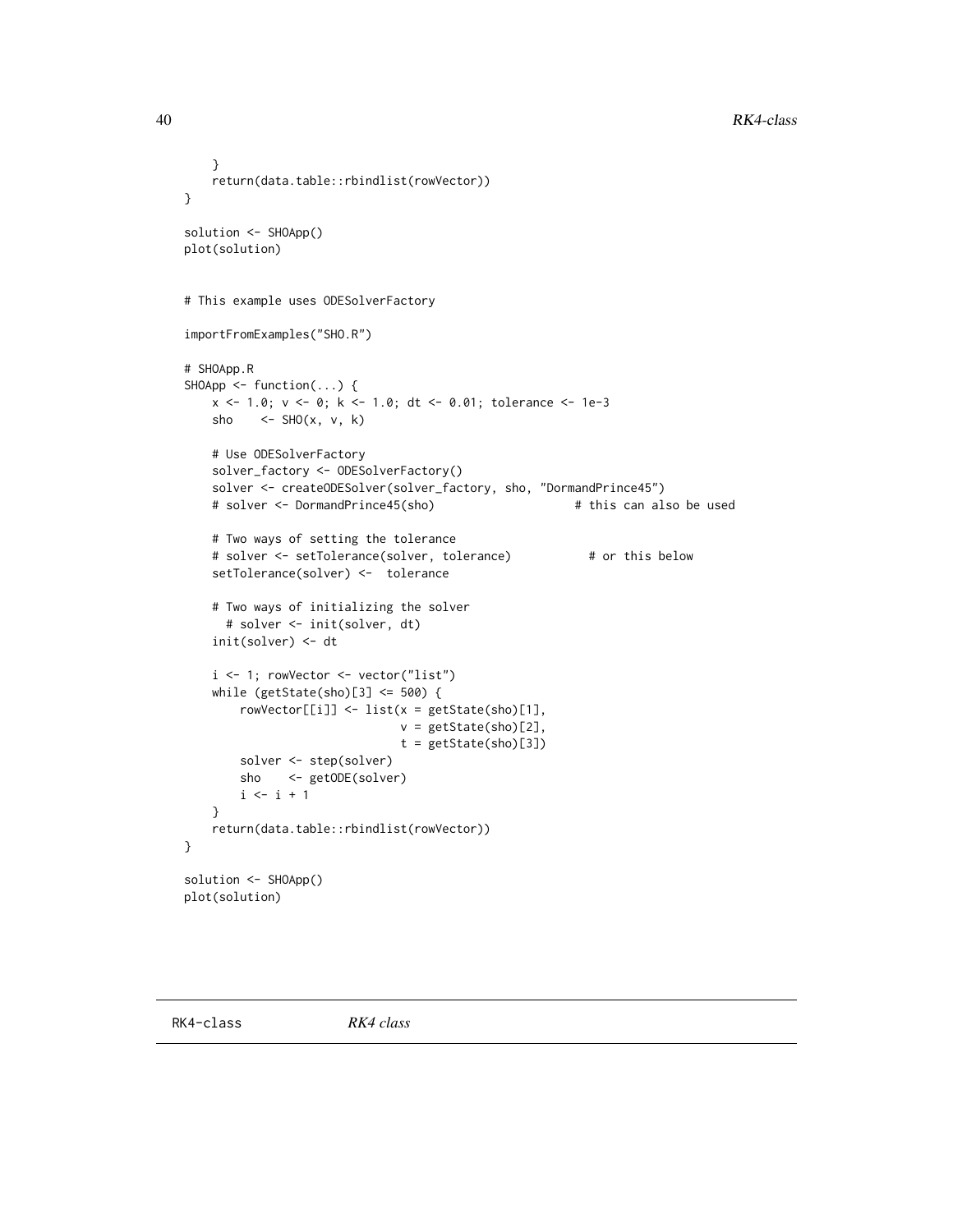```
    }
    return(data.table::rbindlist(rowVector))
}

solution <- SHOApp()
plot(solution)


# This example uses ODESolverFactory

importFromExamples("SHO.R")

# SHOApp.R
SHOApp <- function(...) {
    x <- 1.0; v <- 0; k <- 1.0; dt <- 0.01; tolerance <- 1e-3
    sho    <- SHO(x, v, k)

    # Use ODESolverFactory
    solver_factory <- ODESolverFactory()
    solver <- createODESolver(solver_factory, sho, "DormandPrince45")
    # solver <- DormandPrince45(sho)                    # this can also be used

    # Two ways of setting the tolerance
    # solver <- setTolerance(solver, tolerance)           # or this below
    setTolerance(solver) <-  tolerance

    # Two ways of initializing the solver
      # solver <- init(solver, dt)
    init(solver) <- dt

    i <- 1; rowVector <- vector("list")
    while (getState(sho)[3] <= 500) {
        rowVector[[i]] <- list(x = getState(sho)[1],
                               v = getState(sho)[2],
                               t = getState(sho)[3])
        solver <- step(solver)
        sho    <- getODE(solver)
        i <- i + 1
    }
    return(data.table::rbindlist(rowVector))
}

solution <- SHOApp()
plot(solution)
```

## RK4-class *RK4 class*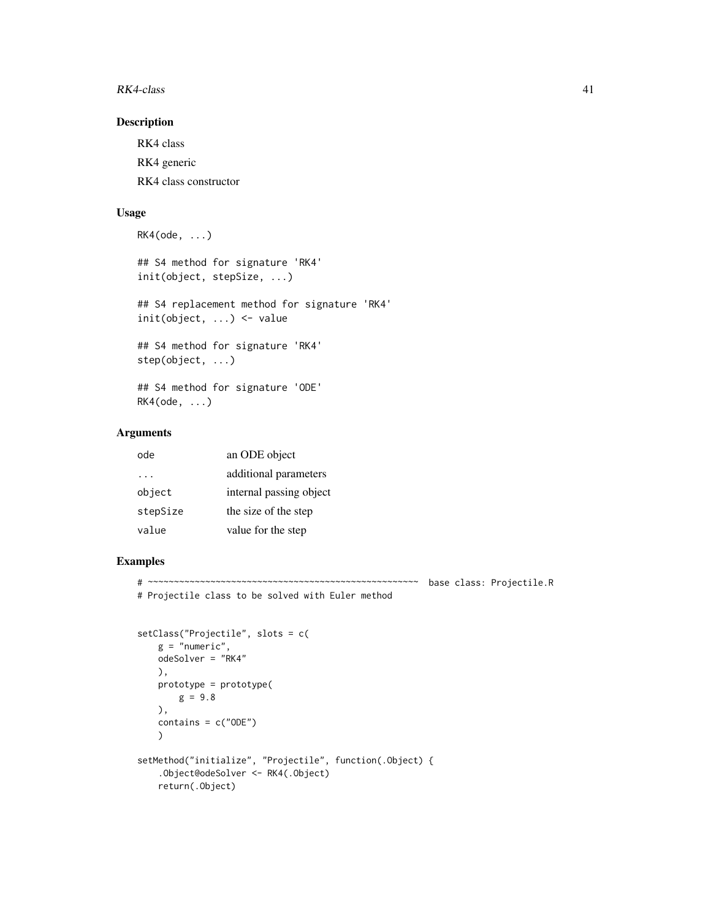## Description

RK4 class

RK4 generic

RK4 class constructor

## Usage

```
RK4(ode, ...)

## S4 method for signature 'RK4'
init(object, stepSize, ...)

## S4 replacement method for signature 'RK4'
init(object, ...) <- value

## S4 method for signature 'RK4'
step(object, ...)

## S4 method for signature 'ODE'
RK4(ode, ...)
```

## Arguments

| | |
|---|---|
| ode | an ODE object |
| ... | additional parameters |
| object | internal passing object |
| stepSize | the size of the step |
| value | value for the step |

## Examples

```
# ~~~~~~~~~~~~~~~~~~~~~~~~~~~~~~~~~~~~~~~~~~~~~~~~~~~~  base class: Projectile.R
# Projectile class to be solved with Euler method


setClass("Projectile", slots = c(
    g = "numeric",
    odeSolver = "RK4"
    ),
    prototype = prototype(
        g = 9.8
    ),
    contains = c("ODE")
    )

setMethod("initialize", "Projectile", function(.Object) {
    .Object@odeSolver <- RK4(.Object)
    return(.Object)
```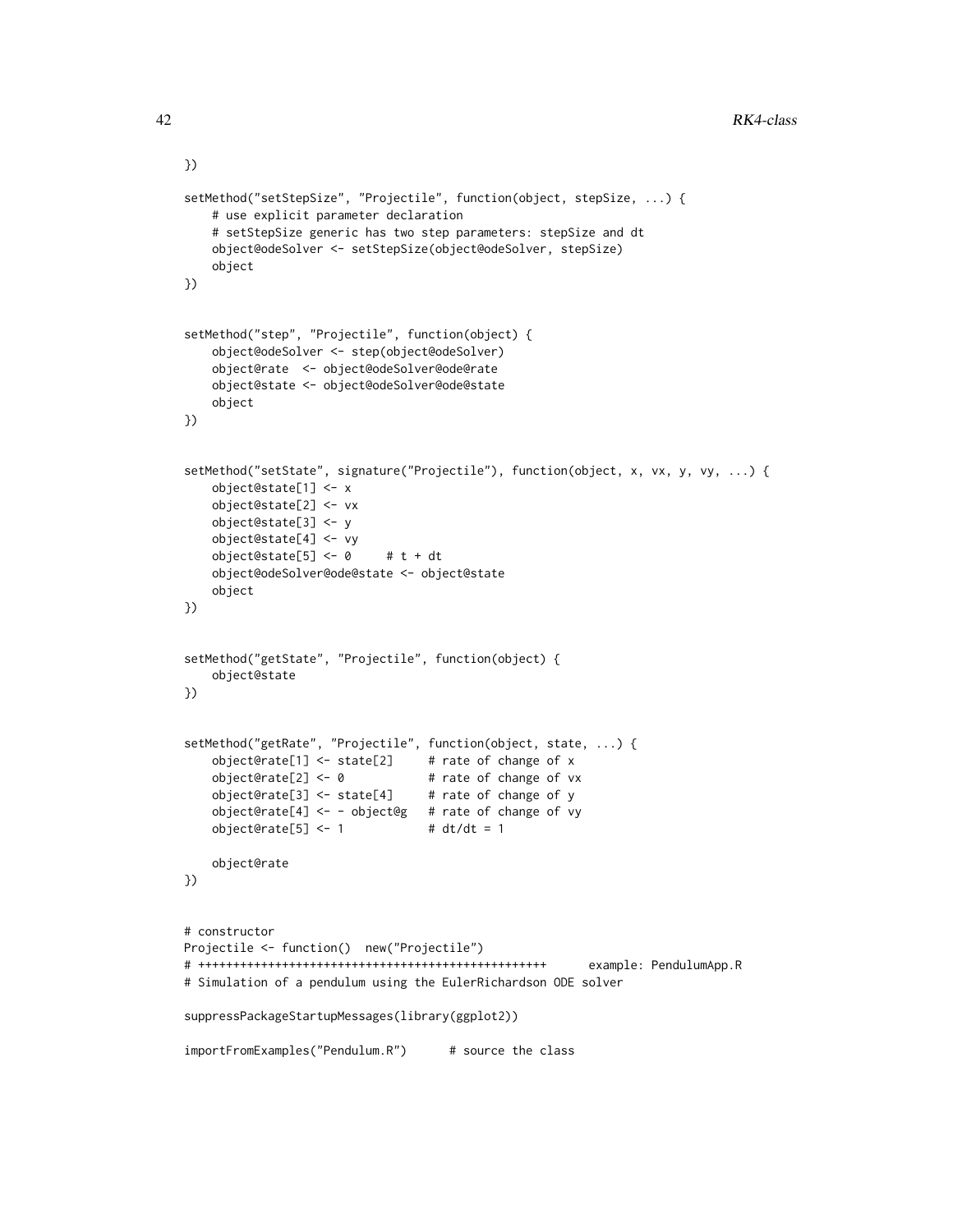```
})

setMethod("setStepSize", "Projectile", function(object, stepSize, ...) {
    # use explicit parameter declaration
    # setStepSize generic has two step parameters: stepSize and dt
    object@odeSolver <- setStepSize(object@odeSolver, stepSize)
    object
})


setMethod("step", "Projectile", function(object) {
    object@odeSolver <- step(object@odeSolver)
    object@rate  <- object@odeSolver@ode@rate
    object@state <- object@odeSolver@ode@state
    object
})


setMethod("setState", signature("Projectile"), function(object, x, vx, y, vy, ...) {
    object@state[1] <- x
    object@state[2] <- vx
    object@state[3] <- y
    object@state[4] <- vy
    object@state[5] <- 0     # t + dt
    object@odeSolver@ode@state <- object@state
    object
})


setMethod("getState", "Projectile", function(object) {
    object@state
})


setMethod("getRate", "Projectile", function(object, state, ...) {
    object@rate[1] <- state[2]     # rate of change of x
    object@rate[2] <- 0            # rate of change of vx
    object@rate[3] <- state[4]     # rate of change of y
    object@rate[4] <- - object@g   # rate of change of vy
    object@rate[5] <- 1            # dt/dt = 1

    object@rate
})


# constructor
Projectile <- function()  new("Projectile")
# +++++++++++++++++++++++++++++++++++++++++++++++++++      example: PendulumApp.R
# Simulation of a pendulum using the EulerRichardson ODE solver

suppressPackageStartupMessages(library(ggplot2))

importFromExamples("Pendulum.R")      # source the class
```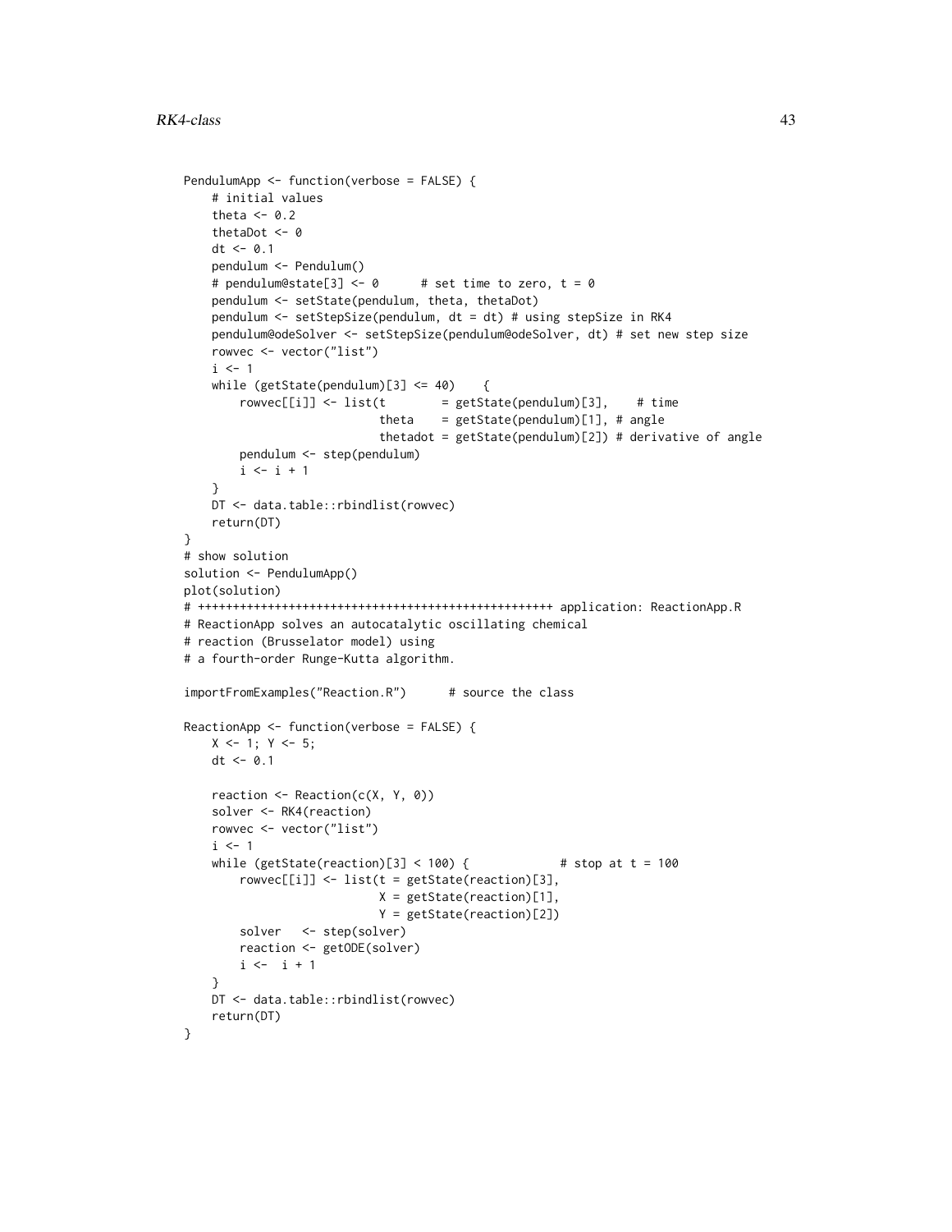```
PendulumApp <- function(verbose = FALSE) {
    # initial values
    theta <- 0.2
    thetaDot <- 0
    dt <- 0.1
    pendulum <- Pendulum()
    # pendulum@state[3] <- 0      # set time to zero, t = 0
    pendulum <- setState(pendulum, theta, thetaDot)
    pendulum <- setStepSize(pendulum, dt = dt) # using stepSize in RK4
    pendulum@odeSolver <- setStepSize(pendulum@odeSolver, dt) # set new step size
    rowvec <- vector("list")
    i <- 1
    while (getState(pendulum)[3] <= 40)    {
        rowvec[[i]] <- list(t        = getState(pendulum)[3],    # time
                            theta    = getState(pendulum)[1], # angle
                            thetadot = getState(pendulum)[2]) # derivative of angle
        pendulum <- step(pendulum)
        i <- i + 1
    }
    DT <- data.table::rbindlist(rowvec)
    return(DT)
}
# show solution
solution <- PendulumApp()
plot(solution)
# ++++++++++++++++++++++++++++++++++++++++++++++++++++++ application: ReactionApp.R
# ReactionApp solves an autocatalytic oscillating chemical
# reaction (Brusselator model) using
# a fourth-order Runge-Kutta algorithm.

importFromExamples("Reaction.R")      # source the class

ReactionApp <- function(verbose = FALSE) {
    X <- 1; Y <- 5;
    dt <- 0.1

    reaction <- Reaction(c(X, Y, 0))
    solver <- RK4(reaction)
    rowvec <- vector("list")
    i <- 1
    while (getState(reaction)[3] < 100) {             # stop at t = 100
        rowvec[[i]] <- list(t = getState(reaction)[3],
                            X = getState(reaction)[1],
                            Y = getState(reaction)[2])
        solver   <- step(solver)
        reaction <- getODE(solver)
        i <-  i + 1
    }
    DT <- data.table::rbindlist(rowvec)
    return(DT)
}
```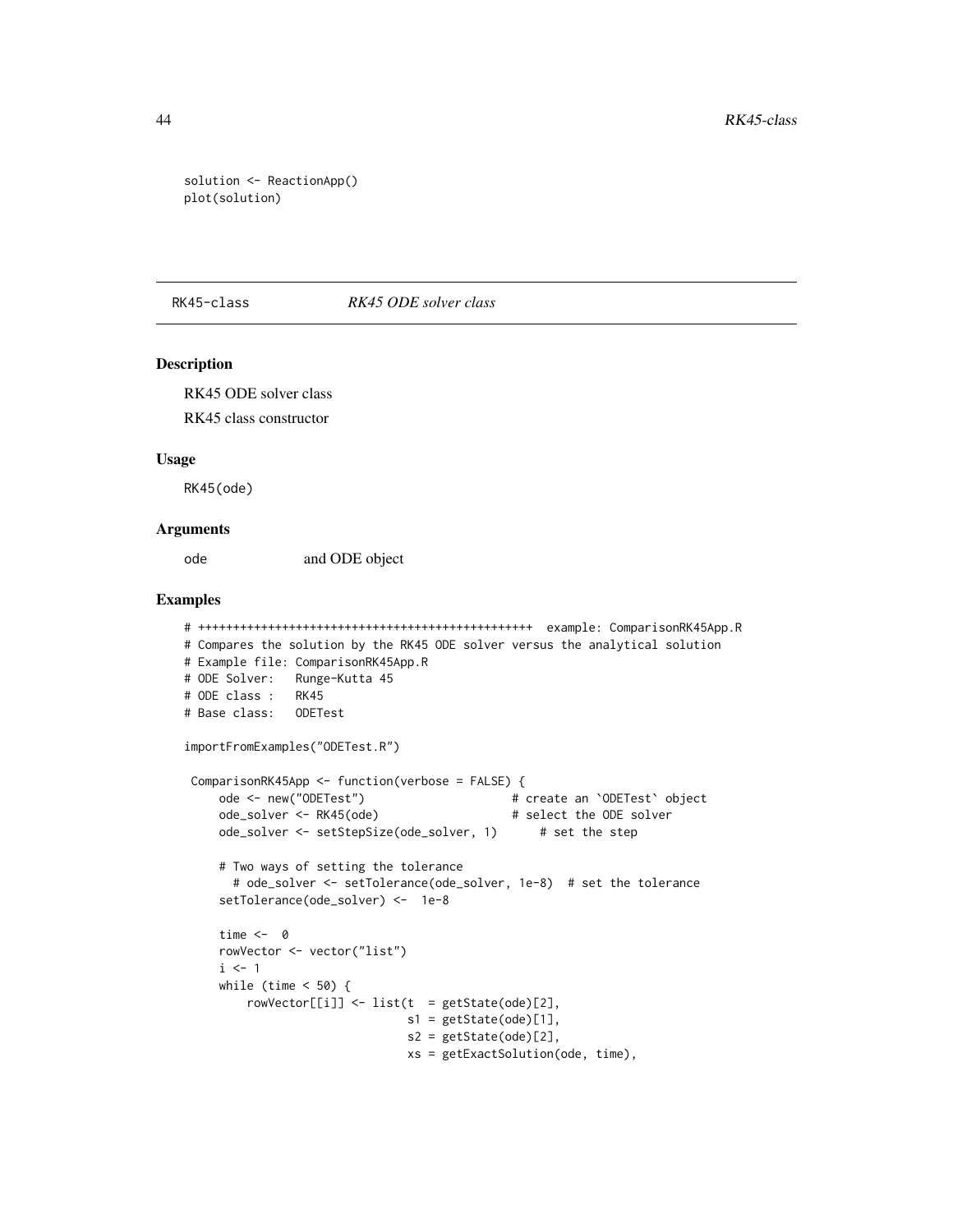```
solution <- ReactionApp()
plot(solution)
```

## RK45-class *RK45 ODE solver class*

### Description

RK45 ODE solver class

RK45 class constructor

### Usage

```
RK45(ode)
```

### Arguments

| | |
|---|---|
| ode | and ODE object |

### Examples

```
# +++++++++++++++++++++++++++++++++++++++++++++++++  example: ComparisonRK45App.R
# Compares the solution by the RK45 ODE solver versus the analytical solution
# Example file: ComparisonRK45App.R
# ODE Solver:   Runge-Kutta 45
# ODE class :   RK45
# Base class:   ODETest

importFromExamples("ODETest.R")

 ComparisonRK45App <- function(verbose = FALSE) {
     ode <- new("ODETest")                     # create an `ODETest` object
     ode_solver <- RK45(ode)                   # select the ODE solver
     ode_solver <- setStepSize(ode_solver, 1)      # set the step

     # Two ways of setting the tolerance
       # ode_solver <- setTolerance(ode_solver, 1e-8)  # set the tolerance
     setTolerance(ode_solver) <-  1e-8

     time <-  0
     rowVector <- vector("list")
     i <- 1
     while (time < 50) {
         rowVector[[i]] <- list(t  = getState(ode)[2],
                               s1 = getState(ode)[1],
                               s2 = getState(ode)[2],
                               xs = getExactSolution(ode, time),
```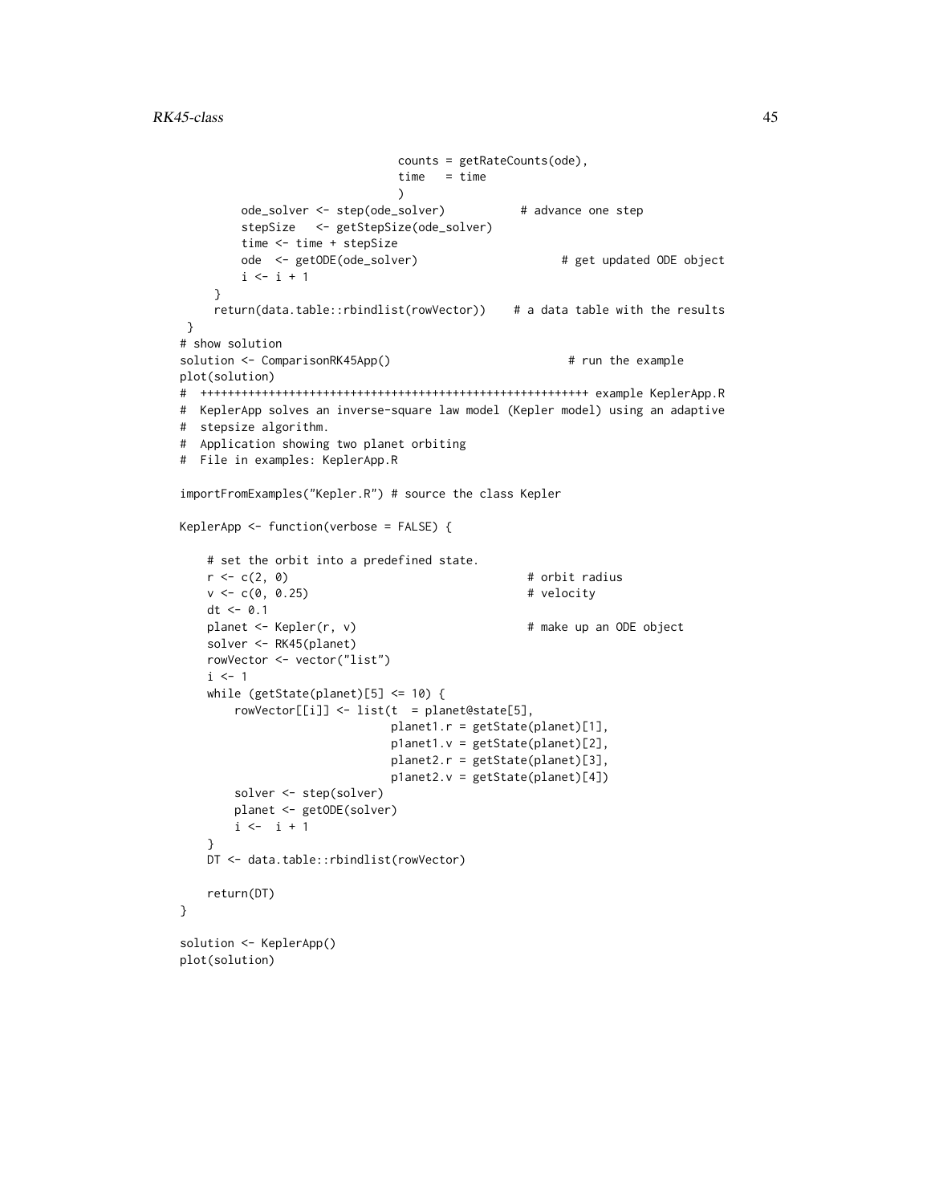```
                                counts = getRateCounts(ode),
                                time   = time
                                )
         ode_solver <- step(ode_solver)           # advance one step
         stepSize   <- getStepSize(ode_solver)
         time <- time + stepSize
         ode  <- getODE(ode_solver)                      # get updated ODE object
         i <- i + 1
     }
     return(data.table::rbindlist(rowVector))    # a data table with the results
 }
# show solution
solution <- ComparisonRK45App()                          # run the example
plot(solution)
#  ++++++++++++++++++++++++++++++++++++++++++++++++++++++++ example KeplerApp.R
#  KeplerApp solves an inverse-square law model (Kepler model) using an adaptive
#  stepsize algorithm.
#  Application showing two planet orbiting
#  File in examples: KeplerApp.R

importFromExamples("Kepler.R") # source the class Kepler

KeplerApp <- function(verbose = FALSE) {

    # set the orbit into a predefined state.
    r <- c(2, 0)                                   # orbit radius
    v <- c(0, 0.25)                                # velocity
    dt <- 0.1
    planet <- Kepler(r, v)                         # make up an ODE object
    solver <- RK45(planet)
    rowVector <- vector("list")
    i <- 1
    while (getState(planet)[5] <= 10) {
        rowVector[[i]] <- list(t  = planet@state[5],
                               planet1.r = getState(planet)[1],
                               p1anet1.v = getState(planet)[2],
                               planet2.r = getState(planet)[3],
                               p1anet2.v = getState(planet)[4])
        solver <- step(solver)
        planet <- getODE(solver)
        i <-  i + 1
    }
    DT <- data.table::rbindlist(rowVector)

    return(DT)
}

solution <- KeplerApp()
plot(solution)
```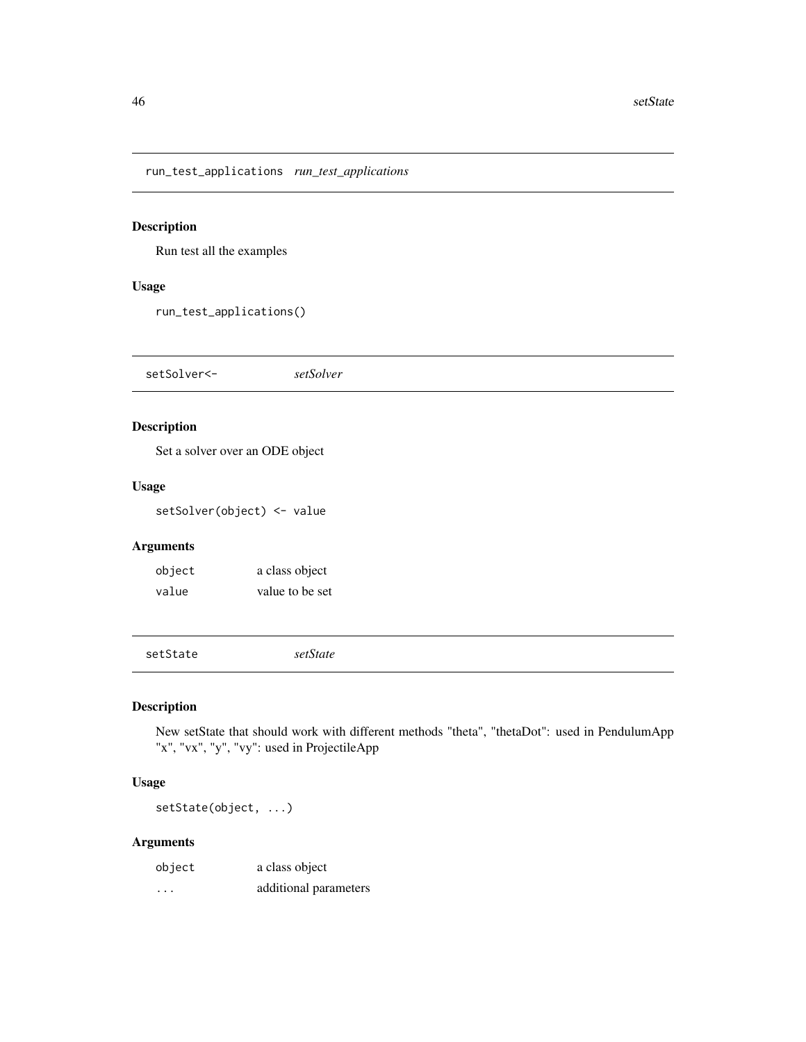## run_test_applications *run_test_applications*

### Description

Run test all the examples

### Usage

```
run_test_applications()
```

## setSolver<- *setSolver*

### Description

Set a solver over an ODE object

### Usage

```
setSolver(object) <- value
```

### Arguments

| | |
|---|---|
| object | a class object |
| value | value to be set |

## setState *setState*

### Description

New setState that should work with different methods "theta", "thetaDot": used in PendulumApp "x", "vx", "y", "vy": used in ProjectileApp

### Usage

```
setState(object, ...)
```

### Arguments

| | |
|---|---|
| object | a class object |
| ... | additional parameters |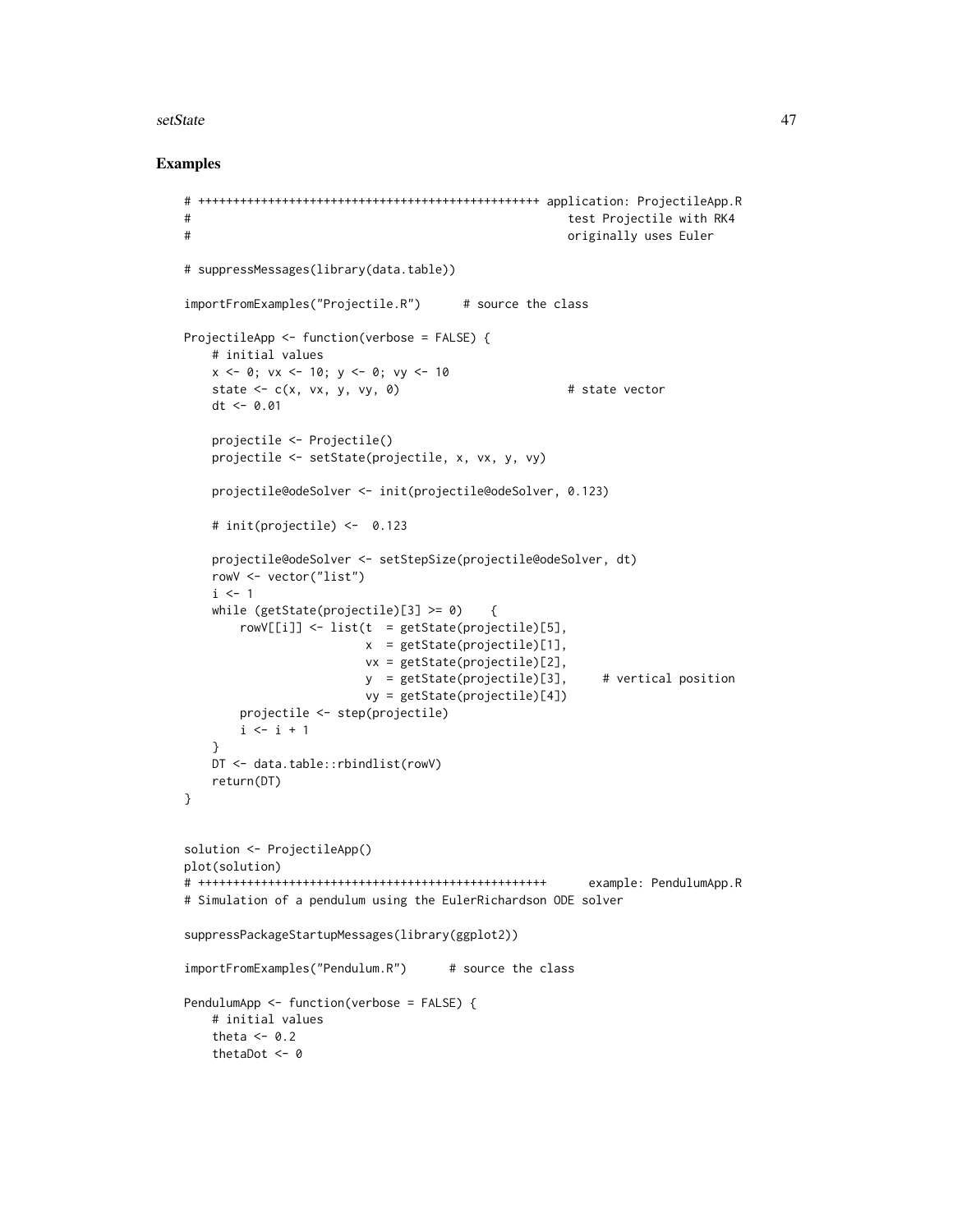## Examples

```
# +++++++++++++++++++++++++++++++++++++++++++++++++++ application: ProjectileApp.R
#                                                        test Projectile with RK4
#                                                        originally uses Euler

# suppressMessages(library(data.table))

importFromExamples("Projectile.R")      # source the class

ProjectileApp <- function(verbose = FALSE) {
    # initial values
    x <- 0; vx <- 10; y <- 0; vy <- 10
    state <- c(x, vx, y, vy, 0)                        # state vector
    dt <- 0.01

    projectile <- Projectile()
    projectile <- setState(projectile, x, vx, y, vy)

    projectile@odeSolver <- init(projectile@odeSolver, 0.123)

    # init(projectile) <-  0.123

    projectile@odeSolver <- setStepSize(projectile@odeSolver, dt)
    rowV <- vector("list")
    i <- 1
    while (getState(projectile)[3] >= 0)    {
        rowV[[i]] <- list(t  = getState(projectile)[5],
                          x  = getState(projectile)[1],
                          vx = getState(projectile)[2],
                          y  = getState(projectile)[3],     # vertical position
                          vy = getState(projectile)[4])
        projectile <- step(projectile)
        i <- i + 1
    }
    DT <- data.table::rbindlist(rowV)
    return(DT)
}


solution <- ProjectileApp()
plot(solution)
# ++++++++++++++++++++++++++++++++++++++++++++++++++      example: PendulumApp.R
# Simulation of a pendulum using the EulerRichardson ODE solver

suppressPackageStartupMessages(library(ggplot2))

importFromExamples("Pendulum.R")      # source the class

PendulumApp <- function(verbose = FALSE) {
    # initial values
    theta <- 0.2
    thetaDot <- 0
```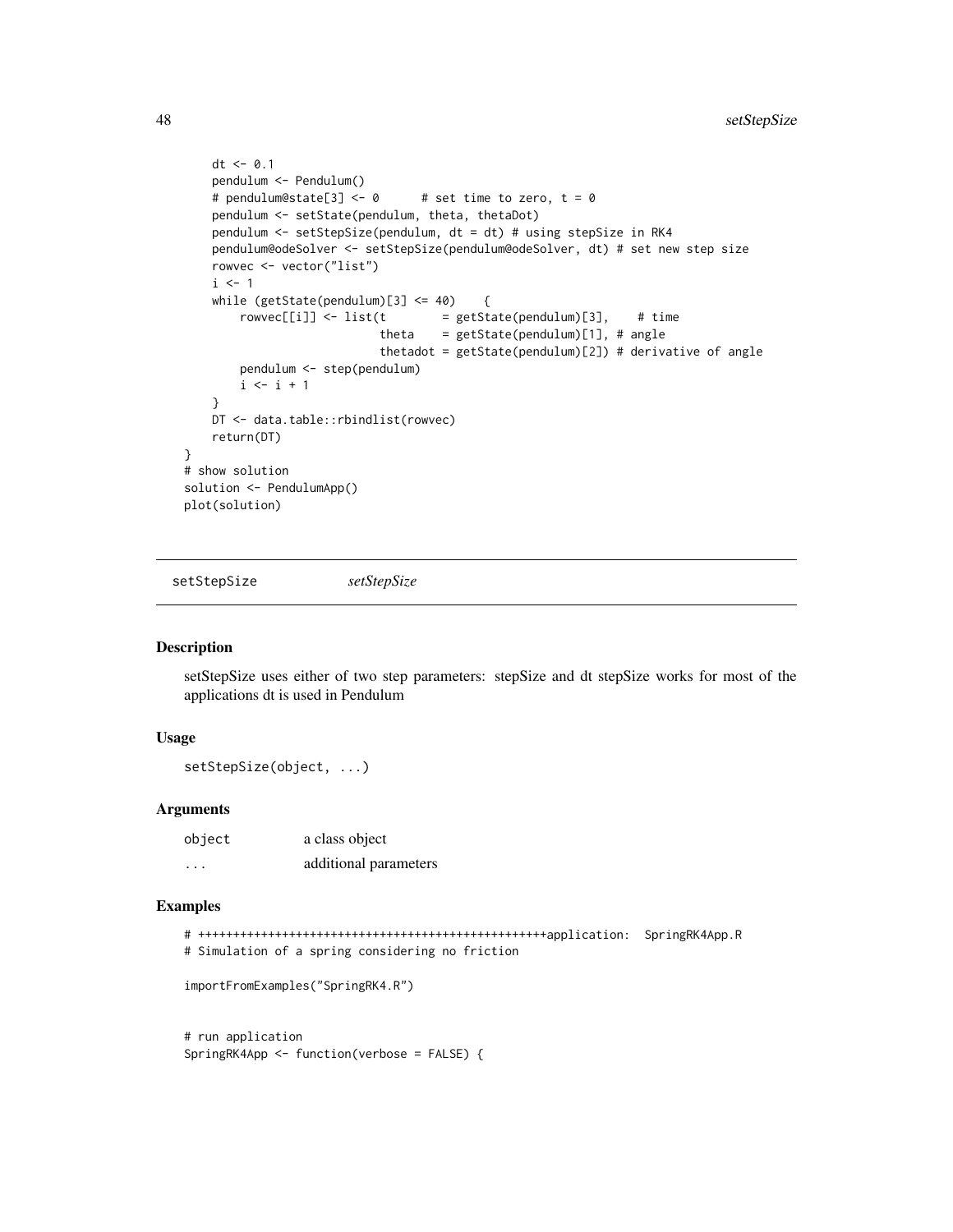```
    dt <- 0.1
    pendulum <- Pendulum()
    # pendulum@state[3] <- 0      # set time to zero, t = 0
    pendulum <- setState(pendulum, theta, thetaDot)
    pendulum <- setStepSize(pendulum, dt = dt) # using stepSize in RK4
    pendulum@odeSolver <- setStepSize(pendulum@odeSolver, dt) # set new step size
    rowvec <- vector("list")
    i <- 1
    while (getState(pendulum)[3] <= 40)    {
        rowvec[[i]] <- list(t        = getState(pendulum)[3],    # time
                            theta    = getState(pendulum)[1], # angle
                            thetadot = getState(pendulum)[2]) # derivative of angle
        pendulum <- step(pendulum)
        i <- i + 1
    }
    DT <- data.table::rbindlist(rowvec)
    return(DT)
}
# show solution
solution <- PendulumApp()
plot(solution)
```

## setStepSize *setStepSize*

### Description

setStepSize uses either of two step parameters: stepSize and dt stepSize works for most of the applications dt is used in Pendulum

### Usage

```
setStepSize(object, ...)
```

### Arguments

| | |
|---|---|
| object | a class object |
| ... | additional parameters |

### Examples

```
# ++++++++++++++++++++++++++++++++++++++++++++++++++++application:  SpringRK4App.R
# Simulation of a spring considering no friction

importFromExamples("SpringRK4.R")


# run application
SpringRK4App <- function(verbose = FALSE) {
```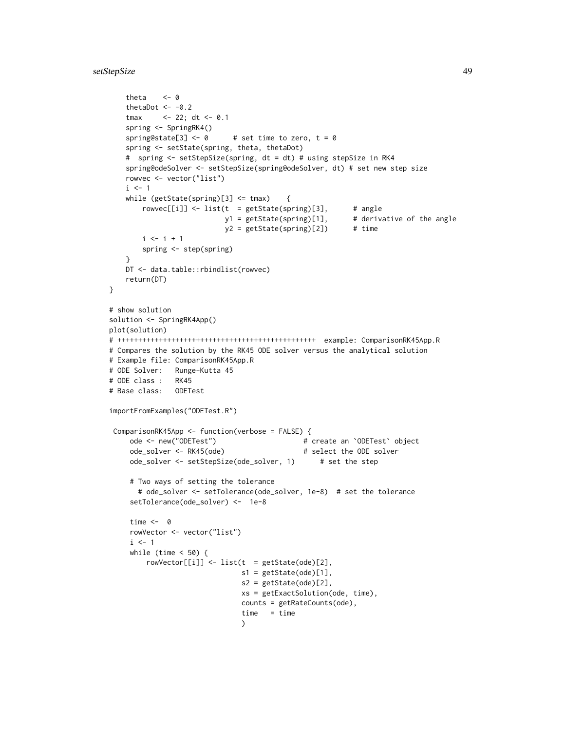```
    theta    <- 0
    thetaDot <- -0.2
    tmax     <- 22; dt <- 0.1
    spring <- SpringRK4()
    spring@state[3] <- 0      # set time to zero, t = 0
    spring <- setState(spring, theta, thetaDot)
    #  spring <- setStepSize(spring, dt = dt) # using stepSize in RK4
    spring@odeSolver <- setStepSize(spring@odeSolver, dt) # set new step size
    rowvec <- vector("list")
    i <- 1
    while (getState(spring)[3] <= tmax)    {
        rowvec[[i]] <- list(t  = getState(spring)[3],      # angle
                            y1 = getState(spring)[1],      # derivative of the angle
                            y2 = getState(spring)[2])      # time
        i <- i + 1
        spring <- step(spring)
    }
    DT <- data.table::rbindlist(rowvec)
    return(DT)
}

# show solution
solution <- SpringRK4App()
plot(solution)
# +++++++++++++++++++++++++++++++++++++++++++++++++  example: ComparisonRK45App.R
# Compares the solution by the RK45 ODE solver versus the analytical solution
# Example file: ComparisonRK45App.R
# ODE Solver:   Runge-Kutta 45
# ODE class :   RK45
# Base class:   ODETest

importFromExamples("ODETest.R")

 ComparisonRK45App <- function(verbose = FALSE) {
     ode <- new("ODETest")                     # create an `ODETest` object
     ode_solver <- RK45(ode)                   # select the ODE solver
     ode_solver <- setStepSize(ode_solver, 1)      # set the step

     # Two ways of setting the tolerance
       # ode_solver <- setTolerance(ode_solver, 1e-8)  # set the tolerance
     setTolerance(ode_solver) <-  1e-8

     time <-  0
     rowVector <- vector("list")
     i <- 1
     while (time < 50) {
         rowVector[[i]] <- list(t  = getState(ode)[2],
                                s1 = getState(ode)[1],
                                s2 = getState(ode)[2],
                                xs = getExactSolution(ode, time),
                                counts = getRateCounts(ode),
                                time   = time
                                )
```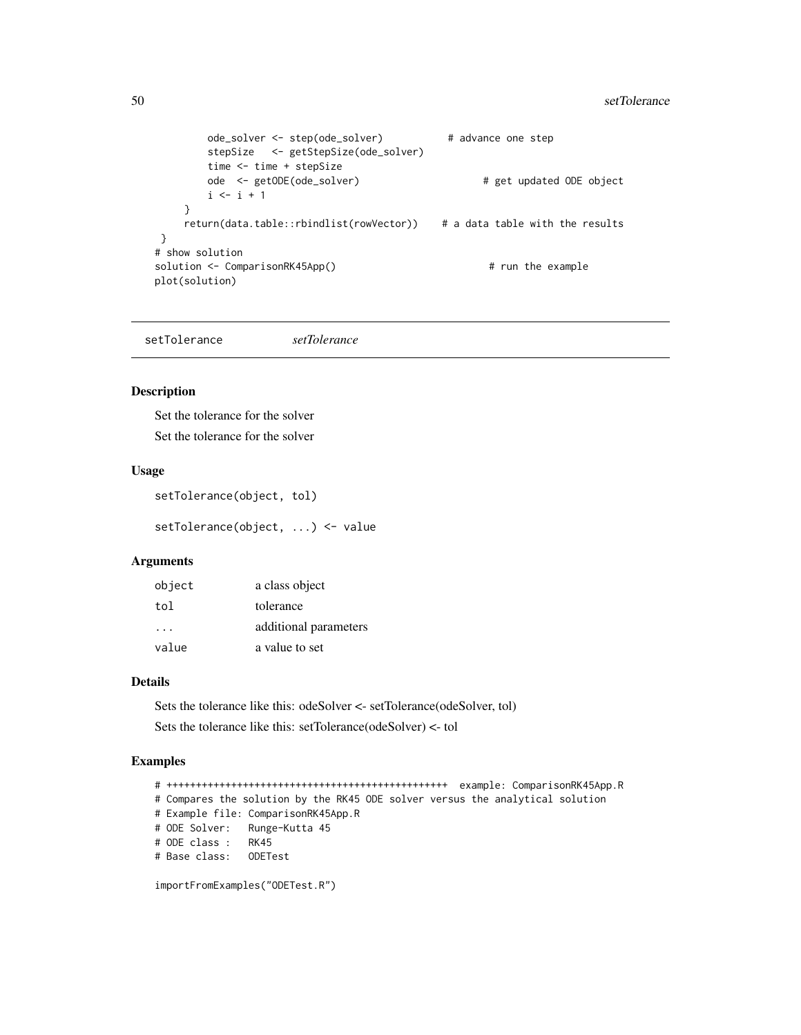```r
          ode_solver <- step(ode_solver)           # advance one step
          stepSize   <- getStepSize(ode_solver)
          time <- time + stepSize
          ode  <- getODE(ode_solver)                     # get updated ODE object
          i <- i + 1
      }
      return(data.table::rbindlist(rowVector))    # a data table with the results
 }
# show solution
solution <- ComparisonRK45App()                          # run the example
plot(solution)
```

## setTolerance *setTolerance*

### Description

Set the tolerance for the solver

Set the tolerance for the solver

### Usage

```r
setTolerance(object, tol)

setTolerance(object, ...) <- value
```

### Arguments

| | |
|---|---|
| object | a class object |
| tol | tolerance |
| ... | additional parameters |
| value | a value to set |

### Details

Sets the tolerance like this: odeSolver <- setTolerance(odeSolver, tol)

Sets the tolerance like this: setTolerance(odeSolver) <- tol

### Examples

```r
# +++++++++++++++++++++++++++++++++++++++++++++++++++  example: ComparisonRK45App.R
# Compares the solution by the RK45 ODE solver versus the analytical solution
# Example file: ComparisonRK45App.R
# ODE Solver:   Runge-Kutta 45
# ODE class :   RK45
# Base class:   ODETest

importFromExamples("ODETest.R")
```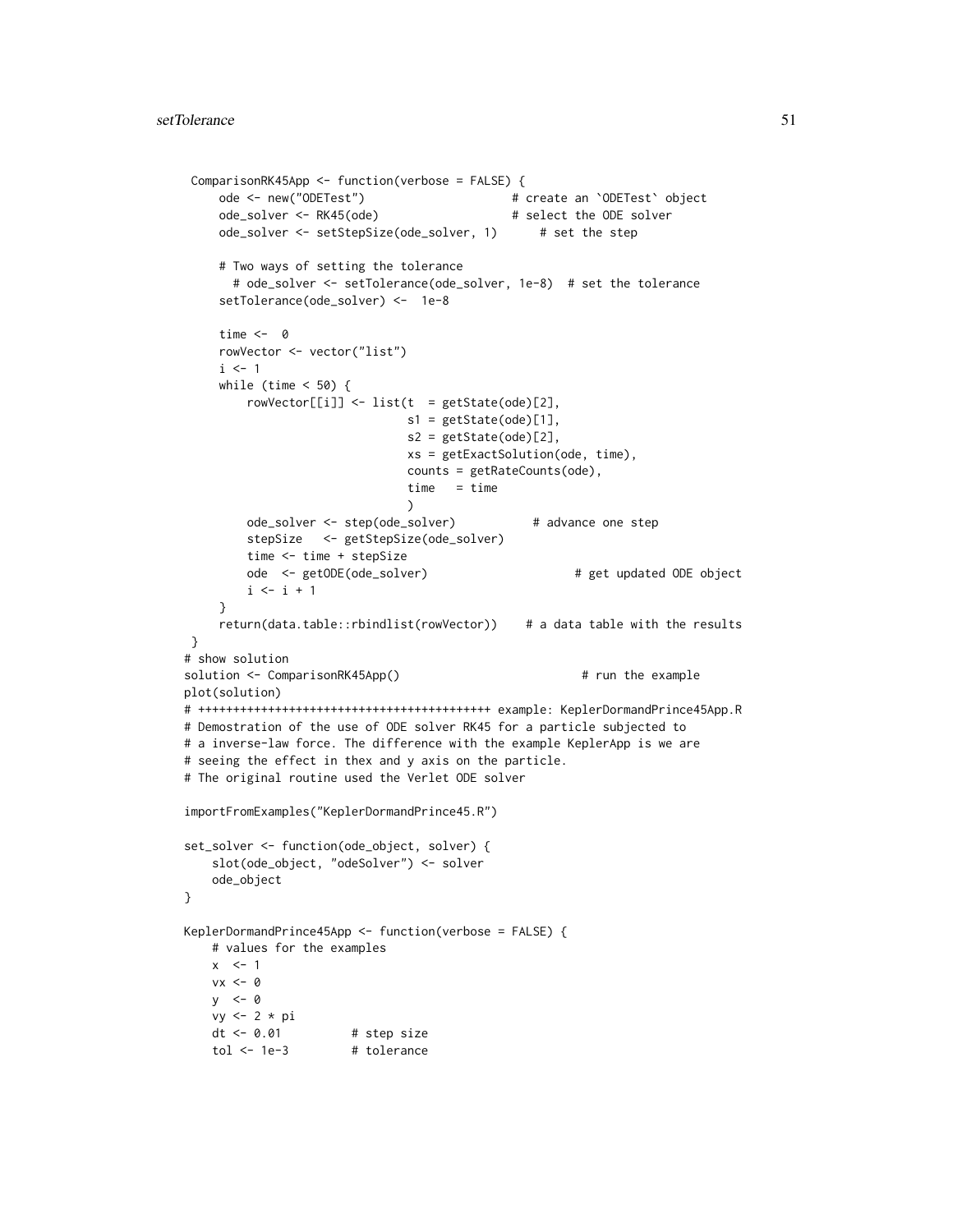```
 ComparisonRK45App <- function(verbose = FALSE) {
     ode <- new("ODETest")                     # create an `ODETest` object
     ode_solver <- RK45(ode)                   # select the ODE solver
     ode_solver <- setStepSize(ode_solver, 1)      # set the step

     # Two ways of setting the tolerance
       # ode_solver <- setTolerance(ode_solver, 1e-8)  # set the tolerance
     setTolerance(ode_solver) <-  1e-8

     time <-  0
     rowVector <- vector("list")
     i <- 1
     while (time < 50) {
         rowVector[[i]] <- list(t  = getState(ode)[2],
                                s1 = getState(ode)[1],
                                s2 = getState(ode)[2],
                                xs = getExactSolution(ode, time),
                                counts = getRateCounts(ode),
                                time   = time
                                )
         ode_solver <- step(ode_solver)           # advance one step
         stepSize   <- getStepSize(ode_solver)
         time <- time + stepSize
         ode  <- getODE(ode_solver)                     # get updated ODE object
         i <- i + 1
     }
     return(data.table::rbindlist(rowVector))    # a data table with the results
 }
# show solution
solution <- ComparisonRK45App()                          # run the example
plot(solution)
# ++++++++++++++++++++++++++++++++++++++++++ example: KeplerDormandPrince45App.R
# Demostration of the use of ODE solver RK45 for a particle subjected to
# a inverse-law force. The difference with the example KeplerApp is we are
# seeing the effect in thex and y axis on the particle.
# The original routine used the Verlet ODE solver

importFromExamples("KeplerDormandPrince45.R")

set_solver <- function(ode_object, solver) {
    slot(ode_object, "odeSolver") <- solver
    ode_object
}

KeplerDormandPrince45App <- function(verbose = FALSE) {
    # values for the examples
    x  <- 1
    vx <- 0
    y  <- 0
    vy <- 2 * pi
    dt <- 0.01          # step size
    tol <- 1e-3         # tolerance
```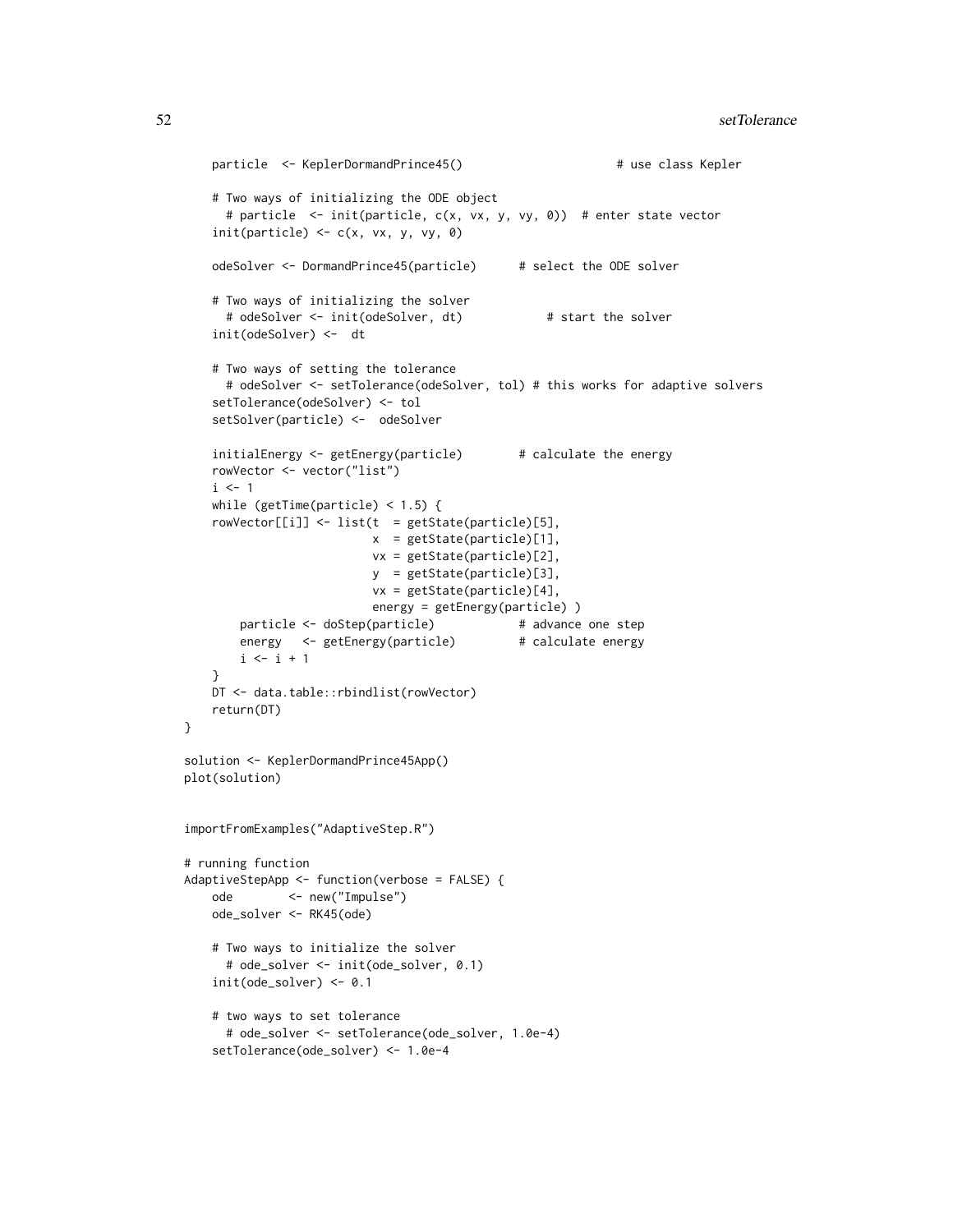```
    particle  <- KeplerDormandPrince45()                      # use class Kepler

    # Two ways of initializing the ODE object
      # particle  <- init(particle, c(x, vx, y, vy, 0))  # enter state vector
    init(particle) <- c(x, vx, y, vy, 0)

    odeSolver <- DormandPrince45(particle)      # select the ODE solver

    # Two ways of initializing the solver
      # odeSolver <- init(odeSolver, dt)            # start the solver
    init(odeSolver) <-  dt

    # Two ways of setting the tolerance
      # odeSolver <- setTolerance(odeSolver, tol) # this works for adaptive solvers
    setTolerance(odeSolver) <- tol
    setSolver(particle) <-  odeSolver

    initialEnergy <- getEnergy(particle)        # calculate the energy
    rowVector <- vector("list")
    i <- 1
    while (getTime(particle) < 1.5) {
    rowVector[[i]] <- list(t  = getState(particle)[5],
                           x  = getState(particle)[1],
                           vx = getState(particle)[2],
                           y  = getState(particle)[3],
                           vx = getState(particle)[4],
                           energy = getEnergy(particle) )
        particle <- doStep(particle)            # advance one step
        energy   <- getEnergy(particle)         # calculate energy
        i <- i + 1
    }
    DT <- data.table::rbindlist(rowVector)
    return(DT)
}

solution <- KeplerDormandPrince45App()
plot(solution)


importFromExamples("AdaptiveStep.R")

# running function
AdaptiveStepApp <- function(verbose = FALSE) {
    ode        <- new("Impulse")
    ode_solver <- RK45(ode)

    # Two ways to initialize the solver
      # ode_solver <- init(ode_solver, 0.1)
    init(ode_solver) <- 0.1

    # two ways to set tolerance
      # ode_solver <- setTolerance(ode_solver, 1.0e-4)
    setTolerance(ode_solver) <- 1.0e-4
```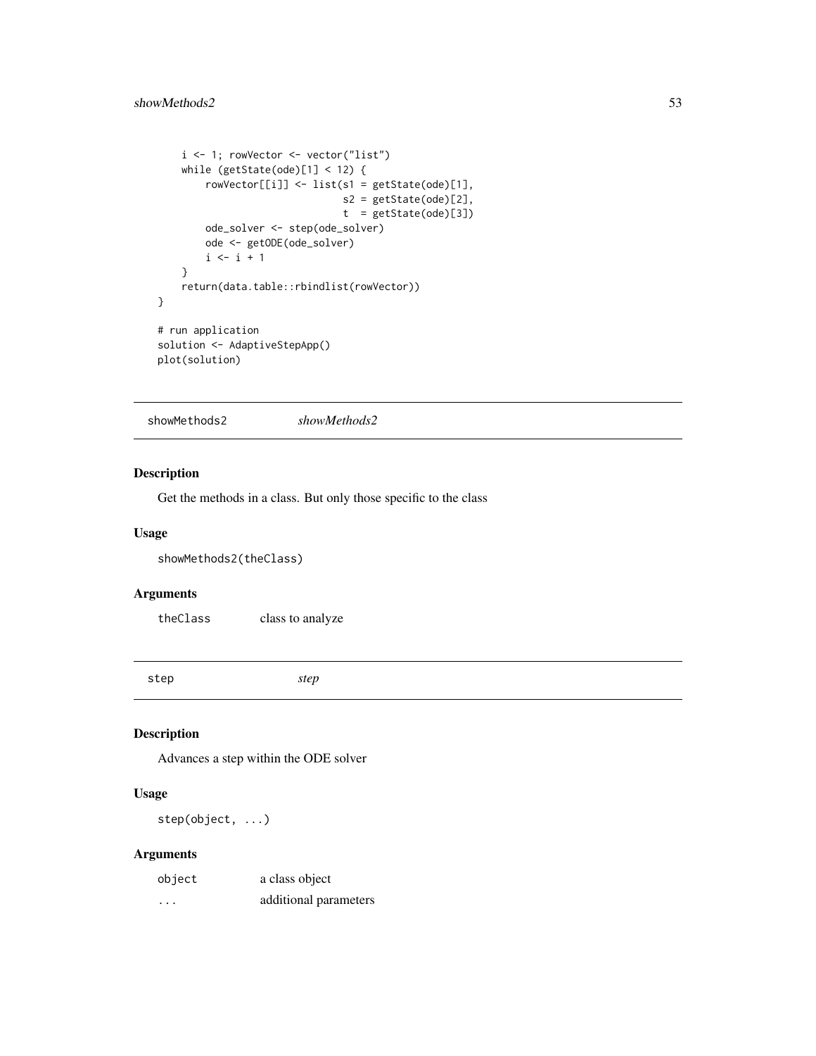```
    i <- 1; rowVector <- vector("list")
    while (getState(ode)[1] < 12) {
        rowVector[[i]] <- list(s1 = getState(ode)[1],
                               s2 = getState(ode)[2],
                               t  = getState(ode)[3])
        ode_solver <- step(ode_solver)
        ode <- getODE(ode_solver)
        i <- i + 1
    }
    return(data.table::rbindlist(rowVector))
}

# run application
solution <- AdaptiveStepApp()
plot(solution)
```

## showMethods2 *showMethods2*

### Description

Get the methods in a class. But only those specific to the class

### Usage

```
showMethods2(theClass)
```

### Arguments

| | |
|---|---|
| theClass | class to analyze |

## step *step*

### Description

Advances a step within the ODE solver

### Usage

```
step(object, ...)
```

### Arguments

| | |
|---|---|
| object | a class object |
| ... | additional parameters |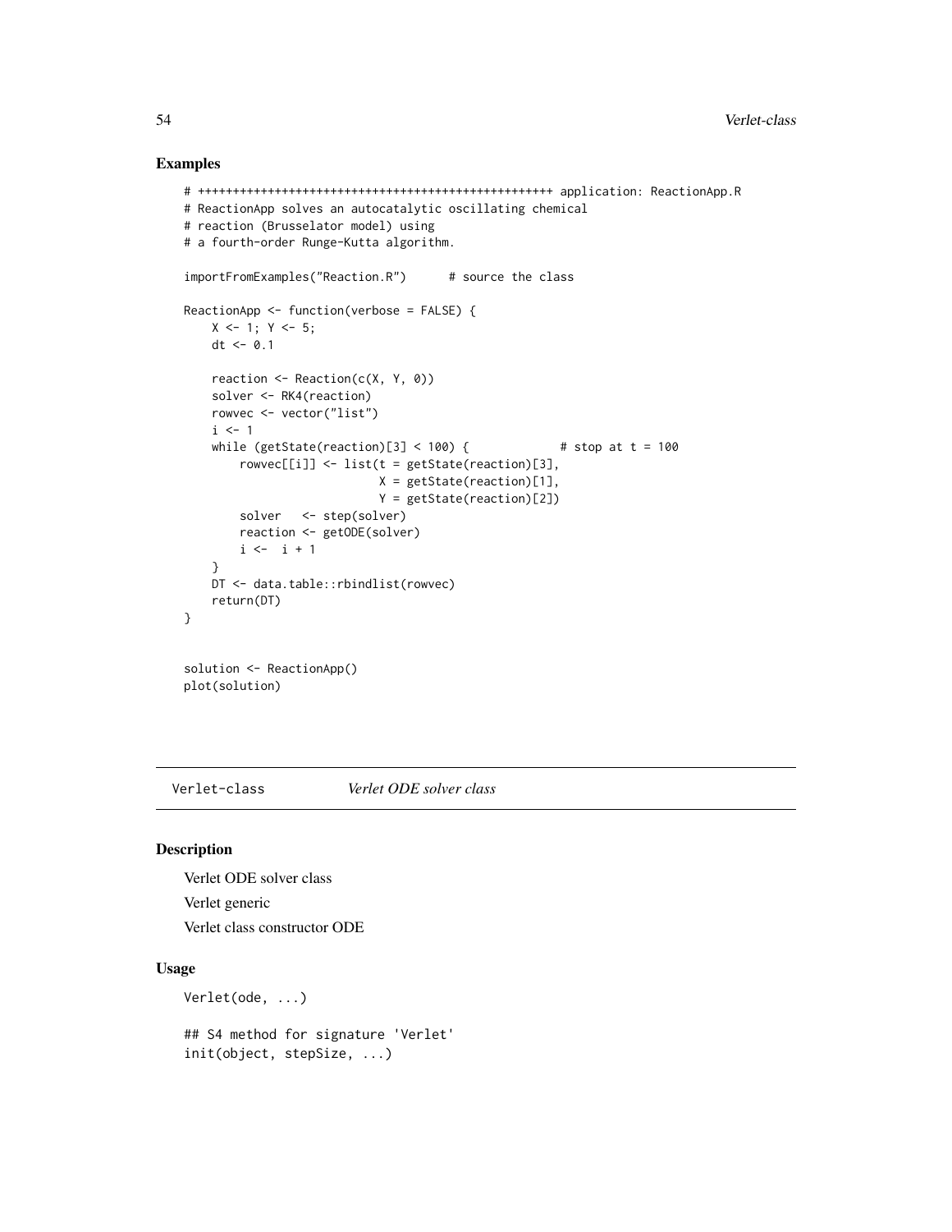## Examples

```
# +++++++++++++++++++++++++++++++++++++++++++++++++++ application: ReactionApp.R
# ReactionApp solves an autocatalytic oscillating chemical
# reaction (Brusselator model) using
# a fourth-order Runge-Kutta algorithm.

importFromExamples("Reaction.R")      # source the class

ReactionApp <- function(verbose = FALSE) {
    X <- 1; Y <- 5;
    dt <- 0.1

    reaction <- Reaction(c(X, Y, 0))
    solver <- RK4(reaction)
    rowvec <- vector("list")
    i <- 1
    while (getState(reaction)[3] < 100) {             # stop at t = 100
        rowvec[[i]] <- list(t = getState(reaction)[3],
                            X = getState(reaction)[1],
                            Y = getState(reaction)[2])
        solver   <- step(solver)
        reaction <- getODE(solver)
        i <-  i + 1
    }
    DT <- data.table::rbindlist(rowvec)
    return(DT)
}


solution <- ReactionApp()
plot(solution)
```

---

Verlet-class *Verlet ODE solver class*

---

## Description

Verlet ODE solver class

Verlet generic

Verlet class constructor ODE

## Usage

```
Verlet(ode, ...)

## S4 method for signature 'Verlet'
init(object, stepSize, ...)
```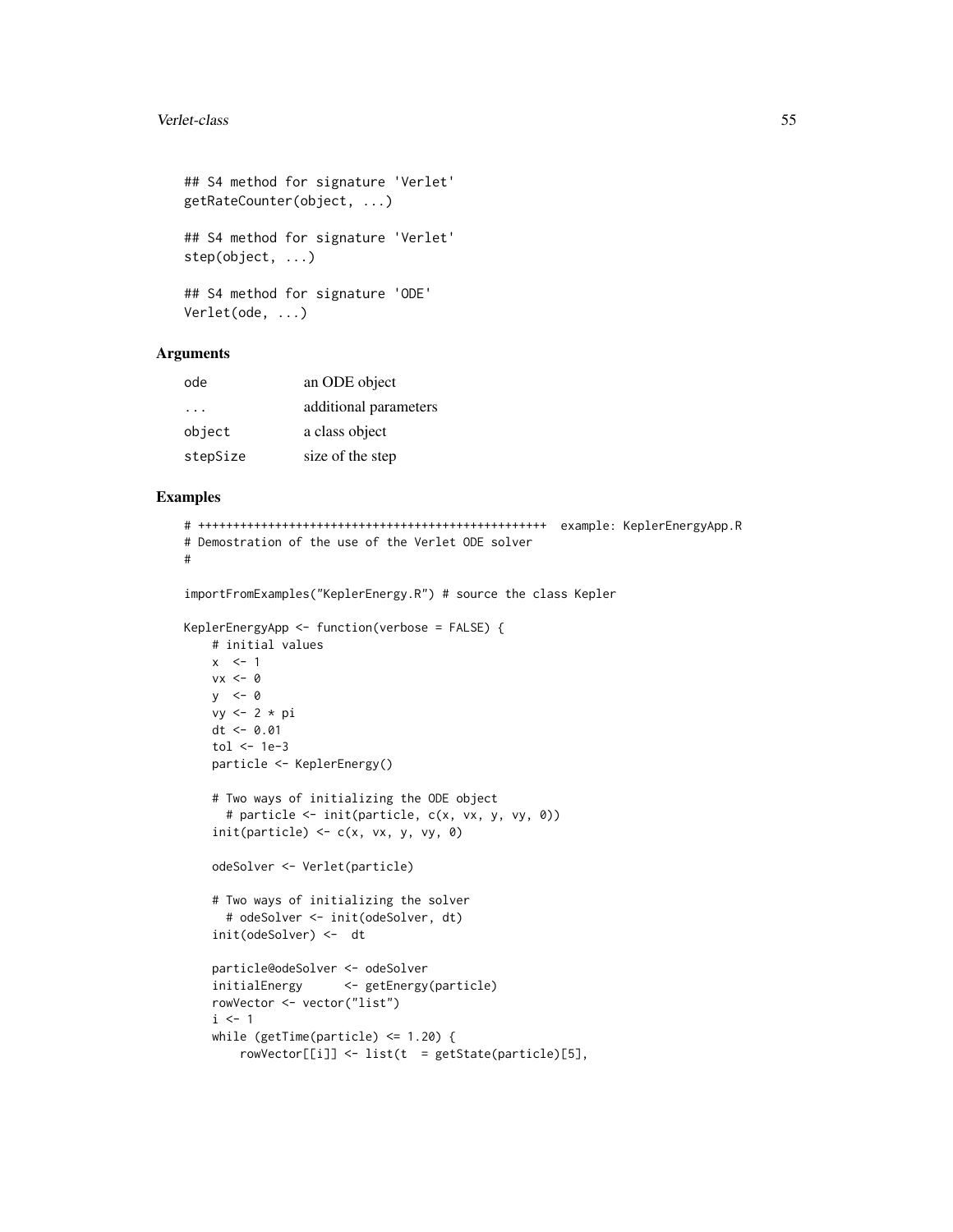```
## S4 method for signature 'Verlet'
getRateCounter(object, ...)

## S4 method for signature 'Verlet'
step(object, ...)

## S4 method for signature 'ODE'
Verlet(ode, ...)
```

## Arguments

| | |
|---|---|
| ode | an ODE object |
| ... | additional parameters |
| object | a class object |
| stepSize | size of the step |

## Examples

```
# ++++++++++++++++++++++++++++++++++++++++++++++++++  example: KeplerEnergyApp.R
# Demostration of the use of the Verlet ODE solver
#

importFromExamples("KeplerEnergy.R") # source the class Kepler

KeplerEnergyApp <- function(verbose = FALSE) {
    # initial values
    x  <- 1
    vx <- 0
    y  <- 0
    vy <- 2 * pi
    dt <- 0.01
    tol <- 1e-3
    particle <- KeplerEnergy()

    # Two ways of initializing the ODE object
      # particle <- init(particle, c(x, vx, y, vy, 0))
    init(particle) <- c(x, vx, y, vy, 0)

    odeSolver <- Verlet(particle)

    # Two ways of initializing the solver
      # odeSolver <- init(odeSolver, dt)
    init(odeSolver) <-  dt

    particle@odeSolver <- odeSolver
    initialEnergy      <- getEnergy(particle)
    rowVector <- vector("list")
    i <- 1
    while (getTime(particle) <= 1.20) {
        rowVector[[i]] <- list(t  = getState(particle)[5],
```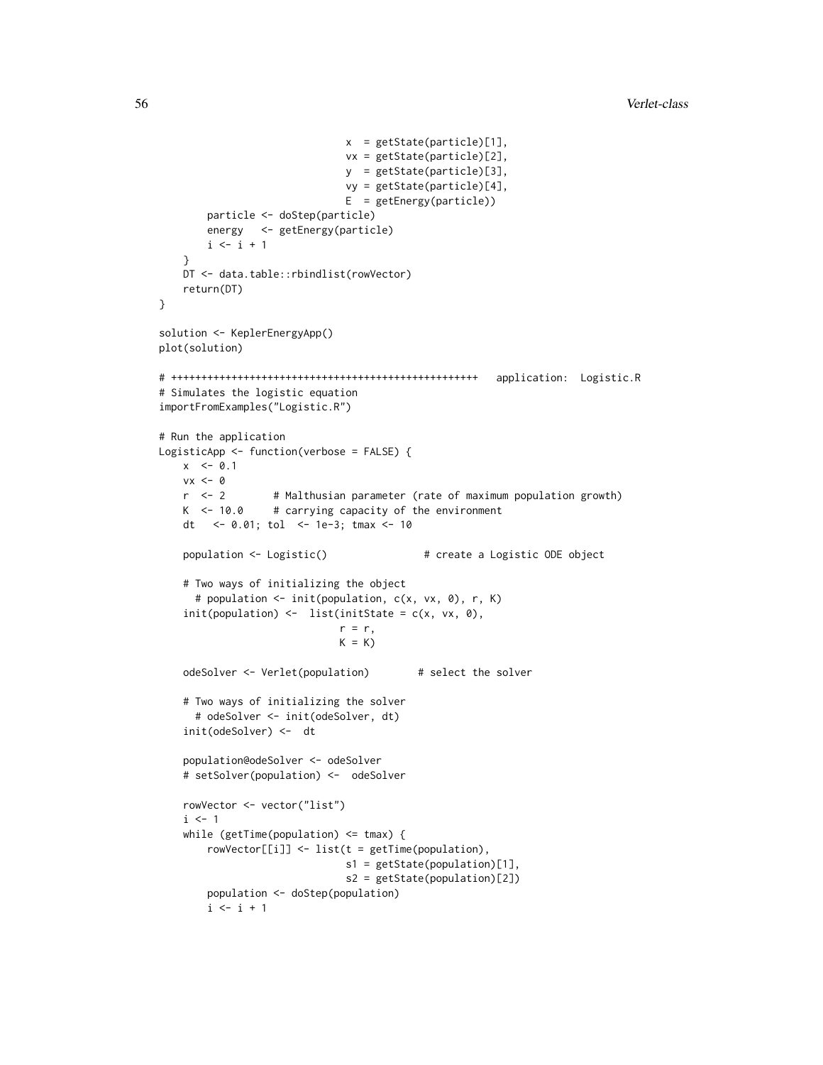```
                              x  = getState(particle)[1],
                              vx = getState(particle)[2],
                              y  = getState(particle)[3],
                              vy = getState(particle)[4],
                              E  = getEnergy(particle))
        particle <- doStep(particle)
        energy   <- getEnergy(particle)
        i <- i + 1
    }
    DT <- data.table::rbindlist(rowVector)
    return(DT)
}

solution <- KeplerEnergyApp()
plot(solution)

# ++++++++++++++++++++++++++++++++++++++++++++++++++   application:  Logistic.R
# Simulates the logistic equation
importFromExamples("Logistic.R")

# Run the application
LogisticApp <- function(verbose = FALSE) {
    x  <- 0.1
    vx <- 0
    r  <- 2        # Malthusian parameter (rate of maximum population growth)
    K  <- 10.0     # carrying capacity of the environment
    dt   <- 0.01; tol  <- 1e-3; tmax <- 10

    population <- Logistic()                # create a Logistic ODE object

    # Two ways of initializing the object
      # population <- init(population, c(x, vx, 0), r, K)
    init(population) <-  list(initState = c(x, vx, 0),
                             r = r,
                             K = K)

    odeSolver <- Verlet(population)        # select the solver

    # Two ways of initializing the solver
      # odeSolver <- init(odeSolver, dt)
    init(odeSolver) <-  dt

    population@odeSolver <- odeSolver
    # setSolver(population) <-  odeSolver

    rowVector <- vector("list")
    i <- 1
    while (getTime(population) <= tmax) {
        rowVector[[i]] <- list(t = getTime(population),
                              s1 = getState(population)[1],
                              s2 = getState(population)[2])
        population <- doStep(population)
        i <- i + 1
```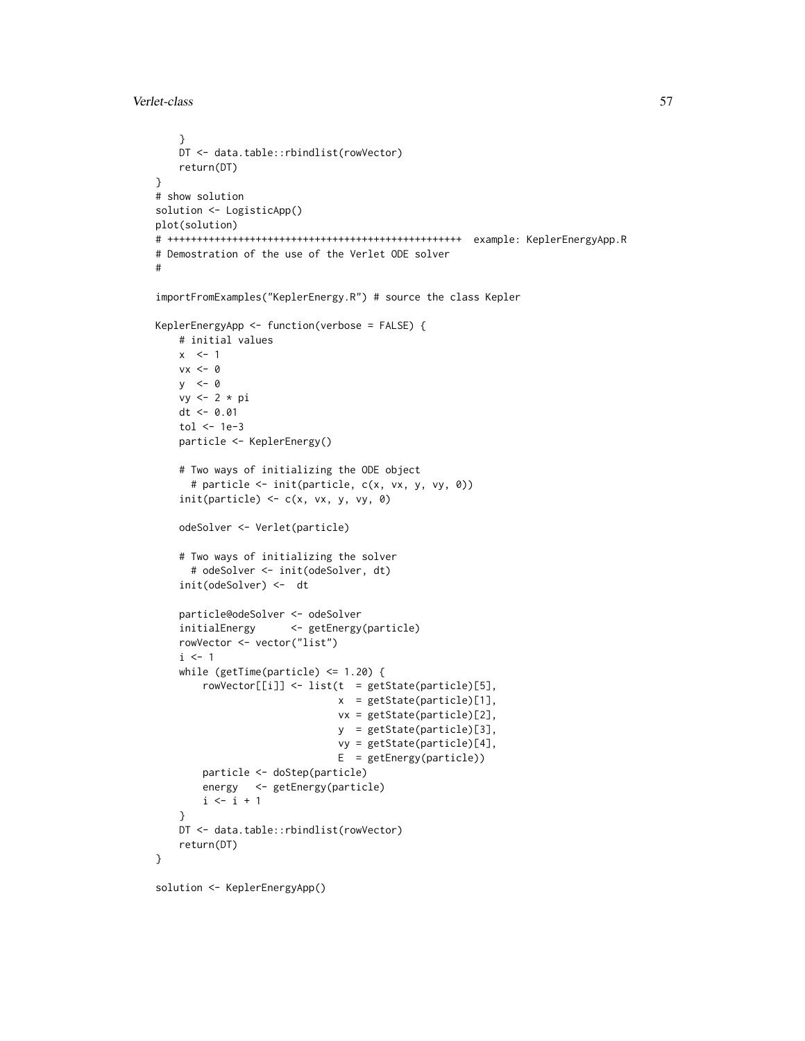```
    }
    DT <- data.table::rbindlist(rowVector)
    return(DT)
}
# show solution
solution <- LogisticApp()
plot(solution)
# ++++++++++++++++++++++++++++++++++++++++++++++++++  example: KeplerEnergyApp.R
# Demostration of the use of the Verlet ODE solver
#

importFromExamples("KeplerEnergy.R") # source the class Kepler

KeplerEnergyApp <- function(verbose = FALSE) {
    # initial values
    x  <- 1
    vx <- 0
    y  <- 0
    vy <- 2 * pi
    dt <- 0.01
    tol <- 1e-3
    particle <- KeplerEnergy()

    # Two ways of initializing the ODE object
      # particle <- init(particle, c(x, vx, y, vy, 0))
    init(particle) <- c(x, vx, y, vy, 0)

    odeSolver <- Verlet(particle)

    # Two ways of initializing the solver
      # odeSolver <- init(odeSolver, dt)
    init(odeSolver) <-  dt

    particle@odeSolver <- odeSolver
    initialEnergy      <- getEnergy(particle)
    rowVector <- vector("list")
    i <- 1
    while (getTime(particle) <= 1.20) {
        rowVector[[i]] <- list(t  = getState(particle)[5],
                               x  = getState(particle)[1],
                               vx = getState(particle)[2],
                               y  = getState(particle)[3],
                               vy = getState(particle)[4],
                               E  = getEnergy(particle))
        particle <- doStep(particle)
        energy   <- getEnergy(particle)
        i <- i + 1
    }
    DT <- data.table::rbindlist(rowVector)
    return(DT)
}

solution <- KeplerEnergyApp()
```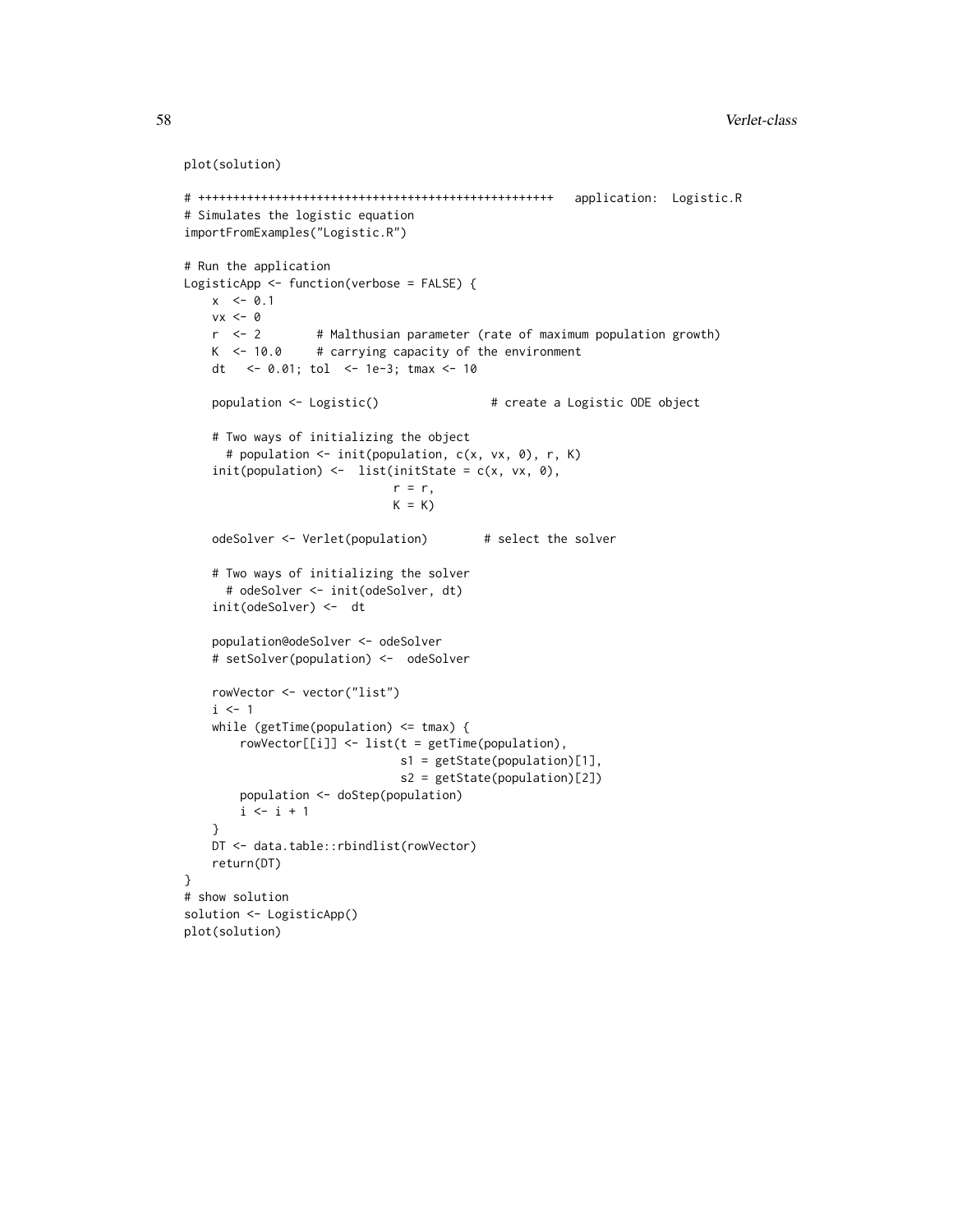```r
plot(solution)

# +++++++++++++++++++++++++++++++++++++++++++++++++++   application:  Logistic.R
# Simulates the logistic equation
importFromExamples("Logistic.R")

# Run the application
LogisticApp <- function(verbose = FALSE) {
    x  <- 0.1
    vx <- 0
    r  <- 2        # Malthusian parameter (rate of maximum population growth)
    K  <- 10.0     # carrying capacity of the environment
    dt   <- 0.01; tol  <- 1e-3; tmax <- 10

    population <- Logistic()                # create a Logistic ODE object

    # Two ways of initializing the object
      # population <- init(population, c(x, vx, 0), r, K)
    init(population) <-  list(initState = c(x, vx, 0),
                              r = r,
                              K = K)

    odeSolver <- Verlet(population)        # select the solver

    # Two ways of initializing the solver
      # odeSolver <- init(odeSolver, dt)
    init(odeSolver) <-  dt

    population@odeSolver <- odeSolver
    # setSolver(population) <-  odeSolver

    rowVector <- vector("list")
    i <- 1
    while (getTime(population) <= tmax) {
        rowVector[[i]] <- list(t = getTime(population),
                               s1 = getState(population)[1],
                               s2 = getState(population)[2])
        population <- doStep(population)
        i <- i + 1
    }
    DT <- data.table::rbindlist(rowVector)
    return(DT)
}
# show solution
solution <- LogisticApp()
plot(solution)
```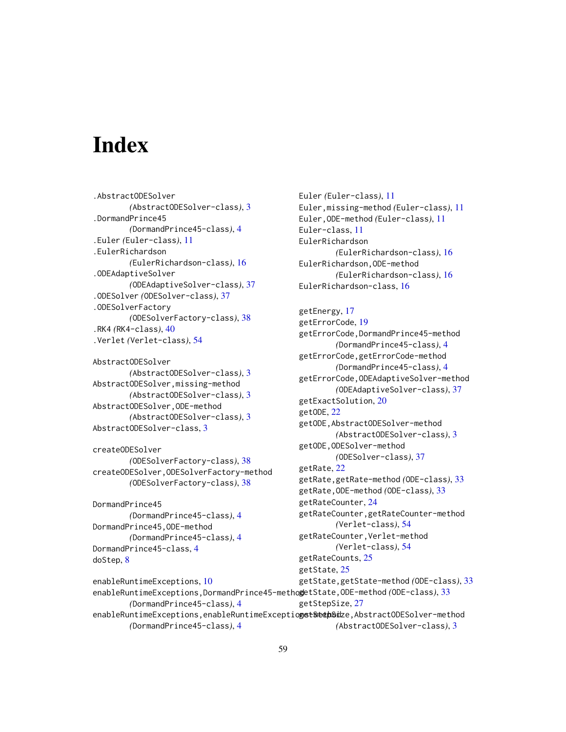# Index

.AbstractODESolver (AbstractODESolver-class), 3
.DormandPrince45 (DormandPrince45-class), 4
.Euler (Euler-class), 11
.EulerRichardson (EulerRichardson-class), 16
.ODEAdaptiveSolver (ODEAdaptiveSolver-class), 37
.ODESolver (ODESolver-class), 37
.ODESolverFactory (ODESolverFactory-class), 38
.RK4 (RK4-class), 40
.Verlet (Verlet-class), 54

AbstractODESolver (AbstractODESolver-class), 3
AbstractODESolver,missing-method (AbstractODESolver-class), 3
AbstractODESolver,ODE-method (AbstractODESolver-class), 3
AbstractODESolver-class, 3

createODESolver (ODESolverFactory-class), 38
createODESolver,ODESolverFactory-method (ODESolverFactory-class), 38

DormandPrince45 (DormandPrince45-class), 4
DormandPrince45,ODE-method (DormandPrince45-class), 4
DormandPrince45-class, 4
doStep, 8

enableRuntimeExceptions, 10
enableRuntimeExceptions,DormandPrince45-method (DormandPrince45-class), 4
enableRuntimeExceptions,enableRuntimeExceptions-method (DormandPrince45-class), 4

Euler (Euler-class), 11
Euler,missing-method (Euler-class), 11
Euler,ODE-method (Euler-class), 11
Euler-class, 11
EulerRichardson (EulerRichardson-class), 16
EulerRichardson,ODE-method (EulerRichardson-class), 16
EulerRichardson-class, 16

getEnergy, 17
getErrorCode, 19
getErrorCode,DormandPrince45-method (DormandPrince45-class), 4
getErrorCode,getErrorCode-method (DormandPrince45-class), 4
getErrorCode,ODEAdaptiveSolver-method (ODEAdaptiveSolver-class), 37
getExactSolution, 20
getODE, 22
getODE,AbstractODESolver-method (AbstractODESolver-class), 3
getODE,ODESolver-method (ODESolver-class), 37
getRate, 22
getRate,getRate-method (ODE-class), 33
getRate,ODE-method (ODE-class), 33
getRateCounter, 24
getRateCounter,getRateCounter-method (Verlet-class), 54
getRateCounter,Verlet-method (Verlet-class), 54
getRateCounts, 25
getState, 25
getState,getState-method (ODE-class), 33
getState,ODE-method (ODE-class), 33
getStepSize, 27
getStepSize,AbstractODESolver-method (AbstractODESolver-class), 3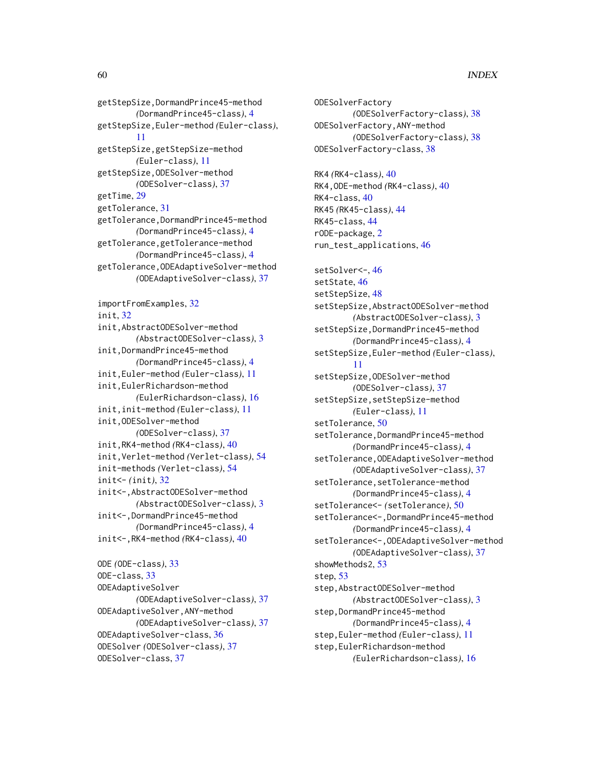getStepSize,DormandPrince45-method
        (DormandPrince45-class), 4
getStepSize,Euler-method (Euler-class),
        11
getStepSize,getStepSize-method
        (Euler-class), 11
getStepSize,ODESolver-method
        (ODESolver-class), 37
getTime, 29
getTolerance, 31
getTolerance,DormandPrince45-method
        (DormandPrince45-class), 4
getTolerance,getTolerance-method
        (DormandPrince45-class), 4
getTolerance,ODEAdaptiveSolver-method
        (ODEAdaptiveSolver-class), 37

importFromExamples, 32
init, 32
init,AbstractODESolver-method
        (AbstractODESolver-class), 3
init,DormandPrince45-method
        (DormandPrince45-class), 4
init,Euler-method (Euler-class), 11
init,EulerRichardson-method
        (EulerRichardson-class), 16
init,init-method (Euler-class), 11
init,ODESolver-method
        (ODESolver-class), 37
init,RK4-method (RK4-class), 40
init,Verlet-method (Verlet-class), 54
init-methods (Verlet-class), 54
init<- (init), 32
init<-,AbstractODESolver-method
        (AbstractODESolver-class), 3
init<-,DormandPrince45-method
        (DormandPrince45-class), 4
init<-,RK4-method (RK4-class), 40

ODE (ODE-class), 33
ODE-class, 33
ODEAdaptiveSolver
        (ODEAdaptiveSolver-class), 37
ODEAdaptiveSolver,ANY-method
        (ODEAdaptiveSolver-class), 37
ODEAdaptiveSolver-class, 36
ODESolver (ODESolver-class), 37
ODESolver-class, 37

ODESolverFactory
        (ODESolverFactory-class), 38
ODESolverFactory,ANY-method
        (ODESolverFactory-class), 38
ODESolverFactory-class, 38

RK4 (RK4-class), 40
RK4,ODE-method (RK4-class), 40
RK4-class, 40
RK45 (RK45-class), 44
RK45-class, 44
rODE-package, 2
run_test_applications, 46

setSolver<-, 46
setState, 46
setStepSize, 48
setStepSize,AbstractODESolver-method
        (AbstractODESolver-class), 3
setStepSize,DormandPrince45-method
        (DormandPrince45-class), 4
setStepSize,Euler-method (Euler-class),
        11
setStepSize,ODESolver-method
        (ODESolver-class), 37
setStepSize,setStepSize-method
        (Euler-class), 11
setTolerance, 50
setTolerance,DormandPrince45-method
        (DormandPrince45-class), 4
setTolerance,ODEAdaptiveSolver-method
        (ODEAdaptiveSolver-class), 37
setTolerance,setTolerance-method
        (DormandPrince45-class), 4
setTolerance<- (setTolerance), 50
setTolerance<-,DormandPrince45-method
        (DormandPrince45-class), 4
setTolerance<-,ODEAdaptiveSolver-method
        (ODEAdaptiveSolver-class), 37
showMethods2, 53
step, 53
step,AbstractODESolver-method
        (AbstractODESolver-class), 3
step,DormandPrince45-method
        (DormandPrince45-class), 4
step,Euler-method (Euler-class), 11
step,EulerRichardson-method
        (EulerRichardson-class), 16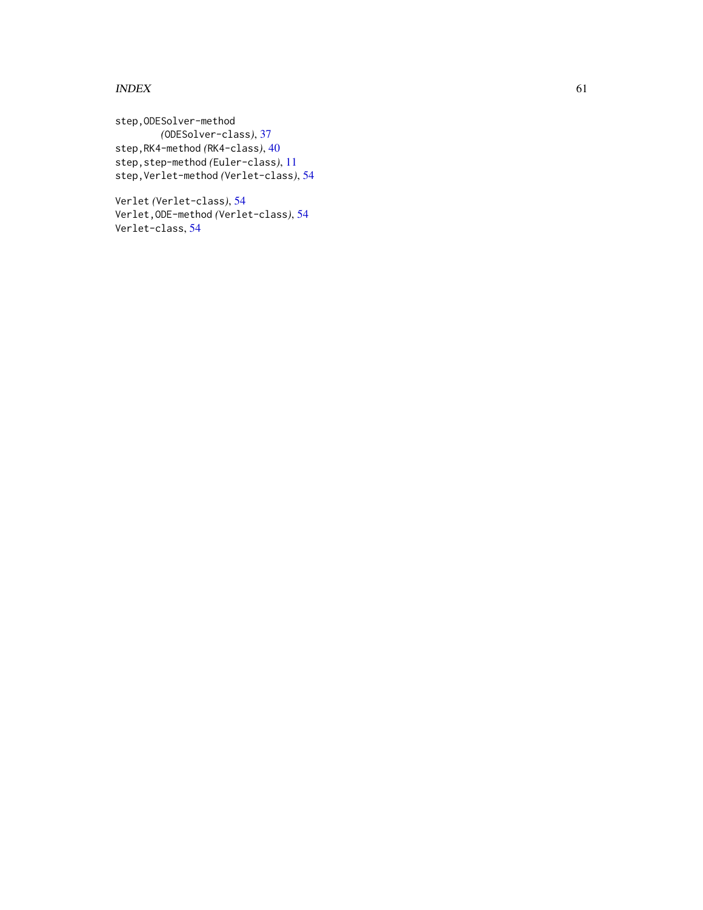step,ODESolver-method
        (ODESolver-class), 37
step,RK4-method (RK4-class), 40
step,step-method (Euler-class), 11
step,Verlet-method (Verlet-class), 54

Verlet (Verlet-class), 54
Verlet,ODE-method (Verlet-class), 54
Verlet-class, 54